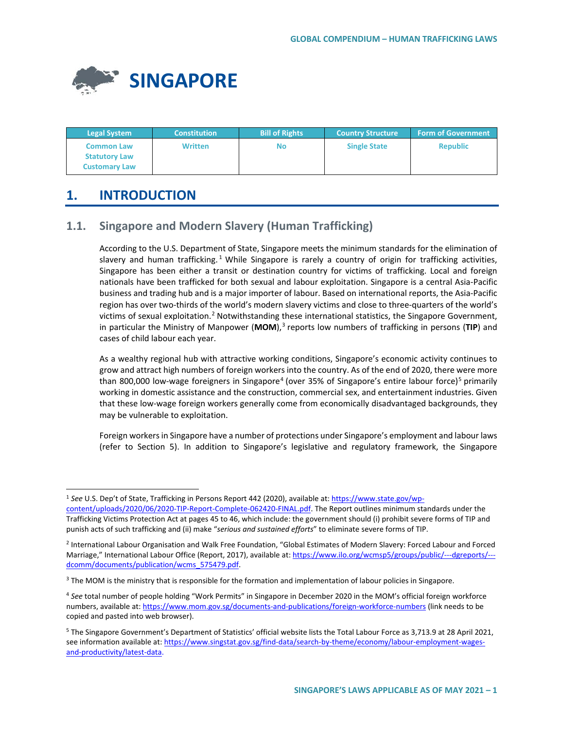# SINGAPORE

| Legal System | Constitution | Bill of Rights | Country Structure | Form of Government |
|---|---|---|---|---|
| Common Law<br>Statutory Law<br>Customary Law | Written | No | Single State | Republic |

## 1. INTRODUCTION

### 1.1. Singapore and Modern Slavery (Human Trafficking)

According to the U.S. Department of State, Singapore meets the minimum standards for the elimination of slavery and human trafficking.[1] While Singapore is rarely a country of origin for trafficking activities, Singapore has been either a transit or destination country for victims of trafficking. Local and foreign nationals have been trafficked for both sexual and labour exploitation. Singapore is a central Asia-Pacific business and trading hub and is a major importer of labour. Based on international reports, the Asia-Pacific region has over two-thirds of the world's modern slavery victims and close to three-quarters of the world's victims of sexual exploitation.[2] Notwithstanding these international statistics, the Singapore Government, in particular the Ministry of Manpower (**MOM**),[3] reports low numbers of trafficking in persons (**TIP**) and cases of child labour each year.

As a wealthy regional hub with attractive working conditions, Singapore's economic activity continues to grow and attract high numbers of foreign workers into the country. As of the end of 2020, there were more than 800,000 low-wage foreigners in Singapore[4] (over 35% of Singapore's entire labour force)[5] primarily working in domestic assistance and the construction, commercial sex, and entertainment industries. Given that these low-wage foreign workers generally come from economically disadvantaged backgrounds, they may be vulnerable to exploitation.

Foreign workers in Singapore have a number of protections under Singapore's employment and labour laws (refer to Section 5). In addition to Singapore's legislative and regulatory framework, the Singapore

---

[1] *See* U.S. Dep't of State, Trafficking in Persons Report 442 (2020), available at: https://www.state.gov/wp-content/uploads/2020/06/2020-TIP-Report-Complete-062420-FINAL.pdf. The Report outlines minimum standards under the Trafficking Victims Protection Act at pages 45 to 46, which include: the government should (i) prohibit severe forms of TIP and punish acts of such trafficking and (ii) make "*serious and sustained efforts*" to eliminate severe forms of TIP.

[2] International Labour Organisation and Walk Free Foundation, "Global Estimates of Modern Slavery: Forced Labour and Forced Marriage," International Labour Office (Report, 2017), available at: https://www.ilo.org/wcmsp5/groups/public/---dgreports/---dcomm/documents/publication/wcms_575479.pdf.

[3] The MOM is the ministry that is responsible for the formation and implementation of labour policies in Singapore.

[4] *See* total number of people holding "Work Permits" in Singapore in December 2020 in the MOM's official foreign workforce numbers, available at: https://www.mom.gov.sg/documents-and-publications/foreign-workforce-numbers (link needs to be copied and pasted into web browser).

[5] The Singapore Government's Department of Statistics' official website lists the Total Labour Force as 3,713.9 at 28 April 2021, see information available at: https://www.singstat.gov.sg/find-data/search-by-theme/economy/labour-employment-wages-and-productivity/latest-data.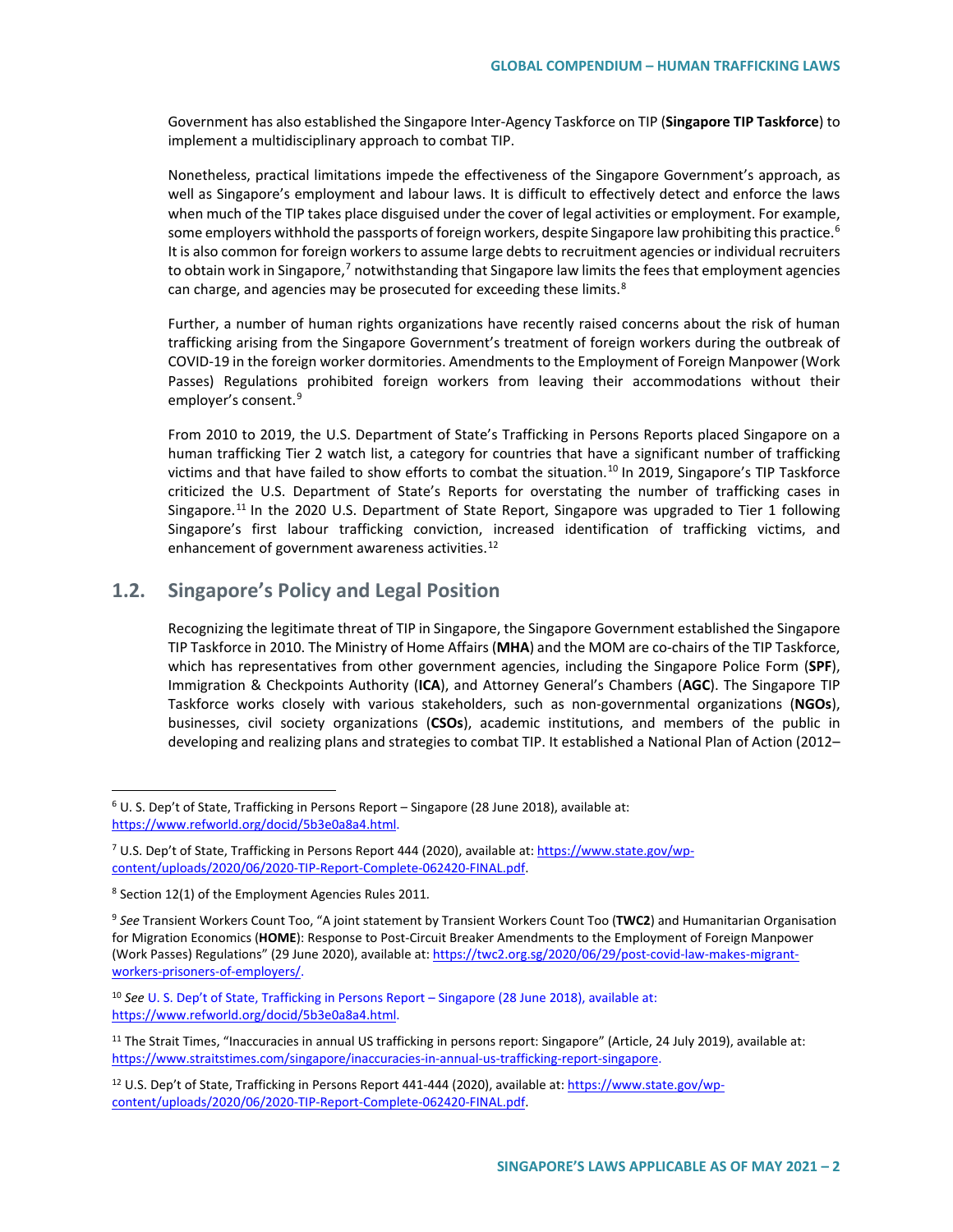Government has also established the Singapore Inter-Agency Taskforce on TIP (**Singapore TIP Taskforce**) to implement a multidisciplinary approach to combat TIP.

Nonetheless, practical limitations impede the effectiveness of the Singapore Government's approach, as well as Singapore's employment and labour laws. It is difficult to effectively detect and enforce the laws when much of the TIP takes place disguised under the cover of legal activities or employment. For example, some employers withhold the passports of foreign workers, despite Singapore law prohibiting this practice.[6] It is also common for foreign workers to assume large debts to recruitment agencies or individual recruiters to obtain work in Singapore,[7] notwithstanding that Singapore law limits the fees that employment agencies can charge, and agencies may be prosecuted for exceeding these limits.[8]

Further, a number of human rights organizations have recently raised concerns about the risk of human trafficking arising from the Singapore Government's treatment of foreign workers during the outbreak of COVID-19 in the foreign worker dormitories. Amendments to the Employment of Foreign Manpower (Work Passes) Regulations prohibited foreign workers from leaving their accommodations without their employer's consent.[9]

From 2010 to 2019, the U.S. Department of State's Trafficking in Persons Reports placed Singapore on a human trafficking Tier 2 watch list, a category for countries that have a significant number of trafficking victims and that have failed to show efforts to combat the situation.[10] In 2019, Singapore's TIP Taskforce criticized the U.S. Department of State's Reports for overstating the number of trafficking cases in Singapore.[11] In the 2020 U.S. Department of State Report, Singapore was upgraded to Tier 1 following Singapore's first labour trafficking conviction, increased identification of trafficking victims, and enhancement of government awareness activities.[12]

## 1.2. Singapore's Policy and Legal Position

Recognizing the legitimate threat of TIP in Singapore, the Singapore Government established the Singapore TIP Taskforce in 2010. The Ministry of Home Affairs (**MHA**) and the MOM are co-chairs of the TIP Taskforce, which has representatives from other government agencies, including the Singapore Police Form (**SPF**), Immigration & Checkpoints Authority (**ICA**), and Attorney General's Chambers (**AGC**). The Singapore TIP Taskforce works closely with various stakeholders, such as non-governmental organizations (**NGOs**), businesses, civil society organizations (**CSOs**), academic institutions, and members of the public in developing and realizing plans and strategies to combat TIP. It established a National Plan of Action (2012–

---

[6] U. S. Dep't of State, Trafficking in Persons Report – Singapore (28 June 2018), available at: https://www.refworld.org/docid/5b3e0a8a4.html.

[7] U.S. Dep't of State, Trafficking in Persons Report 444 (2020), available at: https://www.state.gov/wp-content/uploads/2020/06/2020-TIP-Report-Complete-062420-FINAL.pdf.

[8] Section 12(1) of the Employment Agencies Rules 2011.

[9] *See* Transient Workers Count Too, "A joint statement by Transient Workers Count Too (**TWC2**) and Humanitarian Organisation for Migration Economics (**HOME**): Response to Post-Circuit Breaker Amendments to the Employment of Foreign Manpower (Work Passes) Regulations" (29 June 2020), available at: https://twc2.org.sg/2020/06/29/post-covid-law-makes-migrant-workers-prisoners-of-employers/.

[10] *See* U. S. Dep't of State, Trafficking in Persons Report – Singapore (28 June 2018), available at: https://www.refworld.org/docid/5b3e0a8a4.html.

[11] The Strait Times, "Inaccuracies in annual US trafficking in persons report: Singapore" (Article, 24 July 2019), available at: https://www.straitstimes.com/singapore/inaccuracies-in-annual-us-trafficking-report-singapore.

[12] U.S. Dep't of State, Trafficking in Persons Report 441-444 (2020), available at: https://www.state.gov/wp-content/uploads/2020/06/2020-TIP-Report-Complete-062420-FINAL.pdf.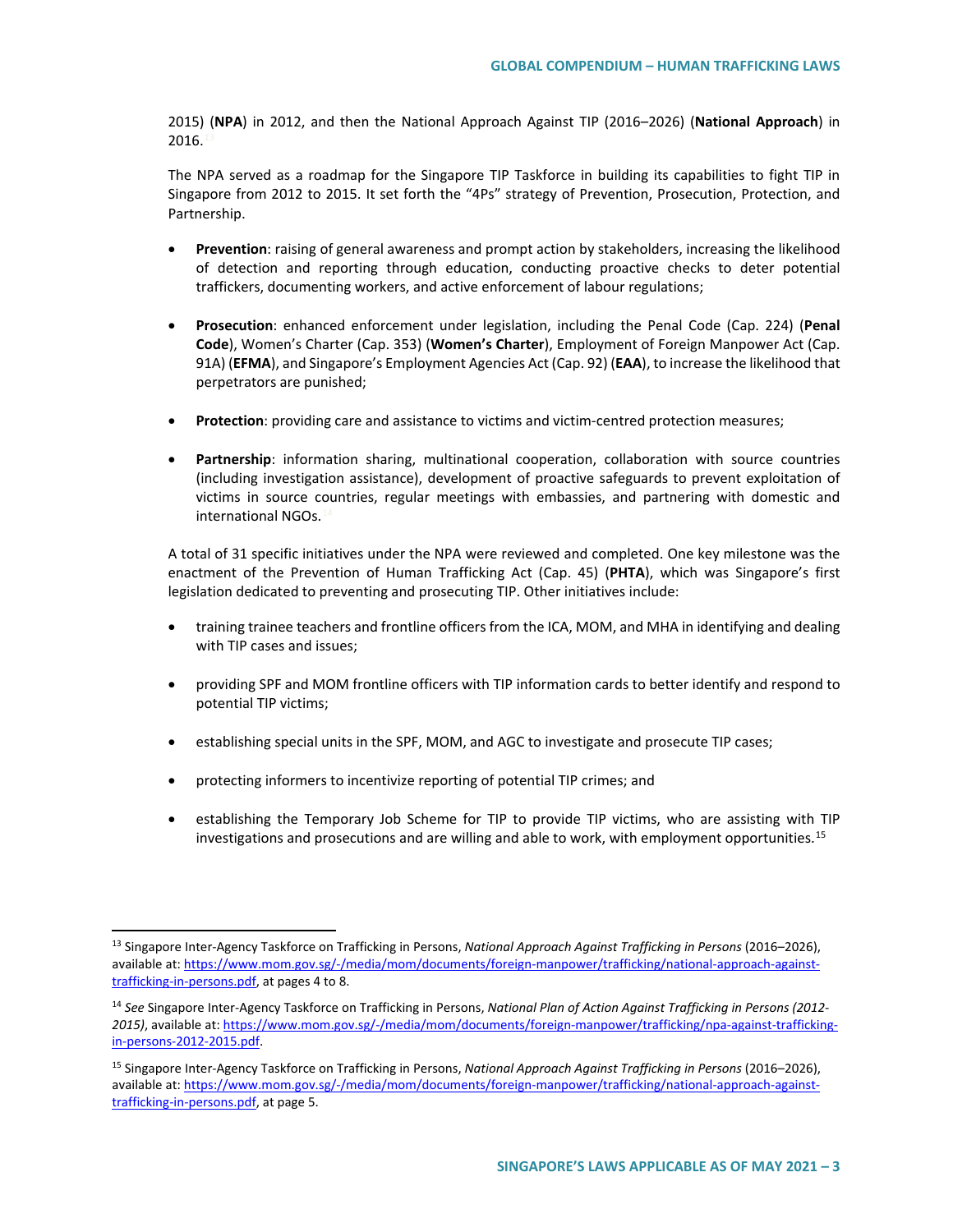2015) (**NPA**) in 2012, and then the National Approach Against TIP (2016–2026) (**National Approach**) in 2016.[13]

The NPA served as a roadmap for the Singapore TIP Taskforce in building its capabilities to fight TIP in Singapore from 2012 to 2015. It set forth the "4Ps" strategy of Prevention, Prosecution, Protection, and Partnership.

- **Prevention**: raising of general awareness and prompt action by stakeholders, increasing the likelihood of detection and reporting through education, conducting proactive checks to deter potential traffickers, documenting workers, and active enforcement of labour regulations;
- **Prosecution**: enhanced enforcement under legislation, including the Penal Code (Cap. 224) (**Penal Code**), Women's Charter (Cap. 353) (**Women's Charter**), Employment of Foreign Manpower Act (Cap. 91A) (**EFMA**), and Singapore's Employment Agencies Act (Cap. 92) (**EAA**), to increase the likelihood that perpetrators are punished;
- **Protection**: providing care and assistance to victims and victim-centred protection measures;
- **Partnership**: information sharing, multinational cooperation, collaboration with source countries (including investigation assistance), development of proactive safeguards to prevent exploitation of victims in source countries, regular meetings with embassies, and partnering with domestic and international NGOs.[14]

A total of 31 specific initiatives under the NPA were reviewed and completed. One key milestone was the enactment of the Prevention of Human Trafficking Act (Cap. 45) (**PHTA**), which was Singapore's first legislation dedicated to preventing and prosecuting TIP. Other initiatives include:

- training trainee teachers and frontline officers from the ICA, MOM, and MHA in identifying and dealing with TIP cases and issues;
- providing SPF and MOM frontline officers with TIP information cards to better identify and respond to potential TIP victims;
- establishing special units in the SPF, MOM, and AGC to investigate and prosecute TIP cases;
- protecting informers to incentivize reporting of potential TIP crimes; and
- establishing the Temporary Job Scheme for TIP to provide TIP victims, who are assisting with TIP investigations and prosecutions and are willing and able to work, with employment opportunities.[15]

---

[13] Singapore Inter-Agency Taskforce on Trafficking in Persons, *National Approach Against Trafficking in Persons* (2016–2026), available at: https://www.mom.gov.sg/-/media/mom/documents/foreign-manpower/trafficking/national-approach-against-trafficking-in-persons.pdf, at pages 4 to 8.

[14] *See* Singapore Inter-Agency Taskforce on Trafficking in Persons, *National Plan of Action Against Trafficking in Persons (2012-2015)*, available at: https://www.mom.gov.sg/-/media/mom/documents/foreign-manpower/trafficking/npa-against-trafficking-in-persons-2012-2015.pdf.

[15] Singapore Inter-Agency Taskforce on Trafficking in Persons, *National Approach Against Trafficking in Persons* (2016–2026), available at: https://www.mom.gov.sg/-/media/mom/documents/foreign-manpower/trafficking/national-approach-against-trafficking-in-persons.pdf, at page 5.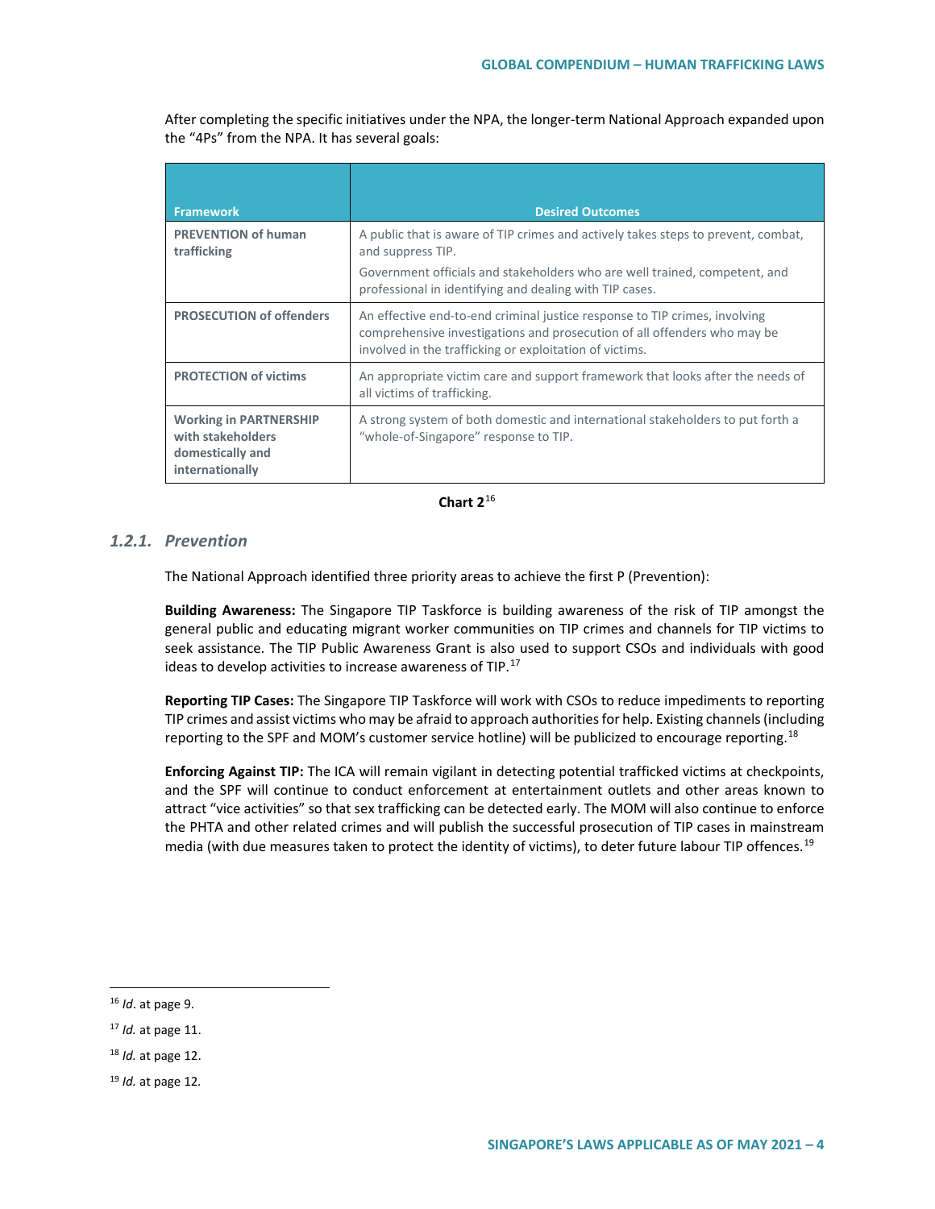After completing the specific initiatives under the NPA, the longer-term National Approach expanded upon the "4Ps" from the NPA. It has several goals:

| Framework | Desired Outcomes |
|---|---|
| **PREVENTION of human trafficking** | A public that is aware of TIP crimes and actively takes steps to prevent, combat, and suppress TIP.<br>Government officials and stakeholders who are well trained, competent, and professional in identifying and dealing with TIP cases. |
| **PROSECUTION of offenders** | An effective end-to-end criminal justice response to TIP crimes, involving comprehensive investigations and prosecution of all offenders who may be involved in the trafficking or exploitation of victims. |
| **PROTECTION of victims** | An appropriate victim care and support framework that looks after the needs of all victims of trafficking. |
| **Working in PARTNERSHIP with stakeholders domestically and internationally** | A strong system of both domestic and international stakeholders to put forth a "whole-of-Singapore" response to TIP. |

**Chart 2**[16]

### *1.2.1. Prevention*

The National Approach identified three priority areas to achieve the first P (Prevention):

**Building Awareness:** The Singapore TIP Taskforce is building awareness of the risk of TIP amongst the general public and educating migrant worker communities on TIP crimes and channels for TIP victims to seek assistance. The TIP Public Awareness Grant is also used to support CSOs and individuals with good ideas to develop activities to increase awareness of TIP.[17]

**Reporting TIP Cases:** The Singapore TIP Taskforce will work with CSOs to reduce impediments to reporting TIP crimes and assist victims who may be afraid to approach authorities for help. Existing channels (including reporting to the SPF and MOM's customer service hotline) will be publicized to encourage reporting.[18]

**Enforcing Against TIP:** The ICA will remain vigilant in detecting potential trafficked victims at checkpoints, and the SPF will continue to conduct enforcement at entertainment outlets and other areas known to attract "vice activities" so that sex trafficking can be detected early. The MOM will also continue to enforce the PHTA and other related crimes and will publish the successful prosecution of TIP cases in mainstream media (with due measures taken to protect the identity of victims), to deter future labour TIP offences.[19]

---

[16] *Id*. at page 9.

[17] *Id.* at page 11.

[18] *Id.* at page 12.

[19] *Id.* at page 12.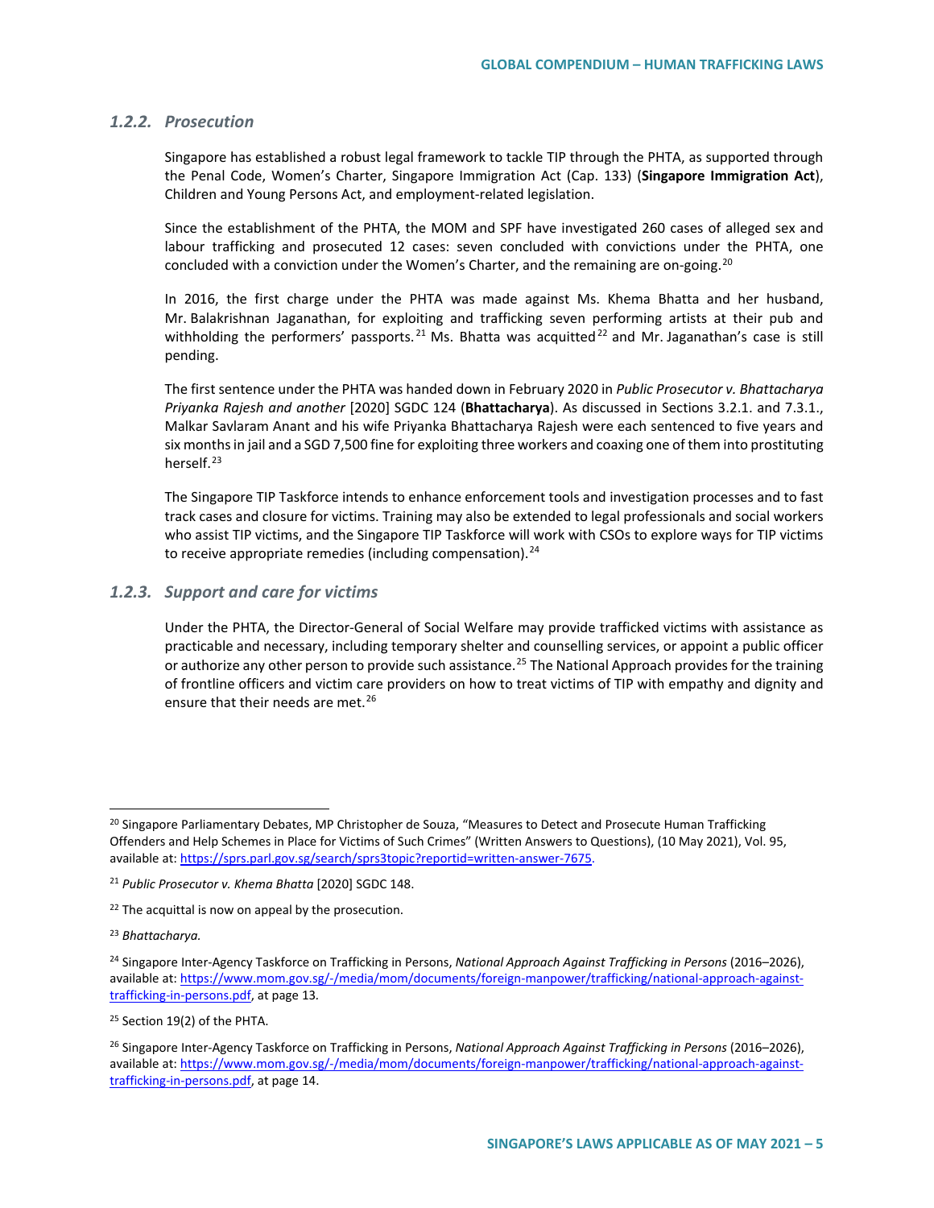### 1.2.2. Prosecution

Singapore has established a robust legal framework to tackle TIP through the PHTA, as supported through the Penal Code, Women's Charter, Singapore Immigration Act (Cap. 133) (**Singapore Immigration Act**), Children and Young Persons Act, and employment-related legislation.

Since the establishment of the PHTA, the MOM and SPF have investigated 260 cases of alleged sex and labour trafficking and prosecuted 12 cases: seven concluded with convictions under the PHTA, one concluded with a conviction under the Women's Charter, and the remaining are on-going.[20]

In 2016, the first charge under the PHTA was made against Ms. Khema Bhatta and her husband, Mr. Balakrishnan Jaganathan, for exploiting and trafficking seven performing artists at their pub and withholding the performers' passports.[21] Ms. Bhatta was acquitted[22] and Mr. Jaganathan's case is still pending.

The first sentence under the PHTA was handed down in February 2020 in *Public Prosecutor v. Bhattacharya Priyanka Rajesh and another* [2020] SGDC 124 (**Bhattacharya**). As discussed in Sections 3.2.1. and 7.3.1., Malkar Savlaram Anant and his wife Priyanka Bhattacharya Rajesh were each sentenced to five years and six months in jail and a SGD 7,500 fine for exploiting three workers and coaxing one of them into prostituting herself.[23]

The Singapore TIP Taskforce intends to enhance enforcement tools and investigation processes and to fast track cases and closure for victims. Training may also be extended to legal professionals and social workers who assist TIP victims, and the Singapore TIP Taskforce will work with CSOs to explore ways for TIP victims to receive appropriate remedies (including compensation).[24]

### 1.2.3. Support and care for victims

Under the PHTA, the Director-General of Social Welfare may provide trafficked victims with assistance as practicable and necessary, including temporary shelter and counselling services, or appoint a public officer or authorize any other person to provide such assistance.[25] The National Approach provides for the training of frontline officers and victim care providers on how to treat victims of TIP with empathy and dignity and ensure that their needs are met.[26]

---

[20] Singapore Parliamentary Debates, MP Christopher de Souza, "Measures to Detect and Prosecute Human Trafficking Offenders and Help Schemes in Place for Victims of Such Crimes" (Written Answers to Questions), (10 May 2021), Vol. 95, available at: https://sprs.parl.gov.sg/search/sprs3topic?reportid=written-answer-7675.

[21] *Public Prosecutor v. Khema Bhatta* [2020] SGDC 148.

[22] The acquittal is now on appeal by the prosecution.

[23] *Bhattacharya.*

[24] Singapore Inter-Agency Taskforce on Trafficking in Persons, *National Approach Against Trafficking in Persons* (2016–2026), available at: https://www.mom.gov.sg/-/media/mom/documents/foreign-manpower/trafficking/national-approach-against-trafficking-in-persons.pdf, at page 13.

[25] Section 19(2) of the PHTA.

[26] Singapore Inter-Agency Taskforce on Trafficking in Persons, *National Approach Against Trafficking in Persons* (2016–2026), available at: https://www.mom.gov.sg/-/media/mom/documents/foreign-manpower/trafficking/national-approach-against-trafficking-in-persons.pdf, at page 14.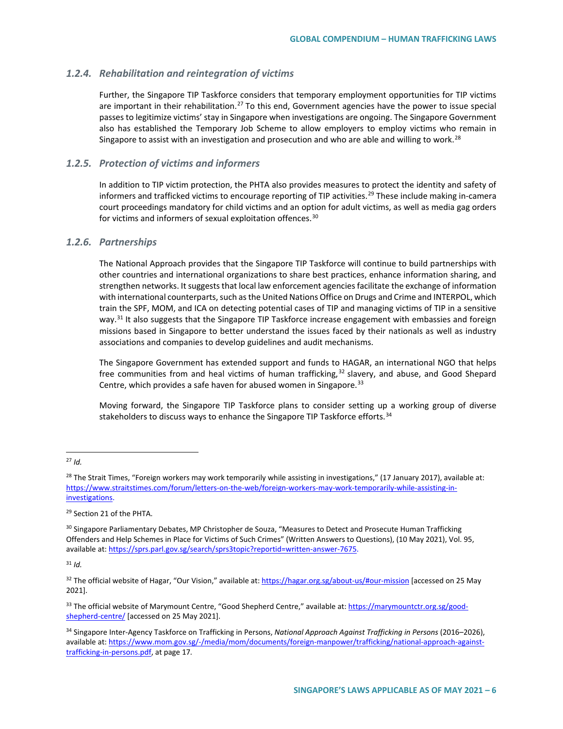### 1.2.4. *Rehabilitation and reintegration of victims*

Further, the Singapore TIP Taskforce considers that temporary employment opportunities for TIP victims are important in their rehabilitation.[27] To this end, Government agencies have the power to issue special passes to legitimize victims' stay in Singapore when investigations are ongoing. The Singapore Government also has established the Temporary Job Scheme to allow employers to employ victims who remain in Singapore to assist with an investigation and prosecution and who are able and willing to work.[28]

### 1.2.5. *Protection of victims and informers*

In addition to TIP victim protection, the PHTA also provides measures to protect the identity and safety of informers and trafficked victims to encourage reporting of TIP activities.[29] These include making in-camera court proceedings mandatory for child victims and an option for adult victims, as well as media gag orders for victims and informers of sexual exploitation offences.[30]

### 1.2.6. *Partnerships*

The National Approach provides that the Singapore TIP Taskforce will continue to build partnerships with other countries and international organizations to share best practices, enhance information sharing, and strengthen networks. It suggests that local law enforcement agencies facilitate the exchange of information with international counterparts, such as the United Nations Office on Drugs and Crime and INTERPOL, which train the SPF, MOM, and ICA on detecting potential cases of TIP and managing victims of TIP in a sensitive way.[31] It also suggests that the Singapore TIP Taskforce increase engagement with embassies and foreign missions based in Singapore to better understand the issues faced by their nationals as well as industry associations and companies to develop guidelines and audit mechanisms.

The Singapore Government has extended support and funds to HAGAR, an international NGO that helps free communities from and heal victims of human trafficking,[32] slavery, and abuse, and Good Shepard Centre, which provides a safe haven for abused women in Singapore.[33]

Moving forward, the Singapore TIP Taskforce plans to consider setting up a working group of diverse stakeholders to discuss ways to enhance the Singapore TIP Taskforce efforts.[34]

---

[27] *Id.*

[28] The Strait Times, "Foreign workers may work temporarily while assisting in investigations," (17 January 2017), available at: https://www.straitstimes.com/forum/letters-on-the-web/foreign-workers-may-work-temporarily-while-assisting-in-investigations.

[29] Section 21 of the PHTA.

[30] Singapore Parliamentary Debates, MP Christopher de Souza, "Measures to Detect and Prosecute Human Trafficking Offenders and Help Schemes in Place for Victims of Such Crimes" (Written Answers to Questions), (10 May 2021), Vol. 95, available at: https://sprs.parl.gov.sg/search/sprs3topic?reportid=written-answer-7675.

[31] *Id.*

[32] The official website of Hagar, "Our Vision," available at: https://hagar.org.sg/about-us/#our-mission [accessed on 25 May 2021].

[33] The official website of Marymount Centre, "Good Shepherd Centre," available at: https://marymountctr.org.sg/good-shepherd-centre/ [accessed on 25 May 2021].

[34] Singapore Inter-Agency Taskforce on Trafficking in Persons, *National Approach Against Trafficking in Persons* (2016–2026), available at: https://www.mom.gov.sg/-/media/mom/documents/foreign-manpower/trafficking/national-approach-against-trafficking-in-persons.pdf, at page 17.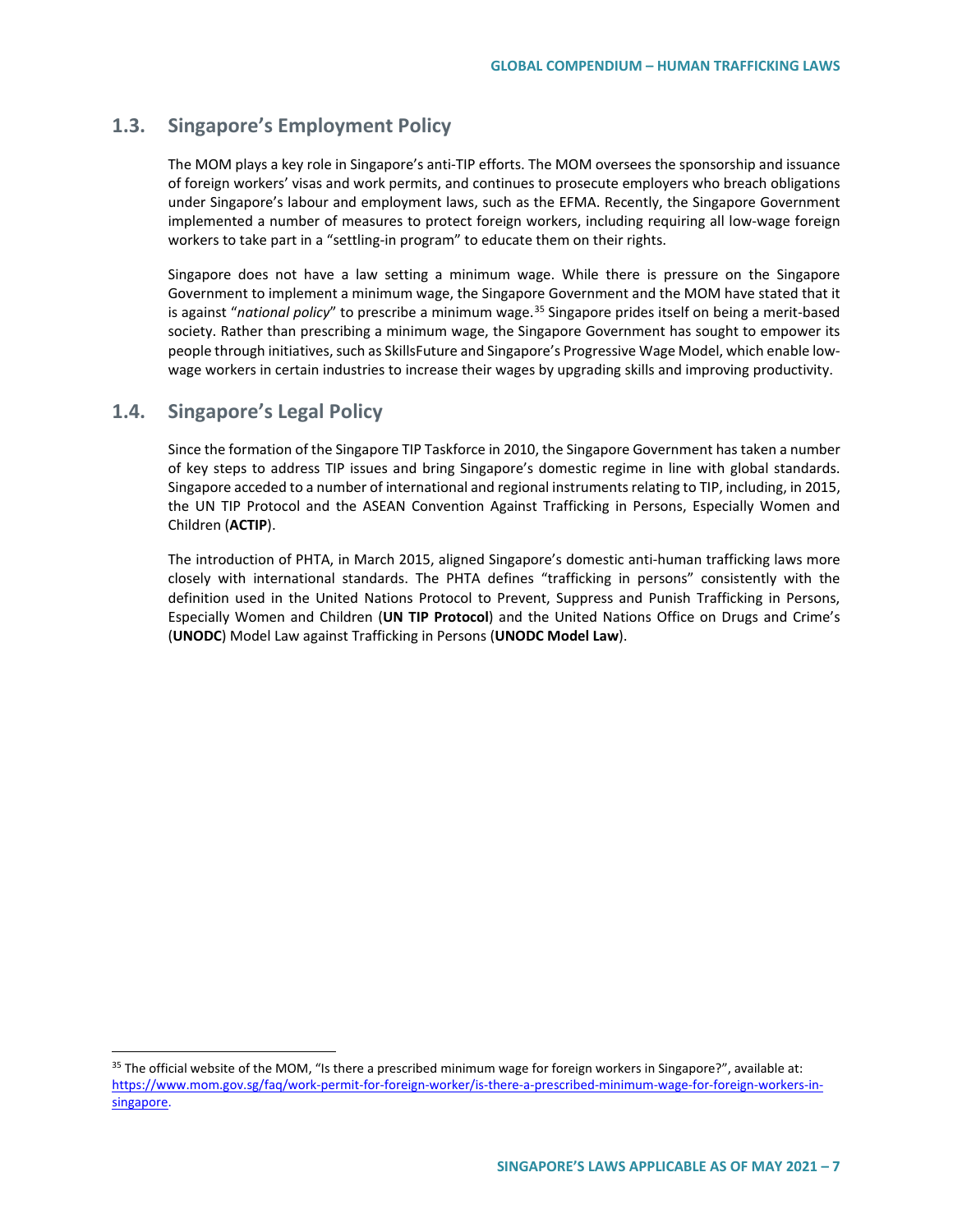## 1.3. Singapore's Employment Policy

The MOM plays a key role in Singapore's anti-TIP efforts. The MOM oversees the sponsorship and issuance of foreign workers' visas and work permits, and continues to prosecute employers who breach obligations under Singapore's labour and employment laws, such as the EFMA. Recently, the Singapore Government implemented a number of measures to protect foreign workers, including requiring all low-wage foreign workers to take part in a "settling-in program" to educate them on their rights.

Singapore does not have a law setting a minimum wage. While there is pressure on the Singapore Government to implement a minimum wage, the Singapore Government and the MOM have stated that it is against "*national policy*" to prescribe a minimum wage.[35] Singapore prides itself on being a merit-based society. Rather than prescribing a minimum wage, the Singapore Government has sought to empower its people through initiatives, such as SkillsFuture and Singapore's Progressive Wage Model, which enable low-wage workers in certain industries to increase their wages by upgrading skills and improving productivity.

## 1.4. Singapore's Legal Policy

Since the formation of the Singapore TIP Taskforce in 2010, the Singapore Government has taken a number of key steps to address TIP issues and bring Singapore's domestic regime in line with global standards. Singapore acceded to a number of international and regional instruments relating to TIP, including, in 2015, the UN TIP Protocol and the ASEAN Convention Against Trafficking in Persons, Especially Women and Children (**ACTIP**).

The introduction of PHTA, in March 2015, aligned Singapore's domestic anti-human trafficking laws more closely with international standards. The PHTA defines "trafficking in persons" consistently with the definition used in the United Nations Protocol to Prevent, Suppress and Punish Trafficking in Persons, Especially Women and Children (**UN TIP Protocol**) and the United Nations Office on Drugs and Crime's (**UNODC**) Model Law against Trafficking in Persons (**UNODC Model Law**).

---

[35] The official website of the MOM, "Is there a prescribed minimum wage for foreign workers in Singapore?", available at: https://www.mom.gov.sg/faq/work-permit-for-foreign-worker/is-there-a-prescribed-minimum-wage-for-foreign-workers-in-singapore.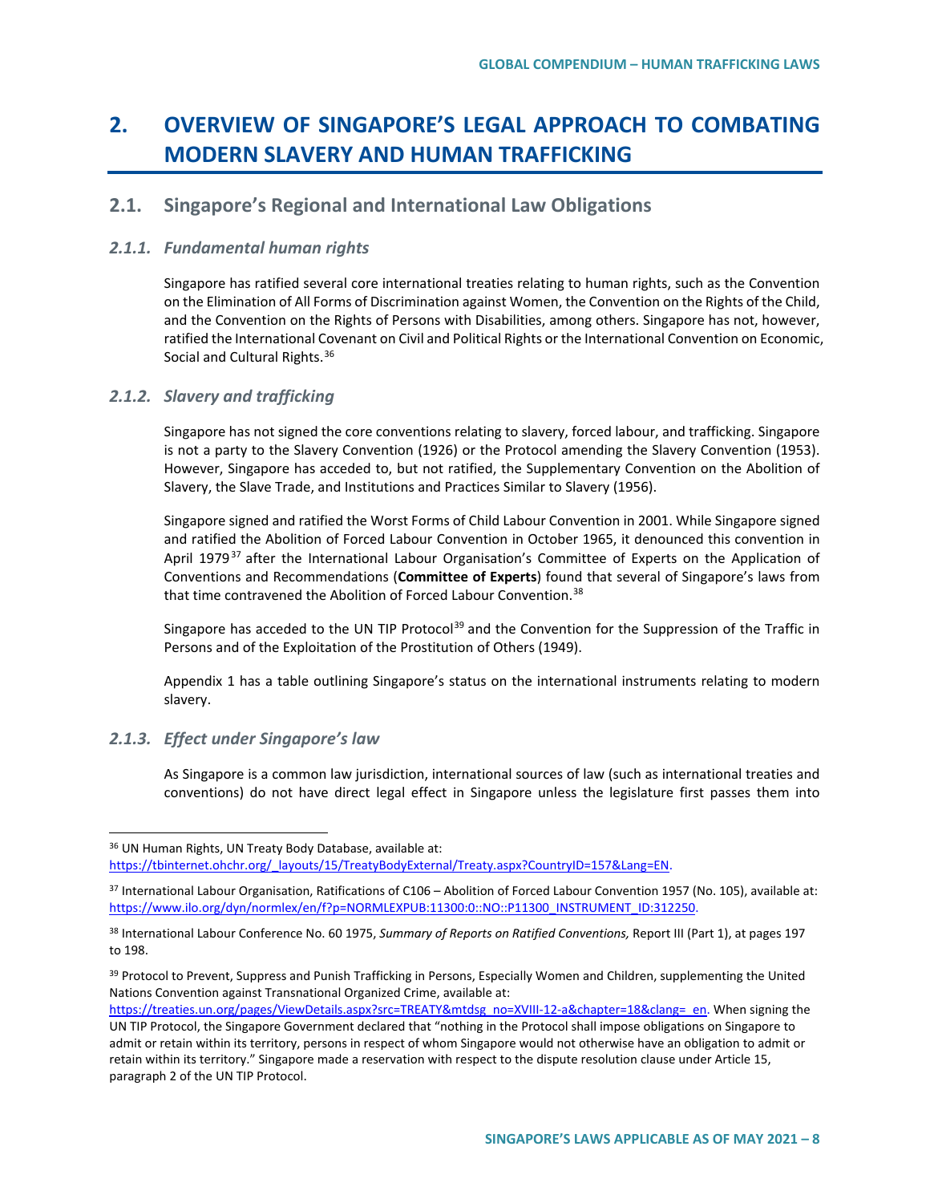# 2. OVERVIEW OF SINGAPORE'S LEGAL APPROACH TO COMBATING MODERN SLAVERY AND HUMAN TRAFFICKING

## 2.1. Singapore's Regional and International Law Obligations

### *2.1.1. Fundamental human rights*

Singapore has ratified several core international treaties relating to human rights, such as the Convention on the Elimination of All Forms of Discrimination against Women, the Convention on the Rights of the Child, and the Convention on the Rights of Persons with Disabilities, among others. Singapore has not, however, ratified the International Covenant on Civil and Political Rights or the International Convention on Economic, Social and Cultural Rights.[36]

### *2.1.2. Slavery and trafficking*

Singapore has not signed the core conventions relating to slavery, forced labour, and trafficking. Singapore is not a party to the Slavery Convention (1926) or the Protocol amending the Slavery Convention (1953). However, Singapore has acceded to, but not ratified, the Supplementary Convention on the Abolition of Slavery, the Slave Trade, and Institutions and Practices Similar to Slavery (1956).

Singapore signed and ratified the Worst Forms of Child Labour Convention in 2001. While Singapore signed and ratified the Abolition of Forced Labour Convention in October 1965, it denounced this convention in April 1979[37] after the International Labour Organisation's Committee of Experts on the Application of Conventions and Recommendations (**Committee of Experts**) found that several of Singapore's laws from that time contravened the Abolition of Forced Labour Convention.[38]

Singapore has acceded to the UN TIP Protocol[39] and the Convention for the Suppression of the Traffic in Persons and of the Exploitation of the Prostitution of Others (1949).

Appendix 1 has a table outlining Singapore's status on the international instruments relating to modern slavery.

### *2.1.3. Effect under Singapore's law*

As Singapore is a common law jurisdiction, international sources of law (such as international treaties and conventions) do not have direct legal effect in Singapore unless the legislature first passes them into

---

[36] UN Human Rights, UN Treaty Body Database, available at: https://tbinternet.ohchr.org/_layouts/15/TreatyBodyExternal/Treaty.aspx?CountryID=157&Lang=EN.

[37] International Labour Organisation, Ratifications of C106 – Abolition of Forced Labour Convention 1957 (No. 105), available at: https://www.ilo.org/dyn/normlex/en/f?p=NORMLEXPUB:11300:0::NO::P11300_INSTRUMENT_ID:312250.

[38] International Labour Conference No. 60 1975, *Summary of Reports on Ratified Conventions,* Report III (Part 1), at pages 197 to 198.

[39] Protocol to Prevent, Suppress and Punish Trafficking in Persons, Especially Women and Children, supplementing the United Nations Convention against Transnational Organized Crime, available at: https://treaties.un.org/pages/ViewDetails.aspx?src=TREATY&mtdsg_no=XVIII-12-a&chapter=18&clang=_en. When signing the UN TIP Protocol, the Singapore Government declared that "nothing in the Protocol shall impose obligations on Singapore to admit or retain within its territory, persons in respect of whom Singapore would not otherwise have an obligation to admit or retain within its territory." Singapore made a reservation with respect to the dispute resolution clause under Article 15, paragraph 2 of the UN TIP Protocol.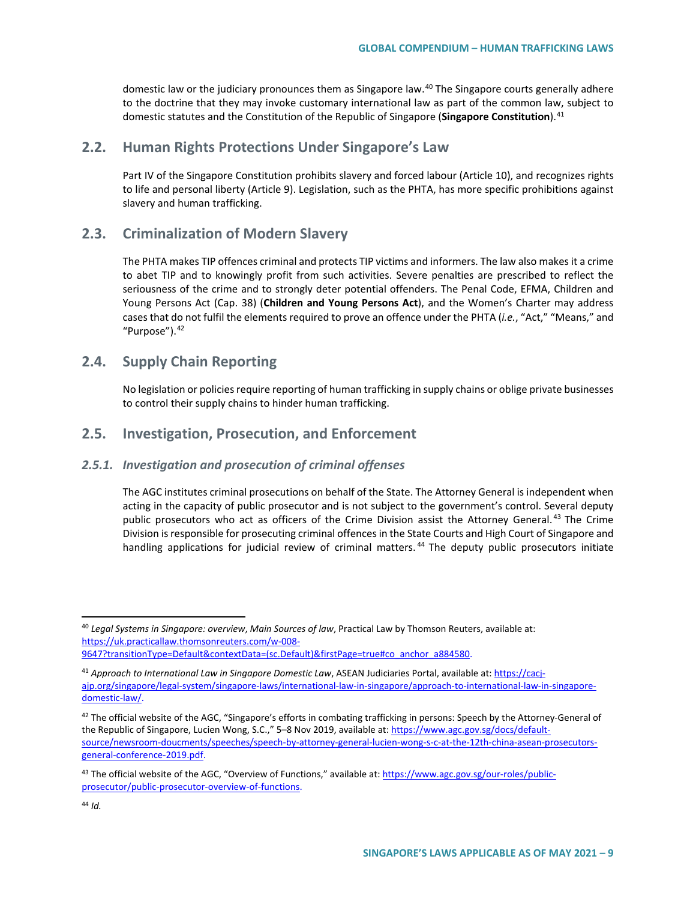domestic law or the judiciary pronounces them as Singapore law.[40] The Singapore courts generally adhere to the doctrine that they may invoke customary international law as part of the common law, subject to domestic statutes and the Constitution of the Republic of Singapore (**Singapore Constitution**).[41]

## 2.2. Human Rights Protections Under Singapore's Law

Part IV of the Singapore Constitution prohibits slavery and forced labour (Article 10), and recognizes rights to life and personal liberty (Article 9). Legislation, such as the PHTA, has more specific prohibitions against slavery and human trafficking.

## 2.3. Criminalization of Modern Slavery

The PHTA makes TIP offences criminal and protects TIP victims and informers. The law also makes it a crime to abet TIP and to knowingly profit from such activities. Severe penalties are prescribed to reflect the seriousness of the crime and to strongly deter potential offenders. The Penal Code, EFMA, Children and Young Persons Act (Cap. 38) (**Children and Young Persons Act**), and the Women's Charter may address cases that do not fulfil the elements required to prove an offence under the PHTA (*i.e.*, "Act," "Means," and "Purpose").[42]

## 2.4. Supply Chain Reporting

No legislation or policies require reporting of human trafficking in supply chains or oblige private businesses to control their supply chains to hinder human trafficking.

## 2.5. Investigation, Prosecution, and Enforcement

### *2.5.1. Investigation and prosecution of criminal offenses*

The AGC institutes criminal prosecutions on behalf of the State. The Attorney General is independent when acting in the capacity of public prosecutor and is not subject to the government's control. Several deputy public prosecutors who act as officers of the Crime Division assist the Attorney General.[43] The Crime Division is responsible for prosecuting criminal offences in the State Courts and High Court of Singapore and handling applications for judicial review of criminal matters.[44] The deputy public prosecutors initiate

---

[40] *Legal Systems in Singapore: overview*, *Main Sources of law*, Practical Law by Thomson Reuters, available at: https://uk.practicallaw.thomsonreuters.com/w-008-9647?transitionType=Default&contextData=(sc.Default)&firstPage=true#co_anchor_a884580.

[41] *Approach to International Law in Singapore Domestic Law*, ASEAN Judiciaries Portal, available at: https://cacj-ajp.org/singapore/legal-system/singapore-laws/international-law-in-singapore/approach-to-international-law-in-singapore-domestic-law/.

[42] The official website of the AGC, "Singapore's efforts in combating trafficking in persons: Speech by the Attorney-General of the Republic of Singapore, Lucien Wong, S.C.," 5–8 Nov 2019, available at: https://www.agc.gov.sg/docs/default-source/newsroom-doucments/speeches/speech-by-attorney-general-lucien-wong-s-c-at-the-12th-china-asean-prosecutors-general-conference-2019.pdf.

[43] The official website of the AGC, "Overview of Functions," available at: https://www.agc.gov.sg/our-roles/public-prosecutor/public-prosecutor-overview-of-functions.

[44] *Id.*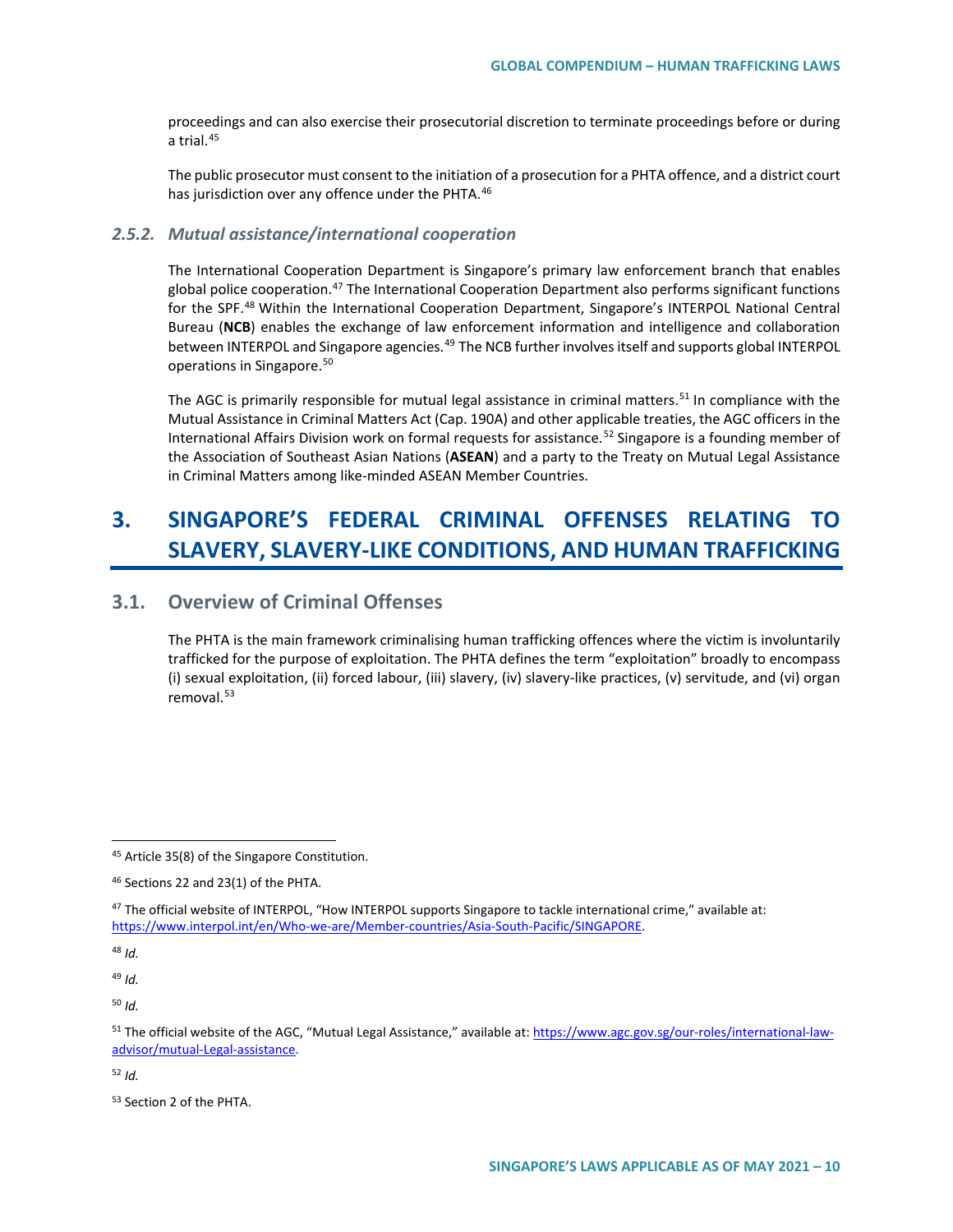proceedings and can also exercise their prosecutorial discretion to terminate proceedings before or during a trial.[45]

The public prosecutor must consent to the initiation of a prosecution for a PHTA offence, and a district court has jurisdiction over any offence under the PHTA.[46]

### *2.5.2. Mutual assistance/international cooperation*

The International Cooperation Department is Singapore's primary law enforcement branch that enables global police cooperation.[47] The International Cooperation Department also performs significant functions for the SPF.[48] Within the International Cooperation Department, Singapore's INTERPOL National Central Bureau (**NCB**) enables the exchange of law enforcement information and intelligence and collaboration between INTERPOL and Singapore agencies.[49] The NCB further involves itself and supports global INTERPOL operations in Singapore.[50]

The AGC is primarily responsible for mutual legal assistance in criminal matters.[51] In compliance with the Mutual Assistance in Criminal Matters Act (Cap. 190A) and other applicable treaties, the AGC officers in the International Affairs Division work on formal requests for assistance.[52] Singapore is a founding member of the Association of Southeast Asian Nations (**ASEAN**) and a party to the Treaty on Mutual Legal Assistance in Criminal Matters among like-minded ASEAN Member Countries.

# 3. SINGAPORE'S FEDERAL CRIMINAL OFFENSES RELATING TO SLAVERY, SLAVERY-LIKE CONDITIONS, AND HUMAN TRAFFICKING

## 3.1. Overview of Criminal Offenses

The PHTA is the main framework criminalising human trafficking offences where the victim is involuntarily trafficked for the purpose of exploitation. The PHTA defines the term "exploitation" broadly to encompass (i) sexual exploitation, (ii) forced labour, (iii) slavery, (iv) slavery-like practices, (v) servitude, and (vi) organ removal.[53]

---

[45] Article 35(8) of the Singapore Constitution.

[46] Sections 22 and 23(1) of the PHTA.

[47] The official website of INTERPOL, "How INTERPOL supports Singapore to tackle international crime," available at: https://www.interpol.int/en/Who-we-are/Member-countries/Asia-South-Pacific/SINGAPORE.

[48] *Id.*

[49] *Id.*

[50] *Id.*

[51] The official website of the AGC, "Mutual Legal Assistance," available at: https://www.agc.gov.sg/our-roles/international-law-advisor/mutual-Legal-assistance.

[52] *Id.*

[53] Section 2 of the PHTA.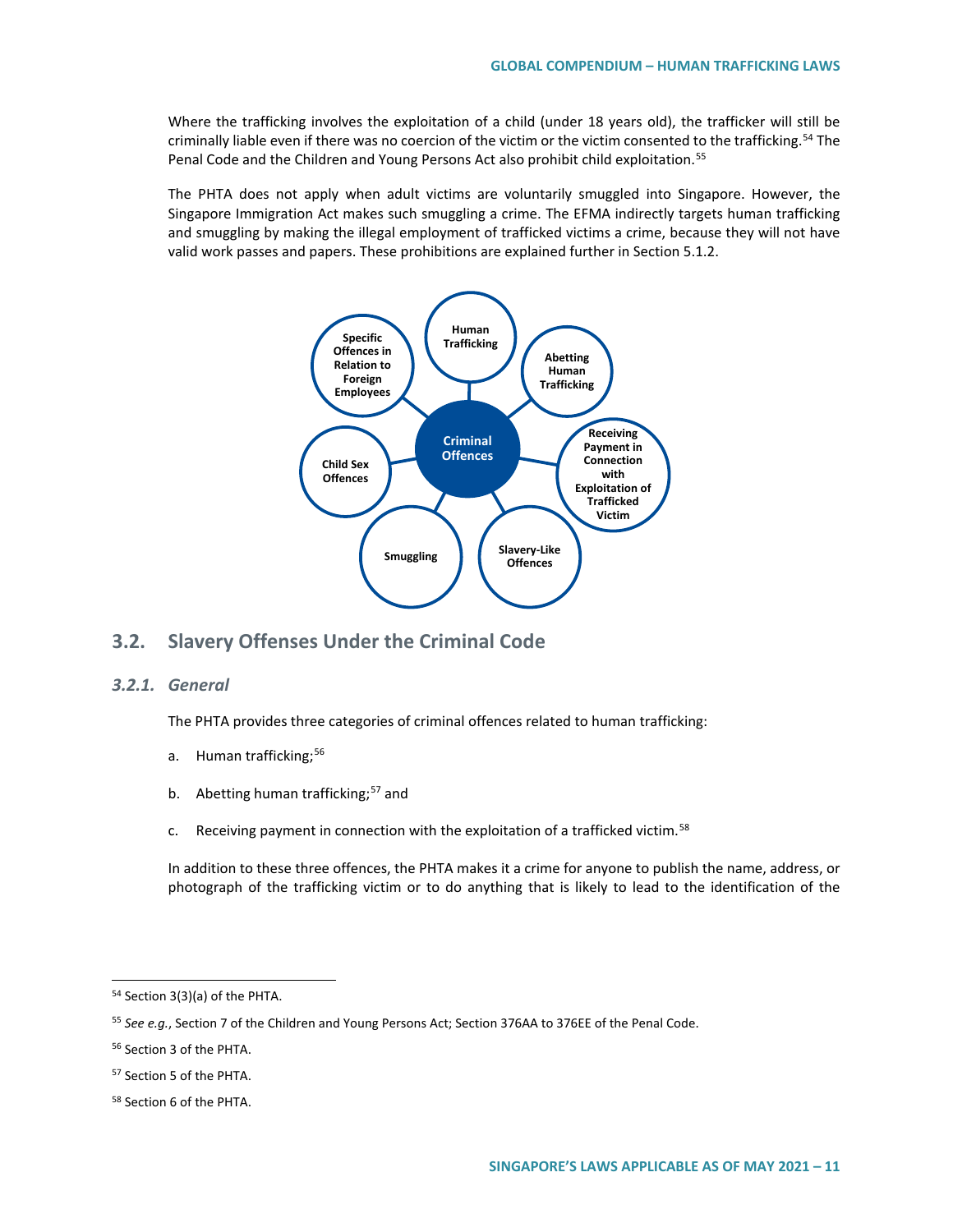Where the trafficking involves the exploitation of a child (under 18 years old), the trafficker will still be criminally liable even if there was no coercion of the victim or the victim consented to the trafficking.[54] The Penal Code and the Children and Young Persons Act also prohibit child exploitation.[55]

The PHTA does not apply when adult victims are voluntarily smuggled into Singapore. However, the Singapore Immigration Act makes such smuggling a crime. The EFMA indirectly targets human trafficking and smuggling by making the illegal employment of trafficked victims a crime, because they will not have valid work passes and papers. These prohibitions are explained further in Section 5.1.2.

**Criminal Offences**

- Human Trafficking
- Abetting Human Trafficking
- Receiving Payment in Connection with Exploitation of Trafficked Victim
- Slavery-Like Offences
- Smuggling
- Child Sex Offences
- Specific Offences in Relation to Foreign Employees

## 3.2. Slavery Offenses Under the Criminal Code

### *3.2.1. General*

The PHTA provides three categories of criminal offences related to human trafficking:

a. Human trafficking;[56]

b. Abetting human trafficking;[57] and

c. Receiving payment in connection with the exploitation of a trafficked victim.[58]

In addition to these three offences, the PHTA makes it a crime for anyone to publish the name, address, or photograph of the trafficking victim or to do anything that is likely to lead to the identification of the

---

[54] Section 3(3)(a) of the PHTA.

[55] *See e.g.*, Section 7 of the Children and Young Persons Act; Section 376AA to 376EE of the Penal Code.

[56] Section 3 of the PHTA.

[57] Section 5 of the PHTA.

[58] Section 6 of the PHTA.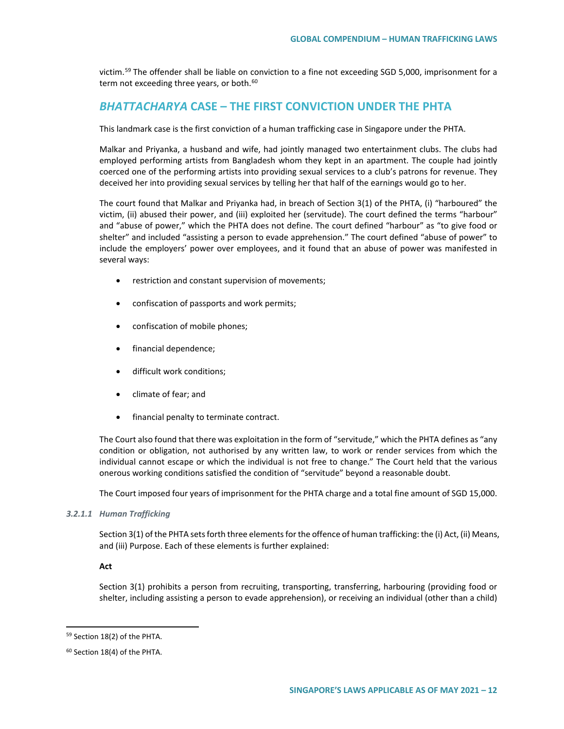victim.[59] The offender shall be liable on conviction to a fine not exceeding SGD 5,000, imprisonment for a term not exceeding three years, or both.[60]

## *BHATTACHARYA* CASE – THE FIRST CONVICTION UNDER THE PHTA

This landmark case is the first conviction of a human trafficking case in Singapore under the PHTA.

Malkar and Priyanka, a husband and wife, had jointly managed two entertainment clubs. The clubs had employed performing artists from Bangladesh whom they kept in an apartment. The couple had jointly coerced one of the performing artists into providing sexual services to a club's patrons for revenue. They deceived her into providing sexual services by telling her that half of the earnings would go to her.

The court found that Malkar and Priyanka had, in breach of Section 3(1) of the PHTA, (i) "harboured" the victim, (ii) abused their power, and (iii) exploited her (servitude). The court defined the terms "harbour" and "abuse of power," which the PHTA does not define. The court defined "harbour" as "to give food or shelter" and included "assisting a person to evade apprehension." The court defined "abuse of power" to include the employers' power over employees, and it found that an abuse of power was manifested in several ways:

- restriction and constant supervision of movements;
- confiscation of passports and work permits;
- confiscation of mobile phones;
- financial dependence;
- difficult work conditions;
- climate of fear; and
- financial penalty to terminate contract.

The Court also found that there was exploitation in the form of "servitude," which the PHTA defines as "any condition or obligation, not authorised by any written law, to work or render services from which the individual cannot escape or which the individual is not free to change." The Court held that the various onerous working conditions satisfied the condition of "servitude" beyond a reasonable doubt.

The Court imposed four years of imprisonment for the PHTA charge and a total fine amount of SGD 15,000.

#### *3.2.1.1 Human Trafficking*

Section 3(1) of the PHTA sets forth three elements for the offence of human trafficking: the (i) Act, (ii) Means, and (iii) Purpose. Each of these elements is further explained:

**Act**

Section 3(1) prohibits a person from recruiting, transporting, transferring, harbouring (providing food or shelter, including assisting a person to evade apprehension), or receiving an individual (other than a child)

---

[59] Section 18(2) of the PHTA.

[60] Section 18(4) of the PHTA.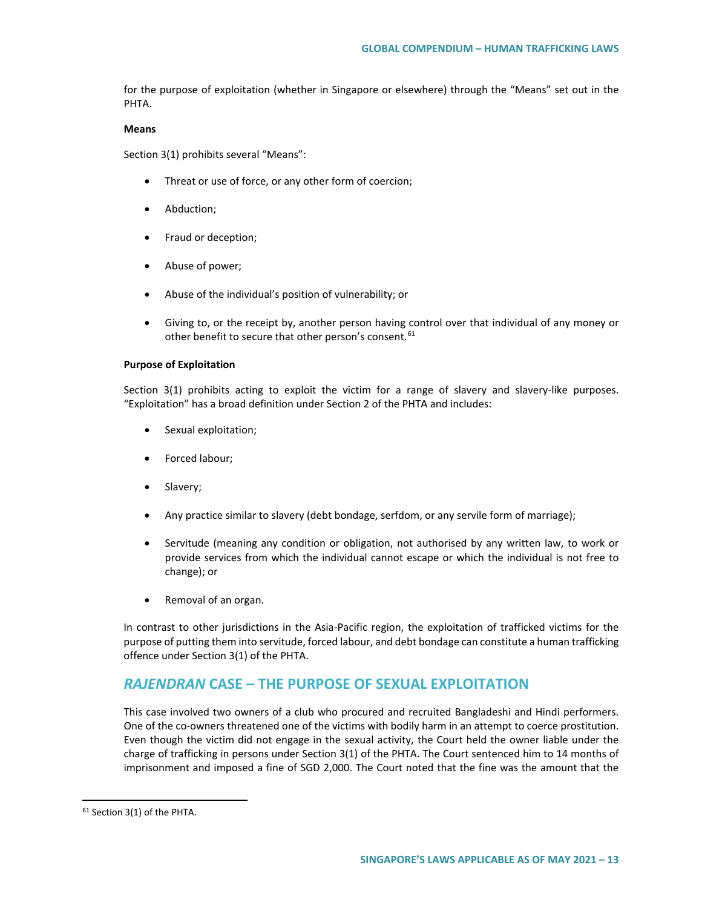for the purpose of exploitation (whether in Singapore or elsewhere) through the "Means" set out in the PHTA.

**Means**

Section 3(1) prohibits several "Means":

- Threat or use of force, or any other form of coercion;
- Abduction;
- Fraud or deception;
- Abuse of power;
- Abuse of the individual's position of vulnerability; or
- Giving to, or the receipt by, another person having control over that individual of any money or other benefit to secure that other person's consent.[61]

**Purpose of Exploitation**

Section 3(1) prohibits acting to exploit the victim for a range of slavery and slavery-like purposes. "Exploitation" has a broad definition under Section 2 of the PHTA and includes:

- Sexual exploitation;
- Forced labour;
- Slavery;
- Any practice similar to slavery (debt bondage, serfdom, or any servile form of marriage);
- Servitude (meaning any condition or obligation, not authorised by any written law, to work or provide services from which the individual cannot escape or which the individual is not free to change); or
- Removal of an organ.

In contrast to other jurisdictions in the Asia-Pacific region, the exploitation of trafficked victims for the purpose of putting them into servitude, forced labour, and debt bondage can constitute a human trafficking offence under Section 3(1) of the PHTA.

## *RAJENDRAN* CASE – THE PURPOSE OF SEXUAL EXPLOITATION

This case involved two owners of a club who procured and recruited Bangladeshi and Hindi performers. One of the co-owners threatened one of the victims with bodily harm in an attempt to coerce prostitution. Even though the victim did not engage in the sexual activity, the Court held the owner liable under the charge of trafficking in persons under Section 3(1) of the PHTA. The Court sentenced him to 14 months of imprisonment and imposed a fine of SGD 2,000. The Court noted that the fine was the amount that the

[61] Section 3(1) of the PHTA.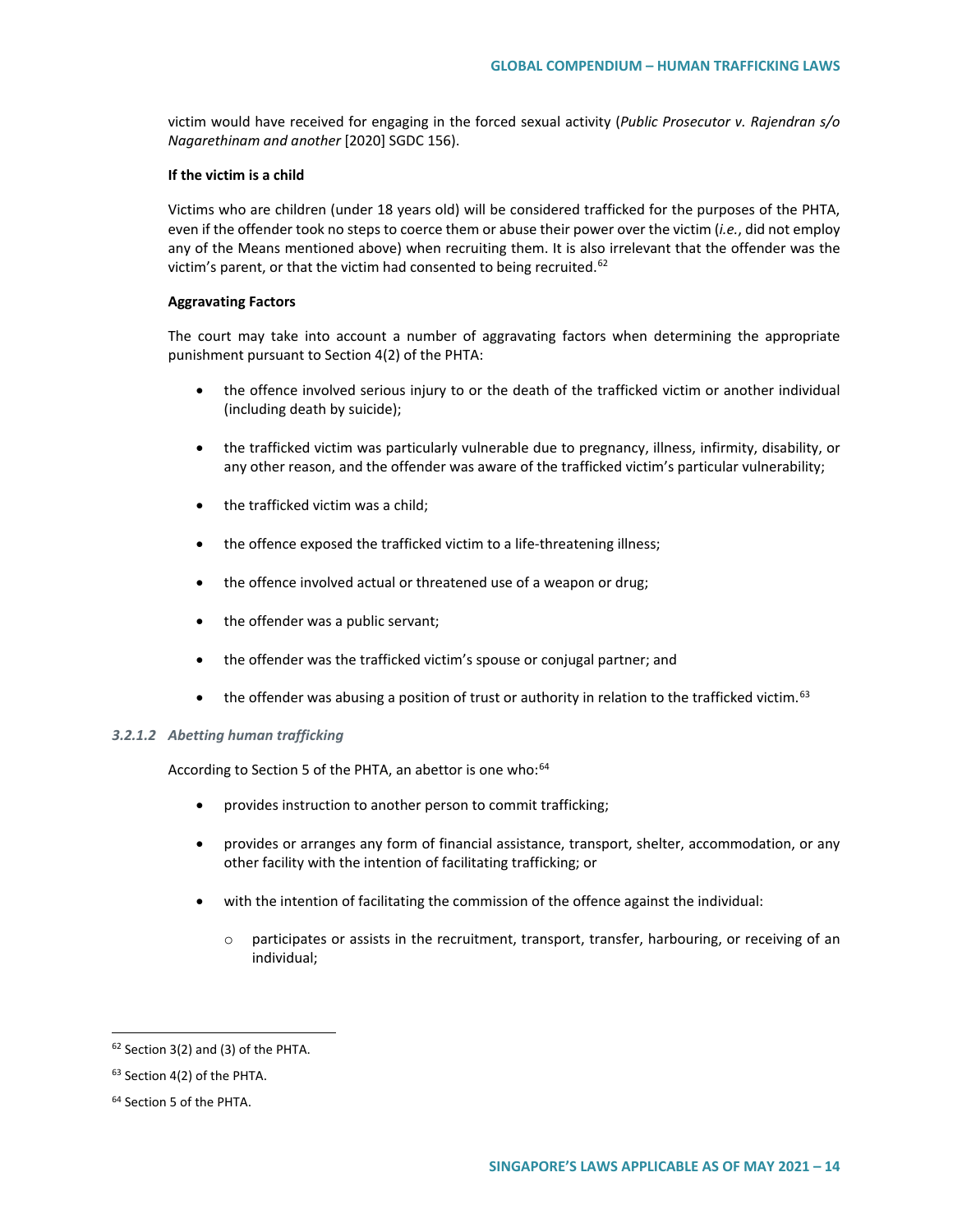victim would have received for engaging in the forced sexual activity (*Public Prosecutor v. Rajendran s/o Nagarethinam and another* [2020] SGDC 156).

**If the victim is a child**

Victims who are children (under 18 years old) will be considered trafficked for the purposes of the PHTA, even if the offender took no steps to coerce them or abuse their power over the victim (*i.e.*, did not employ any of the Means mentioned above) when recruiting them. It is also irrelevant that the offender was the victim's parent, or that the victim had consented to being recruited.[62]

**Aggravating Factors**

The court may take into account a number of aggravating factors when determining the appropriate punishment pursuant to Section 4(2) of the PHTA:

- the offence involved serious injury to or the death of the trafficked victim or another individual (including death by suicide);
- the trafficked victim was particularly vulnerable due to pregnancy, illness, infirmity, disability, or any other reason, and the offender was aware of the trafficked victim's particular vulnerability;
- the trafficked victim was a child;
- the offence exposed the trafficked victim to a life-threatening illness;
- the offence involved actual or threatened use of a weapon or drug;
- the offender was a public servant;
- the offender was the trafficked victim's spouse or conjugal partner; and
- the offender was abusing a position of trust or authority in relation to the trafficked victim.[63]

#### *3.2.1.2 Abetting human trafficking*

According to Section 5 of the PHTA, an abettor is one who:[64]

- provides instruction to another person to commit trafficking;
- provides or arranges any form of financial assistance, transport, shelter, accommodation, or any other facility with the intention of facilitating trafficking; or
- with the intention of facilitating the commission of the offence against the individual:
  - participates or assists in the recruitment, transport, transfer, harbouring, or receiving of an individual;

---

[62] Section 3(2) and (3) of the PHTA.

[63] Section 4(2) of the PHTA.

[64] Section 5 of the PHTA.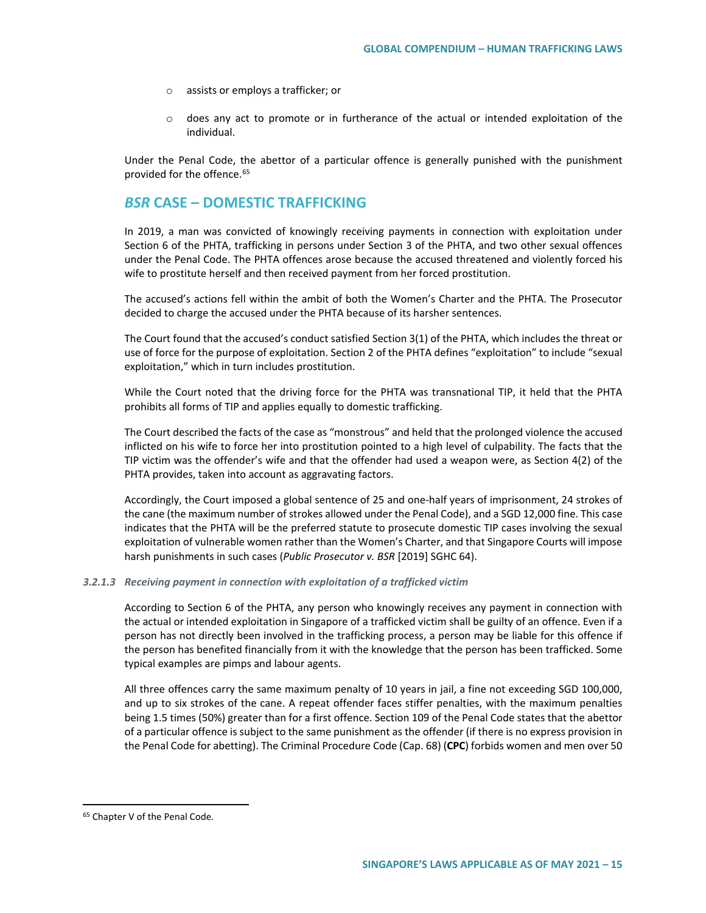- assists or employs a trafficker; or
- does any act to promote or in furtherance of the actual or intended exploitation of the individual.

Under the Penal Code, the abettor of a particular offence is generally punished with the punishment provided for the offence.[65]

## *BSR* CASE – DOMESTIC TRAFFICKING

In 2019, a man was convicted of knowingly receiving payments in connection with exploitation under Section 6 of the PHTA, trafficking in persons under Section 3 of the PHTA, and two other sexual offences under the Penal Code. The PHTA offences arose because the accused threatened and violently forced his wife to prostitute herself and then received payment from her forced prostitution.

The accused's actions fell within the ambit of both the Women's Charter and the PHTA. The Prosecutor decided to charge the accused under the PHTA because of its harsher sentences.

The Court found that the accused's conduct satisfied Section 3(1) of the PHTA, which includes the threat or use of force for the purpose of exploitation. Section 2 of the PHTA defines "exploitation" to include "sexual exploitation," which in turn includes prostitution.

While the Court noted that the driving force for the PHTA was transnational TIP, it held that the PHTA prohibits all forms of TIP and applies equally to domestic trafficking.

The Court described the facts of the case as "monstrous" and held that the prolonged violence the accused inflicted on his wife to force her into prostitution pointed to a high level of culpability. The facts that the TIP victim was the offender's wife and that the offender had used a weapon were, as Section 4(2) of the PHTA provides, taken into account as aggravating factors.

Accordingly, the Court imposed a global sentence of 25 and one-half years of imprisonment, 24 strokes of the cane (the maximum number of strokes allowed under the Penal Code), and a SGD 12,000 fine. This case indicates that the PHTA will be the preferred statute to prosecute domestic TIP cases involving the sexual exploitation of vulnerable women rather than the Women's Charter, and that Singapore Courts will impose harsh punishments in such cases (*Public Prosecutor v. BSR* [2019] SGHC 64).

#### *3.2.1.3 Receiving payment in connection with exploitation of a trafficked victim*

According to Section 6 of the PHTA, any person who knowingly receives any payment in connection with the actual or intended exploitation in Singapore of a trafficked victim shall be guilty of an offence. Even if a person has not directly been involved in the trafficking process, a person may be liable for this offence if the person has benefited financially from it with the knowledge that the person has been trafficked. Some typical examples are pimps and labour agents.

All three offences carry the same maximum penalty of 10 years in jail, a fine not exceeding SGD 100,000, and up to six strokes of the cane. A repeat offender faces stiffer penalties, with the maximum penalties being 1.5 times (50%) greater than for a first offence. Section 109 of the Penal Code states that the abettor of a particular offence is subject to the same punishment as the offender (if there is no express provision in the Penal Code for abetting). The Criminal Procedure Code (Cap. 68) (**CPC**) forbids women and men over 50

---

[65] Chapter V of the Penal Code.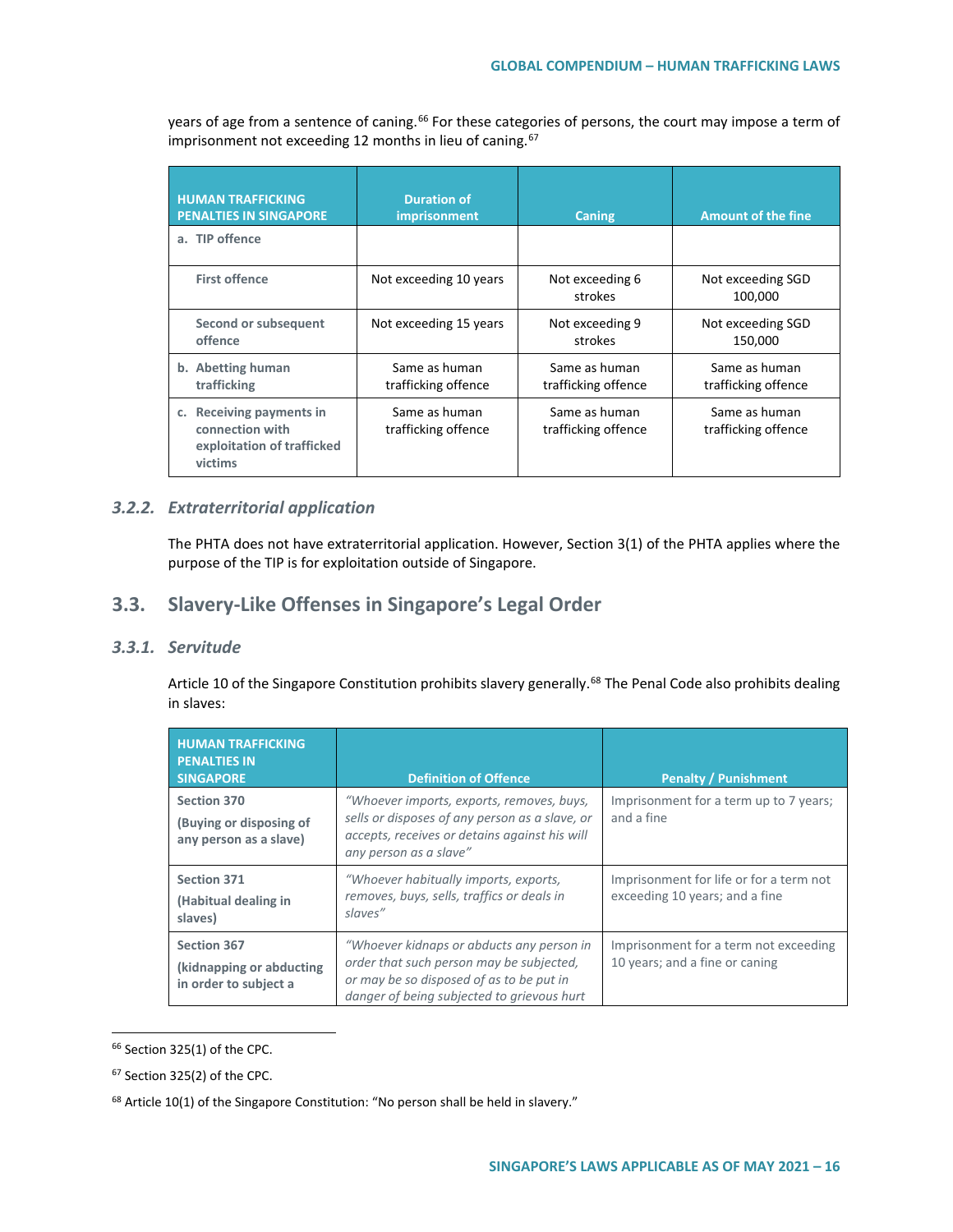years of age from a sentence of caning.[66] For these categories of persons, the court may impose a term of imprisonment not exceeding 12 months in lieu of caning.[67]

| HUMAN TRAFFICKING PENALTIES IN SINGAPORE | Duration of imprisonment | Caning | Amount of the fine |
|---|---|---|---|
| a. TIP offence | | | |
| First offence | Not exceeding 10 years | Not exceeding 6 strokes | Not exceeding SGD 100,000 |
| Second or subsequent offence | Not exceeding 15 years | Not exceeding 9 strokes | Not exceeding SGD 150,000 |
| b. Abetting human trafficking | Same as human trafficking offence | Same as human trafficking offence | Same as human trafficking offence |
| c. Receiving payments in connection with exploitation of trafficked victims | Same as human trafficking offence | Same as human trafficking offence | Same as human trafficking offence |

### *3.2.2. Extraterritorial application*

The PHTA does not have extraterritorial application. However, Section 3(1) of the PHTA applies where the purpose of the TIP is for exploitation outside of Singapore.

## 3.3. Slavery-Like Offenses in Singapore's Legal Order

### *3.3.1. Servitude*

Article 10 of the Singapore Constitution prohibits slavery generally.[68] The Penal Code also prohibits dealing in slaves:

| HUMAN TRAFFICKING PENALTIES IN SINGAPORE | Definition of Offence | Penalty / Punishment |
|---|---|---|
| **Section 370** **(Buying or disposing of any person as a slave)** | *"Whoever imports, exports, removes, buys, sells or disposes of any person as a slave, or accepts, receives or detains against his will any person as a slave"* | Imprisonment for a term up to 7 years; and a fine |
| **Section 371** **(Habitual dealing in slaves)** | *"Whoever habitually imports, exports, removes, buys, sells, traffics or deals in slaves"* | Imprisonment for life or for a term not exceeding 10 years; and a fine |
| **Section 367** **(kidnapping or abducting in order to subject a** | *"Whoever kidnaps or abducts any person in order that such person may be subjected, or may be so disposed of as to be put in danger of being subjected to grievous hurt* | Imprisonment for a term not exceeding 10 years; and a fine or caning |

[66] Section 325(1) of the CPC.

[67] Section 325(2) of the CPC.

[68] Article 10(1) of the Singapore Constitution: "No person shall be held in slavery."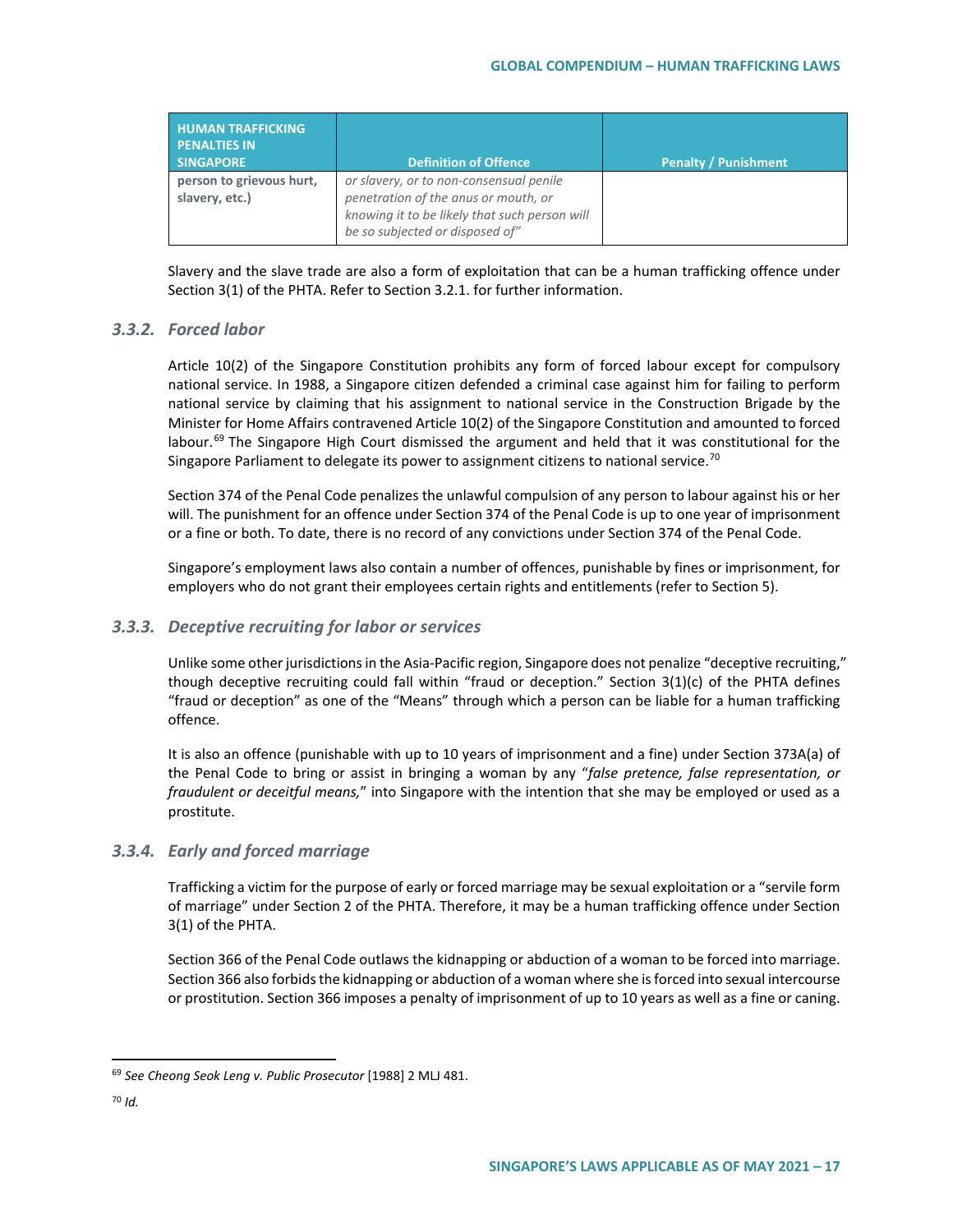| HUMAN TRAFFICKING PENALTIES IN SINGAPORE | Definition of Offence | Penalty / Punishment |
|---|---|---|
| **person to grievous hurt, slavery, etc.)** | *or slavery, or to non-consensual penile penetration of the anus or mouth, or knowing it to be likely that such person will be so subjected or disposed of"* | |

Slavery and the slave trade are also a form of exploitation that can be a human trafficking offence under Section 3(1) of the PHTA. Refer to Section 3.2.1. for further information.

### *3.3.2. Forced labor*

Article 10(2) of the Singapore Constitution prohibits any form of forced labour except for compulsory national service. In 1988, a Singapore citizen defended a criminal case against him for failing to perform national service by claiming that his assignment to national service in the Construction Brigade by the Minister for Home Affairs contravened Article 10(2) of the Singapore Constitution and amounted to forced labour.[69] The Singapore High Court dismissed the argument and held that it was constitutional for the Singapore Parliament to delegate its power to assignment citizens to national service.[70]

Section 374 of the Penal Code penalizes the unlawful compulsion of any person to labour against his or her will. The punishment for an offence under Section 374 of the Penal Code is up to one year of imprisonment or a fine or both. To date, there is no record of any convictions under Section 374 of the Penal Code.

Singapore's employment laws also contain a number of offences, punishable by fines or imprisonment, for employers who do not grant their employees certain rights and entitlements (refer to Section 5).

### *3.3.3. Deceptive recruiting for labor or services*

Unlike some other jurisdictions in the Asia-Pacific region, Singapore does not penalize "deceptive recruiting," though deceptive recruiting could fall within "fraud or deception." Section 3(1)(c) of the PHTA defines "fraud or deception" as one of the "Means" through which a person can be liable for a human trafficking offence.

It is also an offence (punishable with up to 10 years of imprisonment and a fine) under Section 373A(a) of the Penal Code to bring or assist in bringing a woman by any "*false pretence, false representation, or fraudulent or deceitful means,*" into Singapore with the intention that she may be employed or used as a prostitute.

### *3.3.4. Early and forced marriage*

Trafficking a victim for the purpose of early or forced marriage may be sexual exploitation or a "servile form of marriage" under Section 2 of the PHTA. Therefore, it may be a human trafficking offence under Section 3(1) of the PHTA.

Section 366 of the Penal Code outlaws the kidnapping or abduction of a woman to be forced into marriage. Section 366 also forbids the kidnapping or abduction of a woman where she is forced into sexual intercourse or prostitution. Section 366 imposes a penalty of imprisonment of up to 10 years as well as a fine or caning.

---

[69] *See Cheong Seok Leng v. Public Prosecutor* [1988] 2 MLJ 481.

[70] *Id.*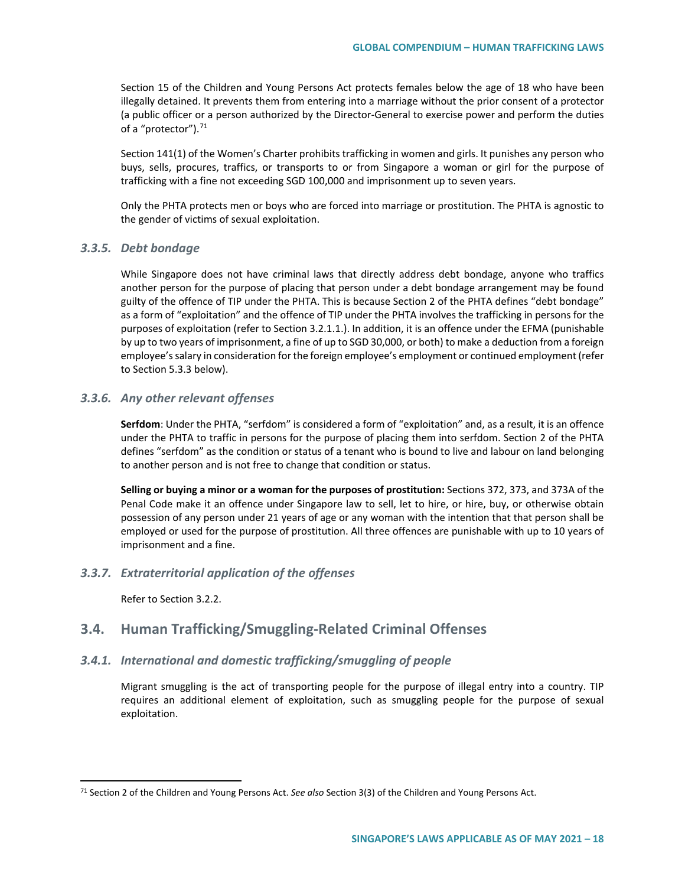Section 15 of the Children and Young Persons Act protects females below the age of 18 who have been illegally detained. It prevents them from entering into a marriage without the prior consent of a protector (a public officer or a person authorized by the Director-General to exercise power and perform the duties of a "protector").[71]

Section 141(1) of the Women's Charter prohibits trafficking in women and girls. It punishes any person who buys, sells, procures, traffics, or transports to or from Singapore a woman or girl for the purpose of trafficking with a fine not exceeding SGD 100,000 and imprisonment up to seven years.

Only the PHTA protects men or boys who are forced into marriage or prostitution. The PHTA is agnostic to the gender of victims of sexual exploitation.

### *3.3.5. Debt bondage*

While Singapore does not have criminal laws that directly address debt bondage, anyone who traffics another person for the purpose of placing that person under a debt bondage arrangement may be found guilty of the offence of TIP under the PHTA. This is because Section 2 of the PHTA defines "debt bondage" as a form of "exploitation" and the offence of TIP under the PHTA involves the trafficking in persons for the purposes of exploitation (refer to Section 3.2.1.1.). In addition, it is an offence under the EFMA (punishable by up to two years of imprisonment, a fine of up to SGD 30,000, or both) to make a deduction from a foreign employee's salary in consideration for the foreign employee's employment or continued employment (refer to Section 5.3.3 below).

### *3.3.6. Any other relevant offenses*

**Serfdom**: Under the PHTA, "serfdom" is considered a form of "exploitation" and, as a result, it is an offence under the PHTA to traffic in persons for the purpose of placing them into serfdom. Section 2 of the PHTA defines "serfdom" as the condition or status of a tenant who is bound to live and labour on land belonging to another person and is not free to change that condition or status.

**Selling or buying a minor or a woman for the purposes of prostitution:** Sections 372, 373, and 373A of the Penal Code make it an offence under Singapore law to sell, let to hire, or hire, buy, or otherwise obtain possession of any person under 21 years of age or any woman with the intention that that person shall be employed or used for the purpose of prostitution. All three offences are punishable with up to 10 years of imprisonment and a fine.

### *3.3.7. Extraterritorial application of the offenses*

Refer to Section 3.2.2.

## 3.4. Human Trafficking/Smuggling-Related Criminal Offenses

### *3.4.1. International and domestic trafficking/smuggling of people*

Migrant smuggling is the act of transporting people for the purpose of illegal entry into a country. TIP requires an additional element of exploitation, such as smuggling people for the purpose of sexual exploitation.

---

[71] Section 2 of the Children and Young Persons Act. *See also* Section 3(3) of the Children and Young Persons Act.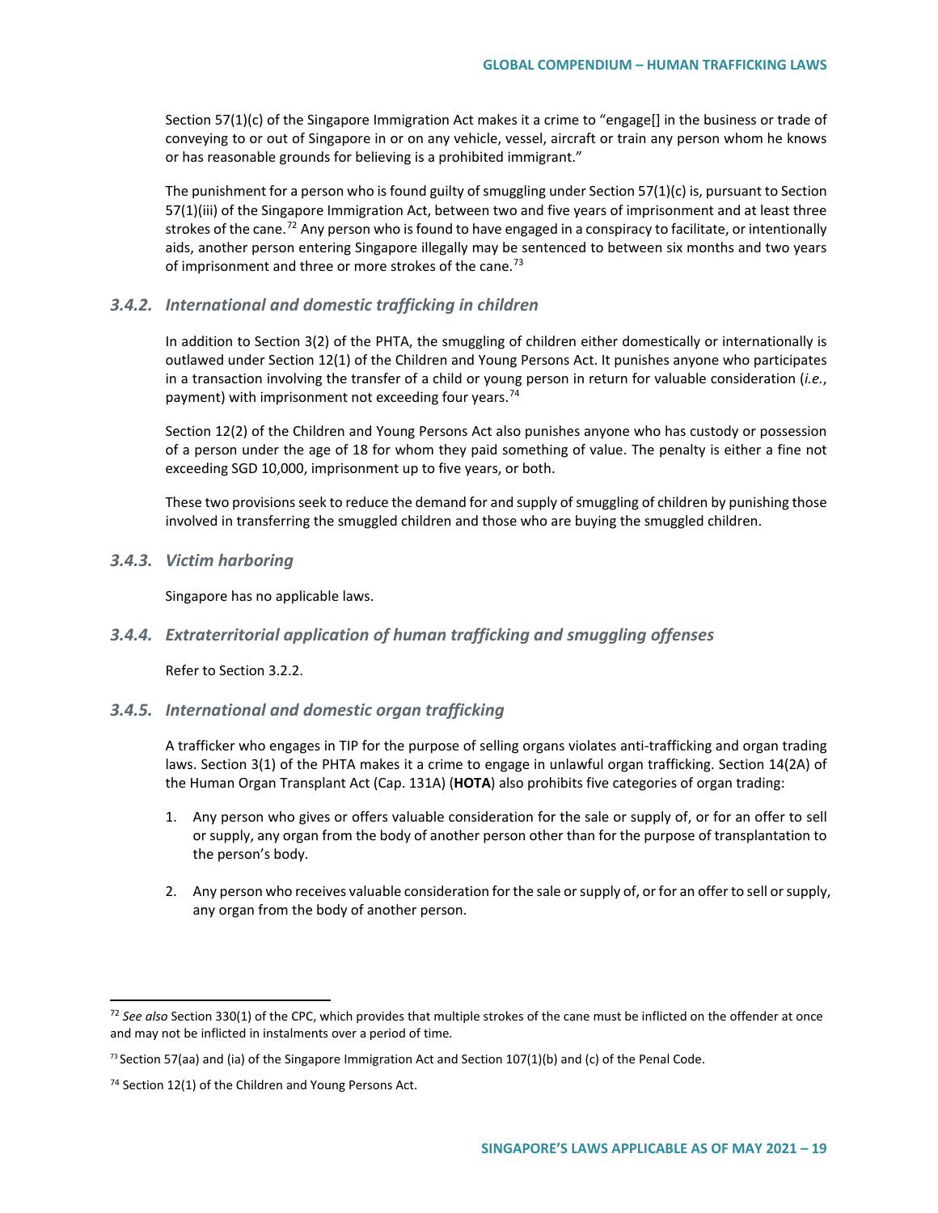Section 57(1)(c) of the Singapore Immigration Act makes it a crime to "engage[] in the business or trade of conveying to or out of Singapore in or on any vehicle, vessel, aircraft or train any person whom he knows or has reasonable grounds for believing is a prohibited immigrant."

The punishment for a person who is found guilty of smuggling under Section 57(1)(c) is, pursuant to Section 57(1)(iii) of the Singapore Immigration Act, between two and five years of imprisonment and at least three strokes of the cane.[72] Any person who is found to have engaged in a conspiracy to facilitate, or intentionally aids, another person entering Singapore illegally may be sentenced to between six months and two years of imprisonment and three or more strokes of the cane.[73]

### *3.4.2. International and domestic trafficking in children*

In addition to Section 3(2) of the PHTA, the smuggling of children either domestically or internationally is outlawed under Section 12(1) of the Children and Young Persons Act. It punishes anyone who participates in a transaction involving the transfer of a child or young person in return for valuable consideration (*i.e.*, payment) with imprisonment not exceeding four years.[74]

Section 12(2) of the Children and Young Persons Act also punishes anyone who has custody or possession of a person under the age of 18 for whom they paid something of value. The penalty is either a fine not exceeding SGD 10,000, imprisonment up to five years, or both.

These two provisions seek to reduce the demand for and supply of smuggling of children by punishing those involved in transferring the smuggled children and those who are buying the smuggled children.

### *3.4.3. Victim harboring*

Singapore has no applicable laws.

### *3.4.4. Extraterritorial application of human trafficking and smuggling offenses*

Refer to Section 3.2.2.

### *3.4.5. International and domestic organ trafficking*

A trafficker who engages in TIP for the purpose of selling organs violates anti-trafficking and organ trading laws. Section 3(1) of the PHTA makes it a crime to engage in unlawful organ trafficking. Section 14(2A) of the Human Organ Transplant Act (Cap. 131A) (**HOTA**) also prohibits five categories of organ trading:

1. Any person who gives or offers valuable consideration for the sale or supply of, or for an offer to sell or supply, any organ from the body of another person other than for the purpose of transplantation to the person's body.

2. Any person who receives valuable consideration for the sale or supply of, or for an offer to sell or supply, any organ from the body of another person.

---

[72] *See also* Section 330(1) of the CPC, which provides that multiple strokes of the cane must be inflicted on the offender at once and may not be inflicted in instalments over a period of time.

[73] Section 57(aa) and (ia) of the Singapore Immigration Act and Section 107(1)(b) and (c) of the Penal Code.

[74] Section 12(1) of the Children and Young Persons Act.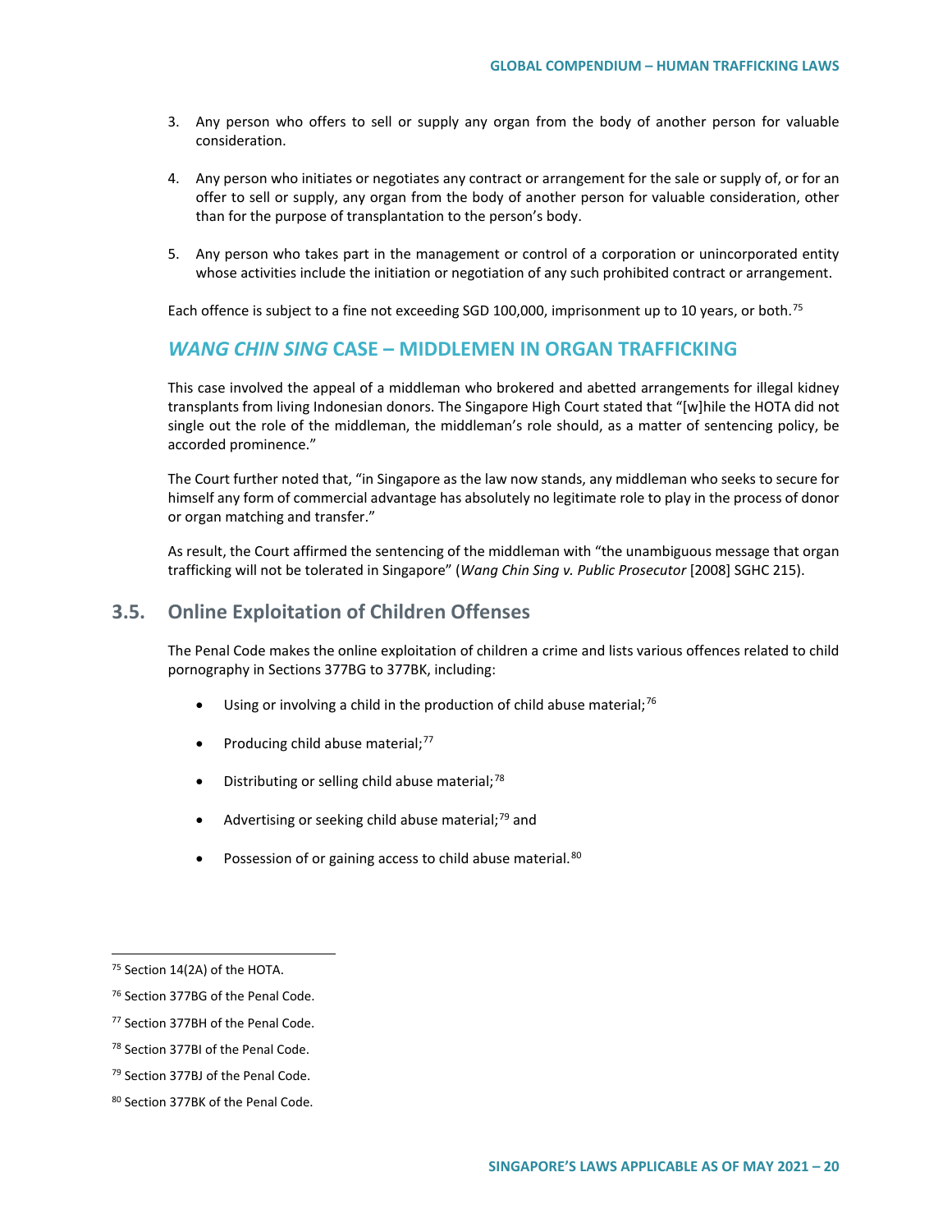3. Any person who offers to sell or supply any organ from the body of another person for valuable consideration.

4. Any person who initiates or negotiates any contract or arrangement for the sale or supply of, or for an offer to sell or supply, any organ from the body of another person for valuable consideration, other than for the purpose of transplantation to the person's body.

5. Any person who takes part in the management or control of a corporation or unincorporated entity whose activities include the initiation or negotiation of any such prohibited contract or arrangement.

Each offence is subject to a fine not exceeding SGD 100,000, imprisonment up to 10 years, or both.[75]

### *WANG CHIN SING* CASE – MIDDLEMEN IN ORGAN TRAFFICKING

This case involved the appeal of a middleman who brokered and abetted arrangements for illegal kidney transplants from living Indonesian donors. The Singapore High Court stated that "[w]hile the HOTA did not single out the role of the middleman, the middleman's role should, as a matter of sentencing policy, be accorded prominence."

The Court further noted that, "in Singapore as the law now stands, any middleman who seeks to secure for himself any form of commercial advantage has absolutely no legitimate role to play in the process of donor or organ matching and transfer."

As result, the Court affirmed the sentencing of the middleman with "the unambiguous message that organ trafficking will not be tolerated in Singapore" (*Wang Chin Sing v. Public Prosecutor* [2008] SGHC 215).

## 3.5. Online Exploitation of Children Offenses

The Penal Code makes the online exploitation of children a crime and lists various offences related to child pornography in Sections 377BG to 377BK, including:

- Using or involving a child in the production of child abuse material;[76]
- Producing child abuse material;[77]
- Distributing or selling child abuse material;[78]
- Advertising or seeking child abuse material;[79] and
- Possession of or gaining access to child abuse material.[80]

---

[75] Section 14(2A) of the HOTA.

[76] Section 377BG of the Penal Code.

[77] Section 377BH of the Penal Code.

[78] Section 377BI of the Penal Code.

[79] Section 377BJ of the Penal Code.

[80] Section 377BK of the Penal Code.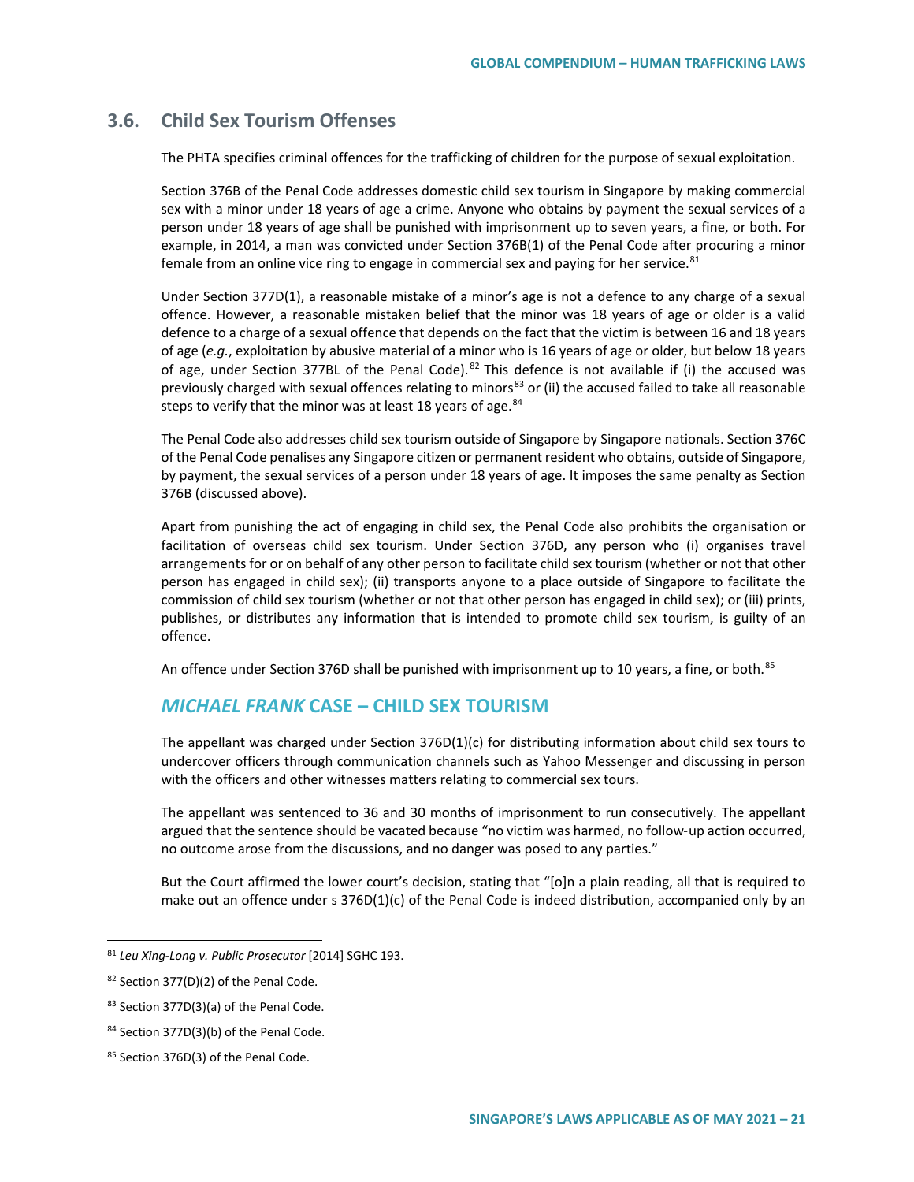## 3.6. Child Sex Tourism Offenses

The PHTA specifies criminal offences for the trafficking of children for the purpose of sexual exploitation.

Section 376B of the Penal Code addresses domestic child sex tourism in Singapore by making commercial sex with a minor under 18 years of age a crime. Anyone who obtains by payment the sexual services of a person under 18 years of age shall be punished with imprisonment up to seven years, a fine, or both. For example, in 2014, a man was convicted under Section 376B(1) of the Penal Code after procuring a minor female from an online vice ring to engage in commercial sex and paying for her service.[81]

Under Section 377D(1), a reasonable mistake of a minor's age is not a defence to any charge of a sexual offence. However, a reasonable mistaken belief that the minor was 18 years of age or older is a valid defence to a charge of a sexual offence that depends on the fact that the victim is between 16 and 18 years of age (*e.g.*, exploitation by abusive material of a minor who is 16 years of age or older, but below 18 years of age, under Section 377BL of the Penal Code).[82] This defence is not available if (i) the accused was previously charged with sexual offences relating to minors[83] or (ii) the accused failed to take all reasonable steps to verify that the minor was at least 18 years of age.[84]

The Penal Code also addresses child sex tourism outside of Singapore by Singapore nationals. Section 376C of the Penal Code penalises any Singapore citizen or permanent resident who obtains, outside of Singapore, by payment, the sexual services of a person under 18 years of age. It imposes the same penalty as Section 376B (discussed above).

Apart from punishing the act of engaging in child sex, the Penal Code also prohibits the organisation or facilitation of overseas child sex tourism. Under Section 376D, any person who (i) organises travel arrangements for or on behalf of any other person to facilitate child sex tourism (whether or not that other person has engaged in child sex); (ii) transports anyone to a place outside of Singapore to facilitate the commission of child sex tourism (whether or not that other person has engaged in child sex); or (iii) prints, publishes, or distributes any information that is intended to promote child sex tourism, is guilty of an offence.

An offence under Section 376D shall be punished with imprisonment up to 10 years, a fine, or both.[85]

### *MICHAEL FRANK* CASE – CHILD SEX TOURISM

The appellant was charged under Section 376D(1)(c) for distributing information about child sex tours to undercover officers through communication channels such as Yahoo Messenger and discussing in person with the officers and other witnesses matters relating to commercial sex tours.

The appellant was sentenced to 36 and 30 months of imprisonment to run consecutively. The appellant argued that the sentence should be vacated because "no victim was harmed, no follow-up action occurred, no outcome arose from the discussions, and no danger was posed to any parties."

But the Court affirmed the lower court's decision, stating that "[o]n a plain reading, all that is required to make out an offence under s 376D(1)(c) of the Penal Code is indeed distribution, accompanied only by an

---

[81] *Leu Xing-Long v. Public Prosecutor* [2014] SGHC 193.

[82] Section 377(D)(2) of the Penal Code.

[83] Section 377D(3)(a) of the Penal Code.

[84] Section 377D(3)(b) of the Penal Code.

[85] Section 376D(3) of the Penal Code.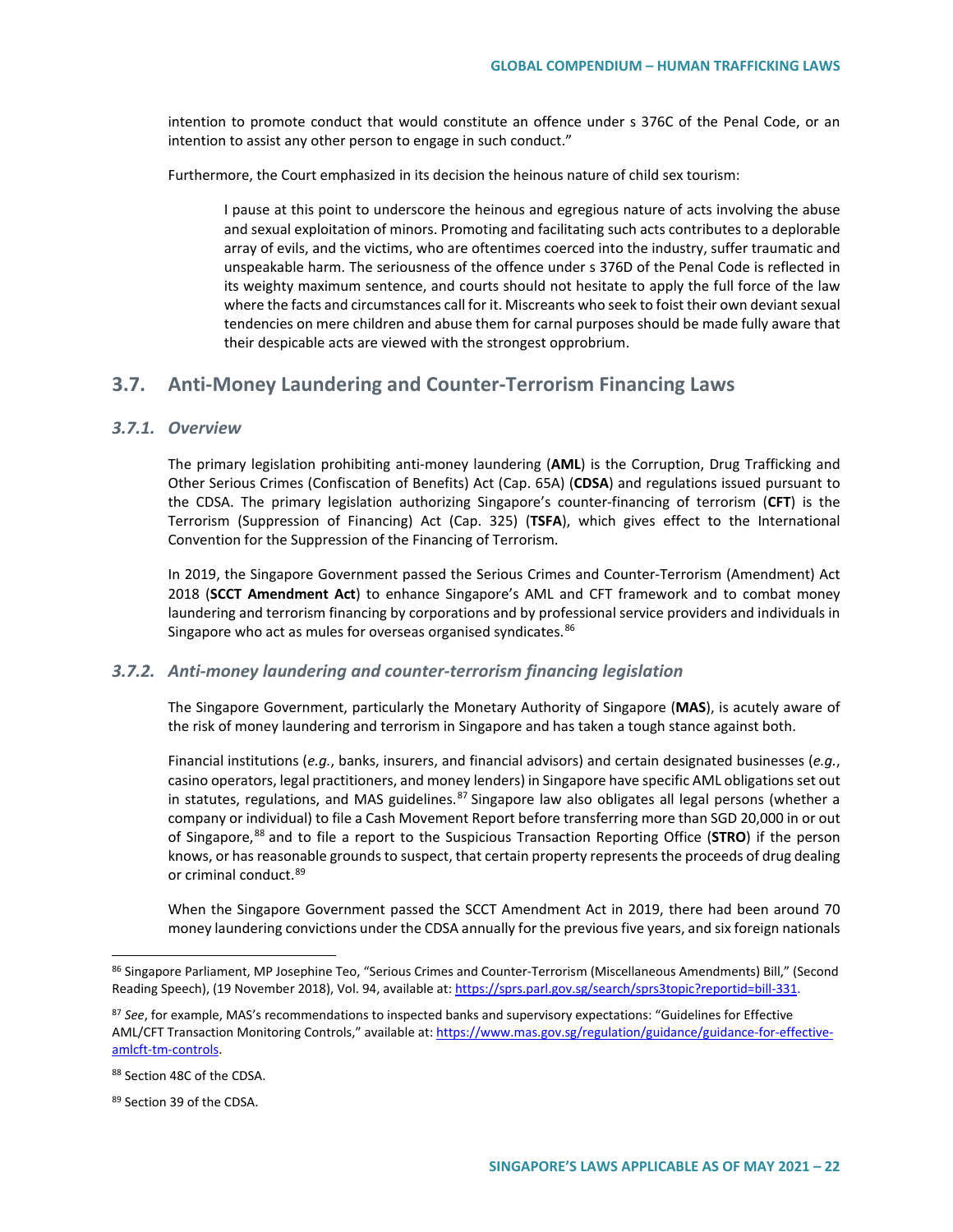intention to promote conduct that would constitute an offence under s 376C of the Penal Code, or an intention to assist any other person to engage in such conduct."

Furthermore, the Court emphasized in its decision the heinous nature of child sex tourism:

> I pause at this point to underscore the heinous and egregious nature of acts involving the abuse and sexual exploitation of minors. Promoting and facilitating such acts contributes to a deplorable array of evils, and the victims, who are oftentimes coerced into the industry, suffer traumatic and unspeakable harm. The seriousness of the offence under s 376D of the Penal Code is reflected in its weighty maximum sentence, and courts should not hesitate to apply the full force of the law where the facts and circumstances call for it. Miscreants who seek to foist their own deviant sexual tendencies on mere children and abuse them for carnal purposes should be made fully aware that their despicable acts are viewed with the strongest opprobrium.

## 3.7. Anti-Money Laundering and Counter-Terrorism Financing Laws

### *3.7.1. Overview*

The primary legislation prohibiting anti-money laundering (**AML**) is the Corruption, Drug Trafficking and Other Serious Crimes (Confiscation of Benefits) Act (Cap. 65A) (**CDSA**) and regulations issued pursuant to the CDSA. The primary legislation authorizing Singapore's counter-financing of terrorism (**CFT**) is the Terrorism (Suppression of Financing) Act (Cap. 325) (**TSFA**), which gives effect to the International Convention for the Suppression of the Financing of Terrorism.

In 2019, the Singapore Government passed the Serious Crimes and Counter-Terrorism (Amendment) Act 2018 (**SCCT Amendment Act**) to enhance Singapore's AML and CFT framework and to combat money laundering and terrorism financing by corporations and by professional service providers and individuals in Singapore who act as mules for overseas organised syndicates.[86]

### *3.7.2. Anti-money laundering and counter-terrorism financing legislation*

The Singapore Government, particularly the Monetary Authority of Singapore (**MAS**), is acutely aware of the risk of money laundering and terrorism in Singapore and has taken a tough stance against both.

Financial institutions (*e.g.*, banks, insurers, and financial advisors) and certain designated businesses (*e.g.*, casino operators, legal practitioners, and money lenders) in Singapore have specific AML obligations set out in statutes, regulations, and MAS guidelines.[87] Singapore law also obligates all legal persons (whether a company or individual) to file a Cash Movement Report before transferring more than SGD 20,000 in or out of Singapore,[88] and to file a report to the Suspicious Transaction Reporting Office (**STRO**) if the person knows, or has reasonable grounds to suspect, that certain property represents the proceeds of drug dealing or criminal conduct.[89]

When the Singapore Government passed the SCCT Amendment Act in 2019, there had been around 70 money laundering convictions under the CDSA annually for the previous five years, and six foreign nationals

---

[86] Singapore Parliament, MP Josephine Teo, "Serious Crimes and Counter-Terrorism (Miscellaneous Amendments) Bill," (Second Reading Speech), (19 November 2018), Vol. 94, available at: https://sprs.parl.gov.sg/search/sprs3topic?reportid=bill-331.

[87] *See*, for example, MAS's recommendations to inspected banks and supervisory expectations: "Guidelines for Effective AML/CFT Transaction Monitoring Controls," available at: https://www.mas.gov.sg/regulation/guidance/guidance-for-effective-amlcft-tm-controls.

[88] Section 48C of the CDSA.

[89] Section 39 of the CDSA.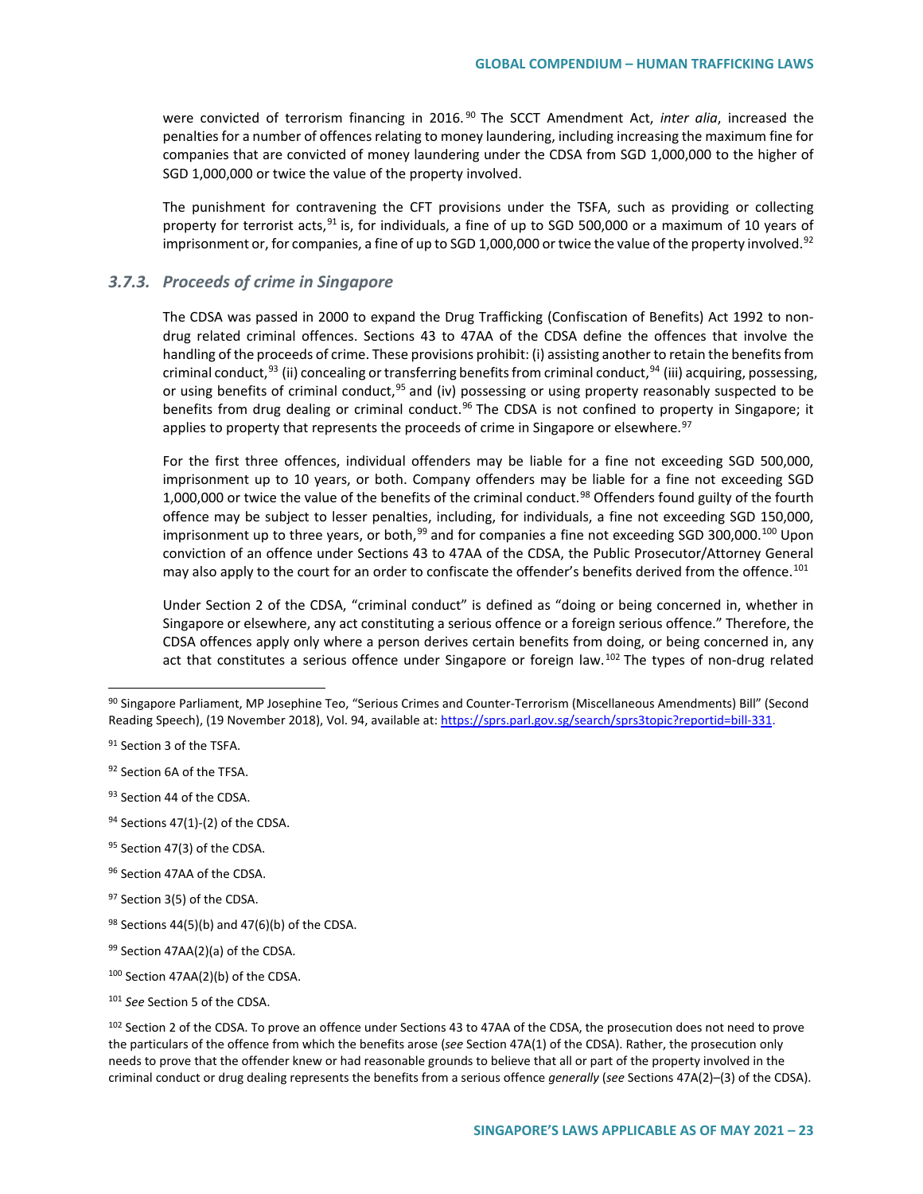were convicted of terrorism financing in 2016.[90] The SCCT Amendment Act, *inter alia*, increased the penalties for a number of offences relating to money laundering, including increasing the maximum fine for companies that are convicted of money laundering under the CDSA from SGD 1,000,000 to the higher of SGD 1,000,000 or twice the value of the property involved.

The punishment for contravening the CFT provisions under the TSFA, such as providing or collecting property for terrorist acts,[91] is, for individuals, a fine of up to SGD 500,000 or a maximum of 10 years of imprisonment or, for companies, a fine of up to SGD 1,000,000 or twice the value of the property involved.[92]

### *3.7.3. Proceeds of crime in Singapore*

The CDSA was passed in 2000 to expand the Drug Trafficking (Confiscation of Benefits) Act 1992 to non-drug related criminal offences. Sections 43 to 47AA of the CDSA define the offences that involve the handling of the proceeds of crime. These provisions prohibit: (i) assisting another to retain the benefits from criminal conduct,[93] (ii) concealing or transferring benefits from criminal conduct,[94] (iii) acquiring, possessing, or using benefits of criminal conduct,[95] and (iv) possessing or using property reasonably suspected to be benefits from drug dealing or criminal conduct.[96] The CDSA is not confined to property in Singapore; it applies to property that represents the proceeds of crime in Singapore or elsewhere.[97]

For the first three offences, individual offenders may be liable for a fine not exceeding SGD 500,000, imprisonment up to 10 years, or both. Company offenders may be liable for a fine not exceeding SGD 1,000,000 or twice the value of the benefits of the criminal conduct.[98] Offenders found guilty of the fourth offence may be subject to lesser penalties, including, for individuals, a fine not exceeding SGD 150,000, imprisonment up to three years, or both,[99] and for companies a fine not exceeding SGD 300,000.[100] Upon conviction of an offence under Sections 43 to 47AA of the CDSA, the Public Prosecutor/Attorney General may also apply to the court for an order to confiscate the offender's benefits derived from the offence.[101]

Under Section 2 of the CDSA, "criminal conduct" is defined as "doing or being concerned in, whether in Singapore or elsewhere, any act constituting a serious offence or a foreign serious offence." Therefore, the CDSA offences apply only where a person derives certain benefits from doing, or being concerned in, any act that constitutes a serious offence under Singapore or foreign law.[102] The types of non-drug related

---

[90] Singapore Parliament, MP Josephine Teo, "Serious Crimes and Counter-Terrorism (Miscellaneous Amendments) Bill" (Second Reading Speech), (19 November 2018), Vol. 94, available at: https://sprs.parl.gov.sg/search/sprs3topic?reportid=bill-331.

[91] Section 3 of the TSFA.

[92] Section 6A of the TFSA.

[93] Section 44 of the CDSA.

[94] Sections 47(1)-(2) of the CDSA.

[95] Section 47(3) of the CDSA.

[96] Section 47AA of the CDSA.

[97] Section 3(5) of the CDSA.

[98] Sections 44(5)(b) and 47(6)(b) of the CDSA.

[99] Section 47AA(2)(a) of the CDSA.

[100] Section 47AA(2)(b) of the CDSA.

[101] *See* Section 5 of the CDSA.

[102] Section 2 of the CDSA. To prove an offence under Sections 43 to 47AA of the CDSA, the prosecution does not need to prove the particulars of the offence from which the benefits arose (*see* Section 47A(1) of the CDSA). Rather, the prosecution only needs to prove that the offender knew or had reasonable grounds to believe that all or part of the property involved in the criminal conduct or drug dealing represents the benefits from a serious offence *generally* (*see* Sections 47A(2)–(3) of the CDSA).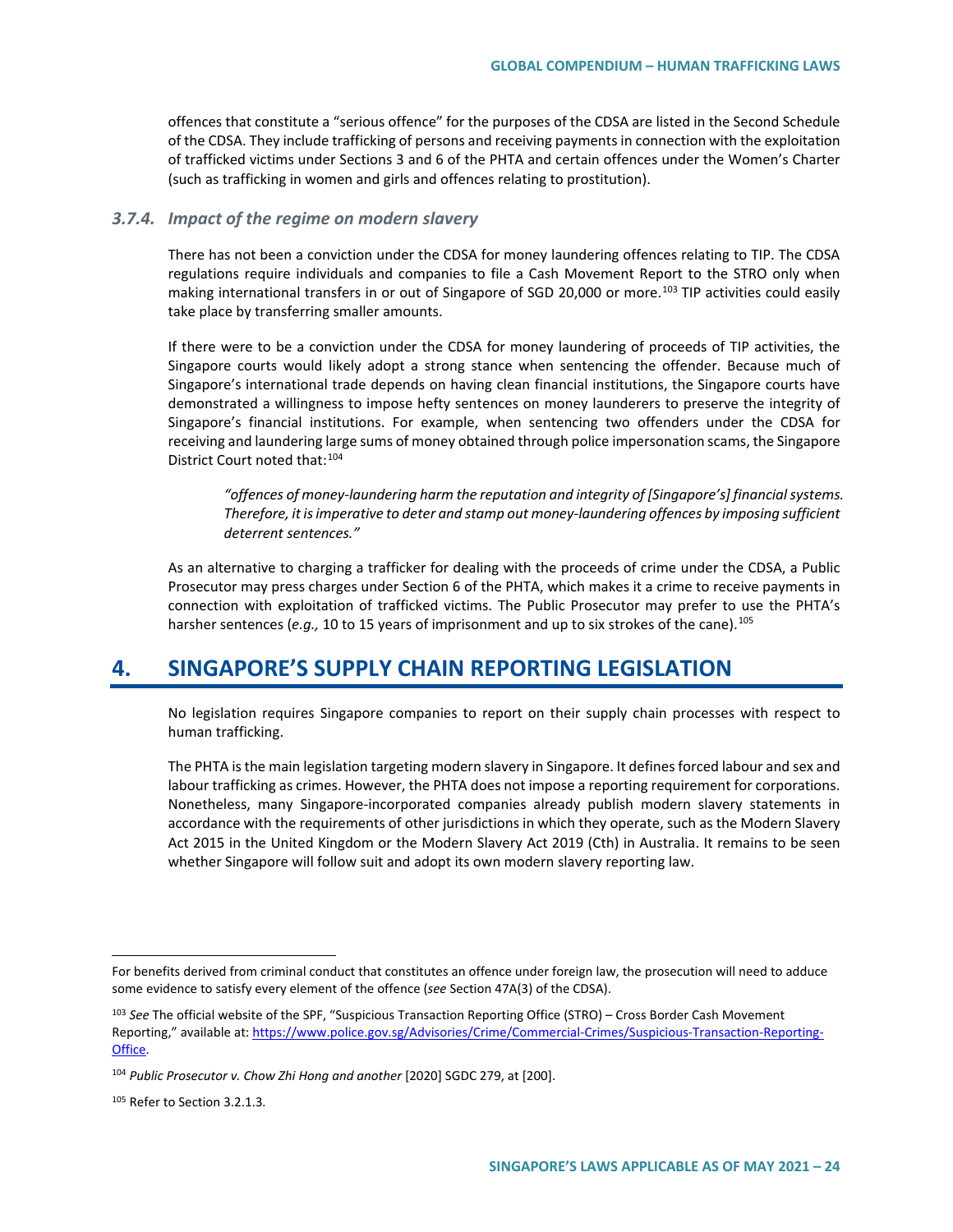offences that constitute a "serious offence" for the purposes of the CDSA are listed in the Second Schedule of the CDSA. They include trafficking of persons and receiving payments in connection with the exploitation of trafficked victims under Sections 3 and 6 of the PHTA and certain offences under the Women's Charter (such as trafficking in women and girls and offences relating to prostitution).

### *3.7.4. Impact of the regime on modern slavery*

There has not been a conviction under the CDSA for money laundering offences relating to TIP. The CDSA regulations require individuals and companies to file a Cash Movement Report to the STRO only when making international transfers in or out of Singapore of SGD 20,000 or more.[103] TIP activities could easily take place by transferring smaller amounts.

If there were to be a conviction under the CDSA for money laundering of proceeds of TIP activities, the Singapore courts would likely adopt a strong stance when sentencing the offender. Because much of Singapore's international trade depends on having clean financial institutions, the Singapore courts have demonstrated a willingness to impose hefty sentences on money launderers to preserve the integrity of Singapore's financial institutions. For example, when sentencing two offenders under the CDSA for receiving and laundering large sums of money obtained through police impersonation scams, the Singapore District Court noted that:[104]

> *"offences of money-laundering harm the reputation and integrity of [Singapore's] financial systems. Therefore, it is imperative to deter and stamp out money-laundering offences by imposing sufficient deterrent sentences."*

As an alternative to charging a trafficker for dealing with the proceeds of crime under the CDSA, a Public Prosecutor may press charges under Section 6 of the PHTA, which makes it a crime to receive payments in connection with exploitation of trafficked victims. The Public Prosecutor may prefer to use the PHTA's harsher sentences (*e.g.,* 10 to 15 years of imprisonment and up to six strokes of the cane).[105]

# 4. SINGAPORE'S SUPPLY CHAIN REPORTING LEGISLATION

No legislation requires Singapore companies to report on their supply chain processes with respect to human trafficking.

The PHTA is the main legislation targeting modern slavery in Singapore. It defines forced labour and sex and labour trafficking as crimes. However, the PHTA does not impose a reporting requirement for corporations. Nonetheless, many Singapore-incorporated companies already publish modern slavery statements in accordance with the requirements of other jurisdictions in which they operate, such as the Modern Slavery Act 2015 in the United Kingdom or the Modern Slavery Act 2019 (Cth) in Australia. It remains to be seen whether Singapore will follow suit and adopt its own modern slavery reporting law.

---

For benefits derived from criminal conduct that constitutes an offence under foreign law, the prosecution will need to adduce some evidence to satisfy every element of the offence (*see* Section 47A(3) of the CDSA).

[103] *See* The official website of the SPF, "Suspicious Transaction Reporting Office (STRO) – Cross Border Cash Movement Reporting," available at: https://www.police.gov.sg/Advisories/Crime/Commercial-Crimes/Suspicious-Transaction-Reporting-Office.

[104] *Public Prosecutor v. Chow Zhi Hong and another* [2020] SGDC 279, at [200].

[105] Refer to Section 3.2.1.3.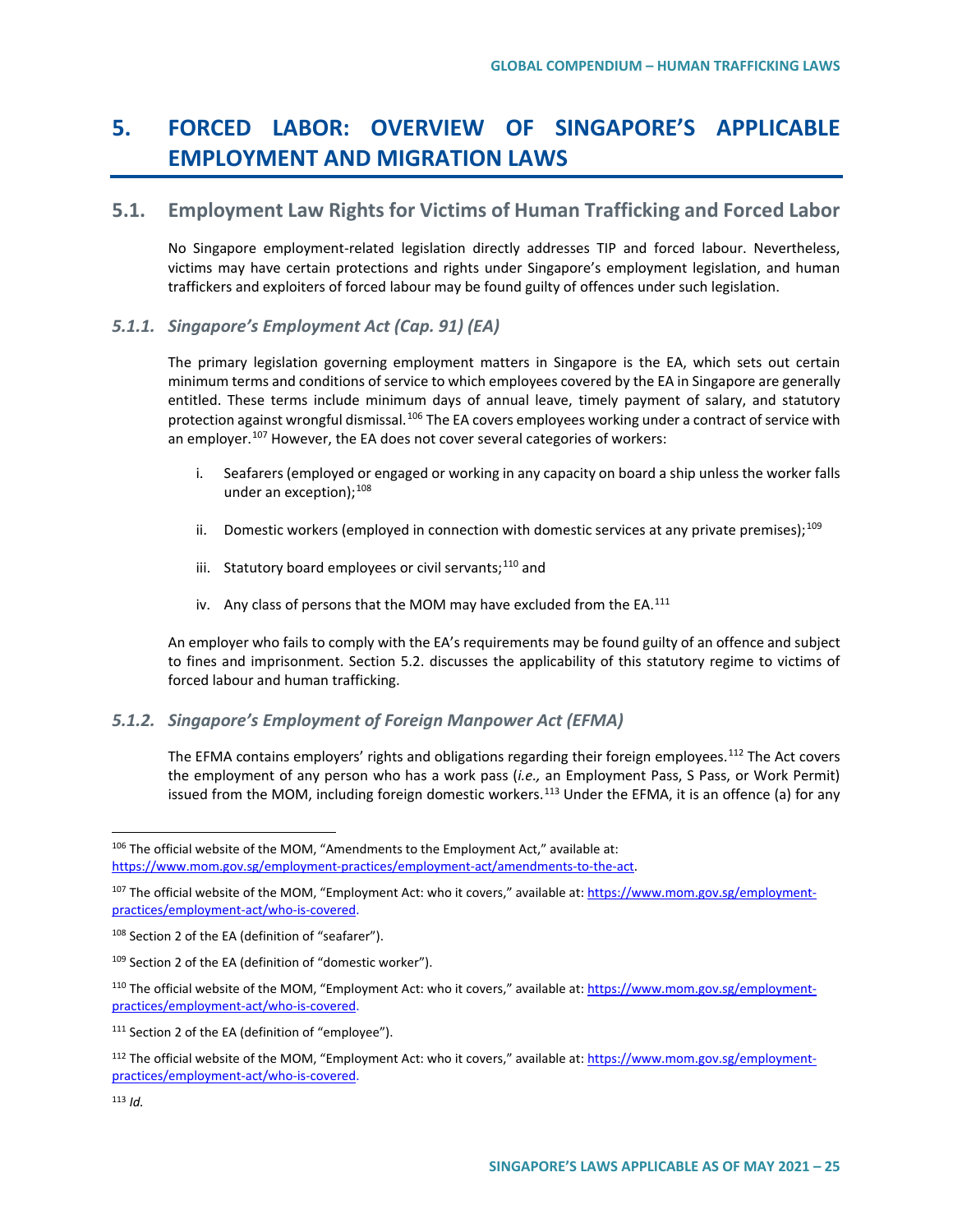# 5. FORCED LABOR: OVERVIEW OF SINGAPORE'S APPLICABLE EMPLOYMENT AND MIGRATION LAWS

## 5.1. Employment Law Rights for Victims of Human Trafficking and Forced Labor

No Singapore employment-related legislation directly addresses TIP and forced labour. Nevertheless, victims may have certain protections and rights under Singapore's employment legislation, and human traffickers and exploiters of forced labour may be found guilty of offences under such legislation.

### *5.1.1. Singapore's Employment Act (Cap. 91) (EA)*

The primary legislation governing employment matters in Singapore is the EA, which sets out certain minimum terms and conditions of service to which employees covered by the EA in Singapore are generally entitled. These terms include minimum days of annual leave, timely payment of salary, and statutory protection against wrongful dismissal.[106] The EA covers employees working under a contract of service with an employer.[107] However, the EA does not cover several categories of workers:

i. Seafarers (employed or engaged or working in any capacity on board a ship unless the worker falls under an exception);[108]

ii. Domestic workers (employed in connection with domestic services at any private premises);[109]

iii. Statutory board employees or civil servants;[110] and

iv. Any class of persons that the MOM may have excluded from the EA.[111]

An employer who fails to comply with the EA's requirements may be found guilty of an offence and subject to fines and imprisonment. Section 5.2. discusses the applicability of this statutory regime to victims of forced labour and human trafficking.

### *5.1.2. Singapore's Employment of Foreign Manpower Act (EFMA)*

The EFMA contains employers' rights and obligations regarding their foreign employees.[112] The Act covers the employment of any person who has a work pass (*i.e.,* an Employment Pass, S Pass, or Work Permit) issued from the MOM, including foreign domestic workers.[113] Under the EFMA, it is an offence (a) for any

---

[106] The official website of the MOM, "Amendments to the Employment Act," available at: https://www.mom.gov.sg/employment-practices/employment-act/amendments-to-the-act.

[107] The official website of the MOM, "Employment Act: who it covers," available at: https://www.mom.gov.sg/employment-practices/employment-act/who-is-covered.

[108] Section 2 of the EA (definition of "seafarer").

[109] Section 2 of the EA (definition of "domestic worker").

[110] The official website of the MOM, "Employment Act: who it covers," available at: https://www.mom.gov.sg/employment-practices/employment-act/who-is-covered.

[111] Section 2 of the EA (definition of "employee").

[112] The official website of the MOM, "Employment Act: who it covers," available at: https://www.mom.gov.sg/employment-practices/employment-act/who-is-covered.

[113] *Id.*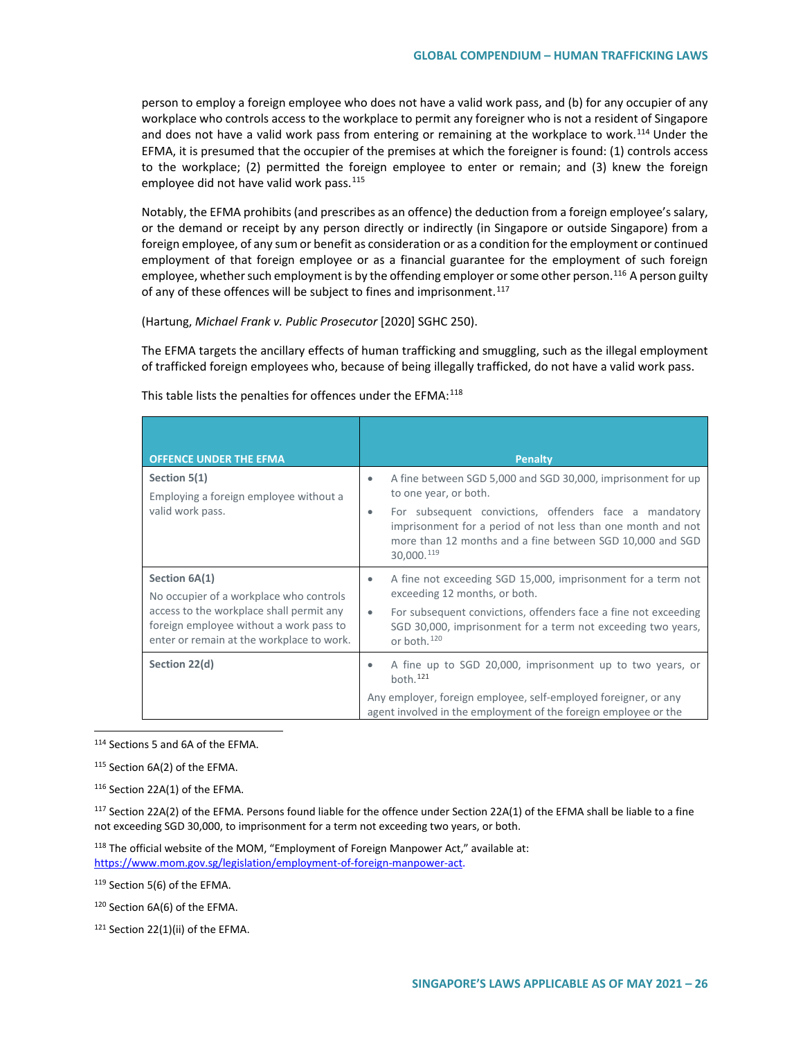person to employ a foreign employee who does not have a valid work pass, and (b) for any occupier of any workplace who controls access to the workplace to permit any foreigner who is not a resident of Singapore and does not have a valid work pass from entering or remaining at the workplace to work.[114] Under the EFMA, it is presumed that the occupier of the premises at which the foreigner is found: (1) controls access to the workplace; (2) permitted the foreign employee to enter or remain; and (3) knew the foreign employee did not have valid work pass.[115]

Notably, the EFMA prohibits (and prescribes as an offence) the deduction from a foreign employee's salary, or the demand or receipt by any person directly or indirectly (in Singapore or outside Singapore) from a foreign employee, of any sum or benefit as consideration or as a condition for the employment or continued employment of that foreign employee or as a financial guarantee for the employment of such foreign employee, whether such employment is by the offending employer or some other person.[116] A person guilty of any of these offences will be subject to fines and imprisonment.[117]

(Hartung, *Michael Frank v. Public Prosecutor* [2020] SGHC 250).

The EFMA targets the ancillary effects of human trafficking and smuggling, such as the illegal employment of trafficked foreign employees who, because of being illegally trafficked, do not have a valid work pass.

This table lists the penalties for offences under the EFMA:[118]

| OFFENCE UNDER THE EFMA | Penalty |
|---|---|
| **Section 5(1)**<br>Employing a foreign employee without a valid work pass. | • A fine between SGD 5,000 and SGD 30,000, imprisonment for up to one year, or both.<br>• For subsequent convictions, offenders face a mandatory imprisonment for a period of not less than one month and not more than 12 months and a fine between SGD 10,000 and SGD 30,000.[119] |
| **Section 6A(1)**<br>No occupier of a workplace who controls access to the workplace shall permit any foreign employee without a work pass to enter or remain at the workplace to work. | • A fine not exceeding SGD 15,000, imprisonment for a term not exceeding 12 months, or both.<br>• For subsequent convictions, offenders face a fine not exceeding SGD 30,000, imprisonment for a term not exceeding two years, or both.[120] |
| **Section 22(d)** | • A fine up to SGD 20,000, imprisonment up to two years, or both.[121]<br>Any employer, foreign employee, self-employed foreigner, or any agent involved in the employment of the foreign employee or the |

[114] Sections 5 and 6A of the EFMA.

[115] Section 6A(2) of the EFMA.

[116] Section 22A(1) of the EFMA.

[117] Section 22A(2) of the EFMA. Persons found liable for the offence under Section 22A(1) of the EFMA shall be liable to a fine not exceeding SGD 30,000, to imprisonment for a term not exceeding two years, or both.

[118] The official website of the MOM, "Employment of Foreign Manpower Act," available at: https://www.mom.gov.sg/legislation/employment-of-foreign-manpower-act.

[119] Section 5(6) of the EFMA.

[120] Section 6A(6) of the EFMA.

[121] Section 22(1)(ii) of the EFMA.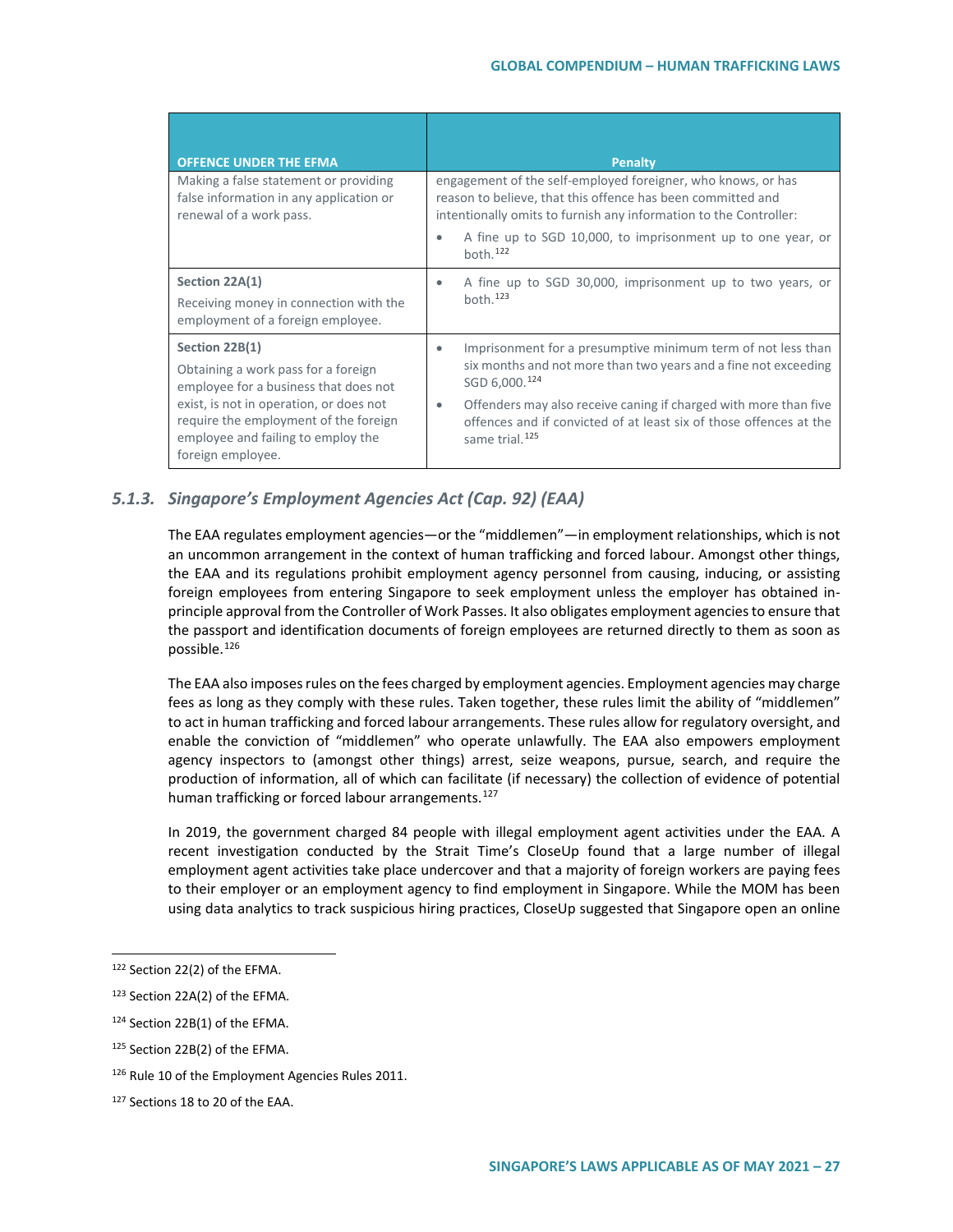| OFFENCE UNDER THE EFMA | Penalty |
|---|---|
| Making a false statement or providing false information in any application or renewal of a work pass. | engagement of the self-employed foreigner, who knows, or has reason to believe, that this offence has been committed and intentionally omits to furnish any information to the Controller: <br>• A fine up to SGD 10,000, to imprisonment up to one year, or both.[122] |
| **Section 22A(1)** <br>Receiving money in connection with the employment of a foreign employee. | • A fine up to SGD 30,000, imprisonment up to two years, or both.[123] |
| **Section 22B(1)** <br>Obtaining a work pass for a foreign employee for a business that does not exist, is not in operation, or does not require the employment of the foreign employee and failing to employ the foreign employee. | • Imprisonment for a presumptive minimum term of not less than six months and not more than two years and a fine not exceeding SGD 6,000.[124] <br>• Offenders may also receive caning if charged with more than five offences and if convicted of at least six of those offences at the same trial.[125] |

### *5.1.3. Singapore's Employment Agencies Act (Cap. 92) (EAA)*

The EAA regulates employment agencies—or the "middlemen"—in employment relationships, which is not an uncommon arrangement in the context of human trafficking and forced labour. Amongst other things, the EAA and its regulations prohibit employment agency personnel from causing, inducing, or assisting foreign employees from entering Singapore to seek employment unless the employer has obtained in-principle approval from the Controller of Work Passes. It also obligates employment agencies to ensure that the passport and identification documents of foreign employees are returned directly to them as soon as possible.[126]

The EAA also imposes rules on the fees charged by employment agencies. Employment agencies may charge fees as long as they comply with these rules. Taken together, these rules limit the ability of "middlemen" to act in human trafficking and forced labour arrangements. These rules allow for regulatory oversight, and enable the conviction of "middlemen" who operate unlawfully. The EAA also empowers employment agency inspectors to (amongst other things) arrest, seize weapons, pursue, search, and require the production of information, all of which can facilitate (if necessary) the collection of evidence of potential human trafficking or forced labour arrangements.[127]

In 2019, the government charged 84 people with illegal employment agent activities under the EAA. A recent investigation conducted by the Strait Time's CloseUp found that a large number of illegal employment agent activities take place undercover and that a majority of foreign workers are paying fees to their employer or an employment agency to find employment in Singapore. While the MOM has been using data analytics to track suspicious hiring practices, CloseUp suggested that Singapore open an online

---

[122] Section 22(2) of the EFMA.

[123] Section 22A(2) of the EFMA.

[124] Section 22B(1) of the EFMA.

[125] Section 22B(2) of the EFMA.

[126] Rule 10 of the Employment Agencies Rules 2011.

[127] Sections 18 to 20 of the EAA.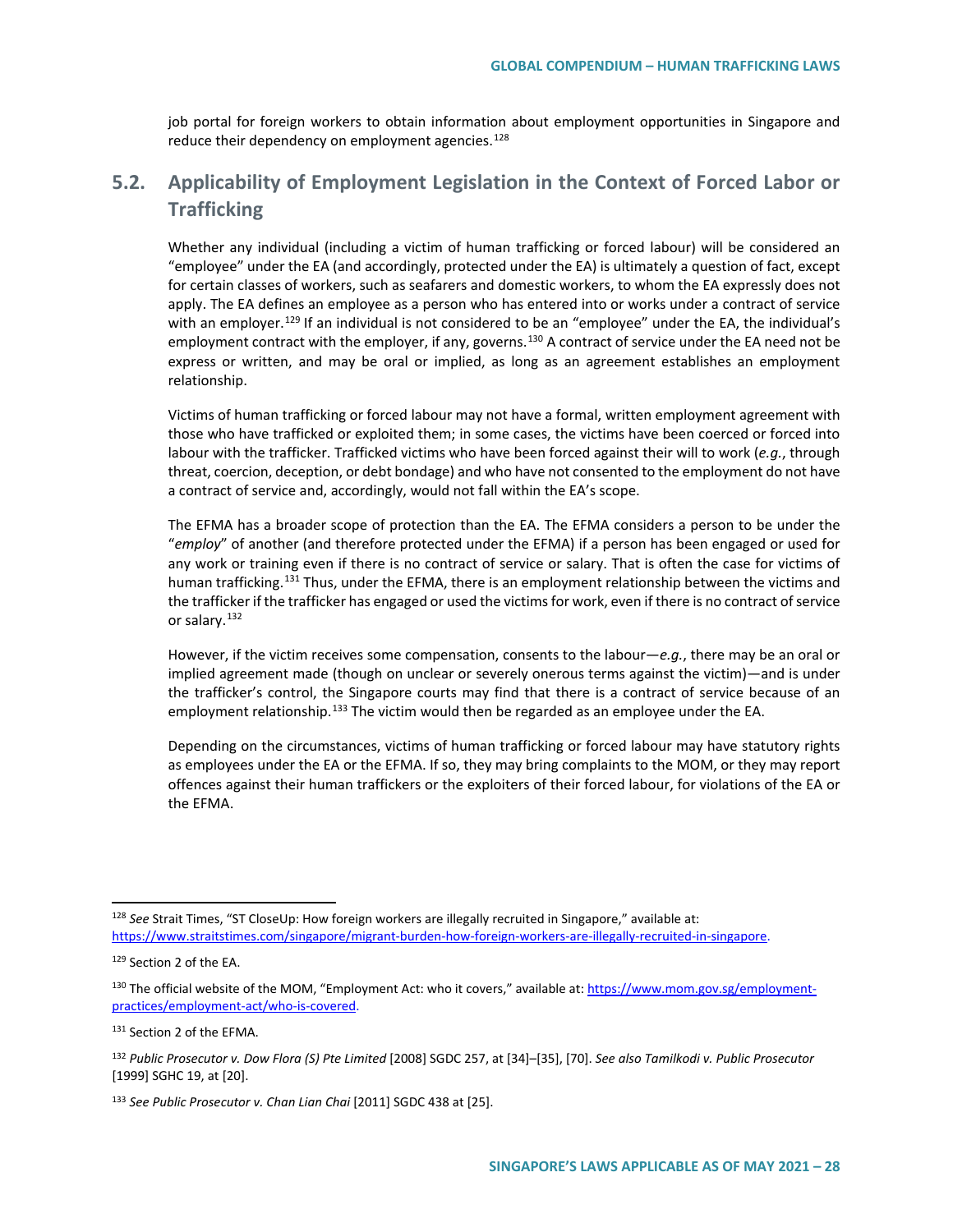job portal for foreign workers to obtain information about employment opportunities in Singapore and reduce their dependency on employment agencies.[128]

## 5.2. Applicability of Employment Legislation in the Context of Forced Labor or Trafficking

Whether any individual (including a victim of human trafficking or forced labour) will be considered an "employee" under the EA (and accordingly, protected under the EA) is ultimately a question of fact, except for certain classes of workers, such as seafarers and domestic workers, to whom the EA expressly does not apply. The EA defines an employee as a person who has entered into or works under a contract of service with an employer.[129] If an individual is not considered to be an "employee" under the EA, the individual's employment contract with the employer, if any, governs.[130] A contract of service under the EA need not be express or written, and may be oral or implied, as long as an agreement establishes an employment relationship.

Victims of human trafficking or forced labour may not have a formal, written employment agreement with those who have trafficked or exploited them; in some cases, the victims have been coerced or forced into labour with the trafficker. Trafficked victims who have been forced against their will to work (*e.g.*, through threat, coercion, deception, or debt bondage) and who have not consented to the employment do not have a contract of service and, accordingly, would not fall within the EA's scope.

The EFMA has a broader scope of protection than the EA. The EFMA considers a person to be under the "*employ*" of another (and therefore protected under the EFMA) if a person has been engaged or used for any work or training even if there is no contract of service or salary. That is often the case for victims of human trafficking.[131] Thus, under the EFMA, there is an employment relationship between the victims and the trafficker if the trafficker has engaged or used the victims for work, even if there is no contract of service or salary.[132]

However, if the victim receives some compensation, consents to the labour—*e.g.*, there may be an oral or implied agreement made (though on unclear or severely onerous terms against the victim)—and is under the trafficker's control, the Singapore courts may find that there is a contract of service because of an employment relationship.[133] The victim would then be regarded as an employee under the EA.

Depending on the circumstances, victims of human trafficking or forced labour may have statutory rights as employees under the EA or the EFMA. If so, they may bring complaints to the MOM, or they may report offences against their human traffickers or the exploiters of their forced labour, for violations of the EA or the EFMA.

---

[128] *See* Strait Times, "ST CloseUp: How foreign workers are illegally recruited in Singapore," available at: https://www.straitstimes.com/singapore/migrant-burden-how-foreign-workers-are-illegally-recruited-in-singapore.

[129] Section 2 of the EA.

[130] The official website of the MOM, "Employment Act: who it covers," available at: https://www.mom.gov.sg/employment-practices/employment-act/who-is-covered.

[131] Section 2 of the EFMA.

[132] *Public Prosecutor v. Dow Flora (S) Pte Limited* [2008] SGDC 257, at [34]–[35], [70]. *See also Tamilkodi v. Public Prosecutor* [1999] SGHC 19, at [20].

[133] *See Public Prosecutor v. Chan Lian Chai* [2011] SGDC 438 at [25].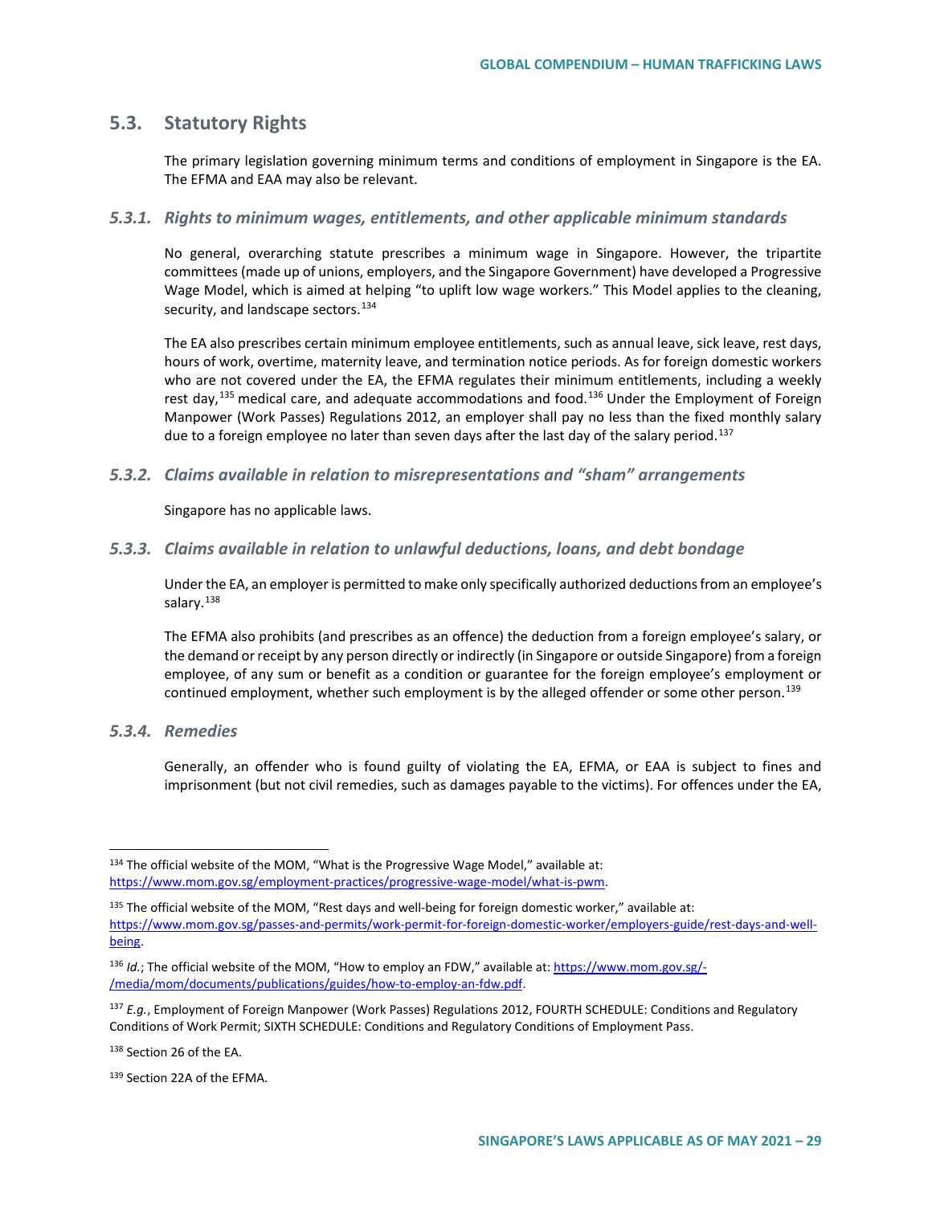## 5.3. Statutory Rights

The primary legislation governing minimum terms and conditions of employment in Singapore is the EA. The EFMA and EAA may also be relevant.

### *5.3.1. Rights to minimum wages, entitlements, and other applicable minimum standards*

No general, overarching statute prescribes a minimum wage in Singapore. However, the tripartite committees (made up of unions, employers, and the Singapore Government) have developed a Progressive Wage Model, which is aimed at helping "to uplift low wage workers." This Model applies to the cleaning, security, and landscape sectors.[134]

The EA also prescribes certain minimum employee entitlements, such as annual leave, sick leave, rest days, hours of work, overtime, maternity leave, and termination notice periods. As for foreign domestic workers who are not covered under the EA, the EFMA regulates their minimum entitlements, including a weekly rest day,[135] medical care, and adequate accommodations and food.[136] Under the Employment of Foreign Manpower (Work Passes) Regulations 2012, an employer shall pay no less than the fixed monthly salary due to a foreign employee no later than seven days after the last day of the salary period.[137]

### *5.3.2. Claims available in relation to misrepresentations and "sham" arrangements*

Singapore has no applicable laws.

### *5.3.3. Claims available in relation to unlawful deductions, loans, and debt bondage*

Under the EA, an employer is permitted to make only specifically authorized deductions from an employee's salary.[138]

The EFMA also prohibits (and prescribes as an offence) the deduction from a foreign employee's salary, or the demand or receipt by any person directly or indirectly (in Singapore or outside Singapore) from a foreign employee, of any sum or benefit as a condition or guarantee for the foreign employee's employment or continued employment, whether such employment is by the alleged offender or some other person.[139]

### *5.3.4. Remedies*

Generally, an offender who is found guilty of violating the EA, EFMA, or EAA is subject to fines and imprisonment (but not civil remedies, such as damages payable to the victims). For offences under the EA,

---

[134] The official website of the MOM, "What is the Progressive Wage Model," available at: https://www.mom.gov.sg/employment-practices/progressive-wage-model/what-is-pwm.

[135] The official website of the MOM, "Rest days and well-being for foreign domestic worker," available at: https://www.mom.gov.sg/passes-and-permits/work-permit-for-foreign-domestic-worker/employers-guide/rest-days-and-well-being.

[136] *Id.*; The official website of the MOM, "How to employ an FDW," available at: https://www.mom.gov.sg/-/media/mom/documents/publications/guides/how-to-employ-an-fdw.pdf.

[137] *E.g.*, Employment of Foreign Manpower (Work Passes) Regulations 2012, FOURTH SCHEDULE: Conditions and Regulatory Conditions of Work Permit; SIXTH SCHEDULE: Conditions and Regulatory Conditions of Employment Pass.

[138] Section 26 of the EA.

[139] Section 22A of the EFMA.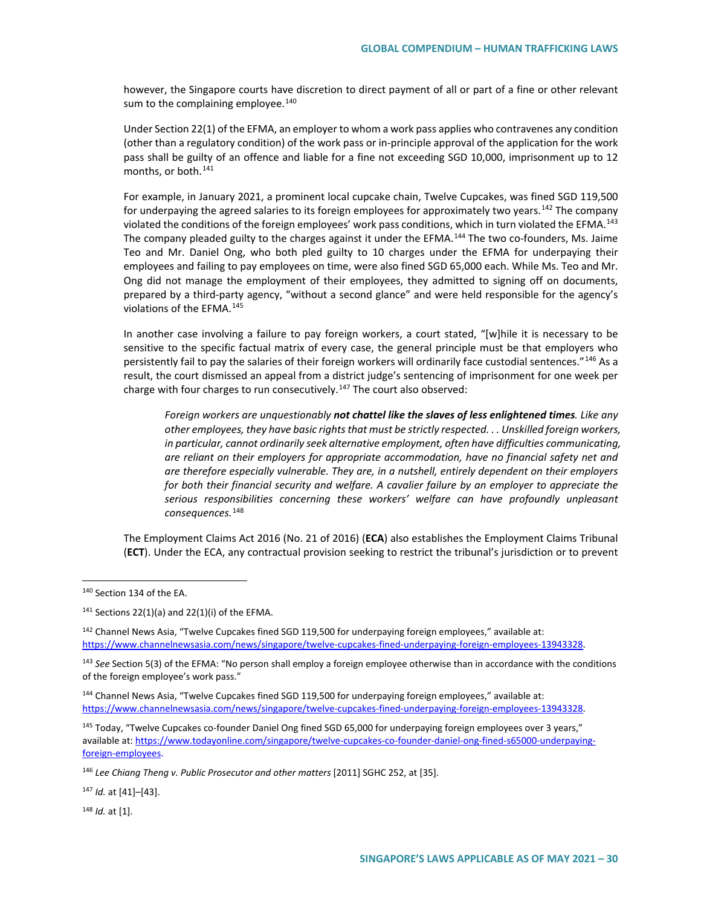however, the Singapore courts have discretion to direct payment of all or part of a fine or other relevant sum to the complaining employee.[140]

Under Section 22(1) of the EFMA, an employer to whom a work pass applies who contravenes any condition (other than a regulatory condition) of the work pass or in-principle approval of the application for the work pass shall be guilty of an offence and liable for a fine not exceeding SGD 10,000, imprisonment up to 12 months, or both.[141]

For example, in January 2021, a prominent local cupcake chain, Twelve Cupcakes, was fined SGD 119,500 for underpaying the agreed salaries to its foreign employees for approximately two years.[142] The company violated the conditions of the foreign employees' work pass conditions, which in turn violated the EFMA.[143] The company pleaded guilty to the charges against it under the EFMA.[144] The two co-founders, Ms. Jaime Teo and Mr. Daniel Ong, who both pled guilty to 10 charges under the EFMA for underpaying their employees and failing to pay employees on time, were also fined SGD 65,000 each. While Ms. Teo and Mr. Ong did not manage the employment of their employees, they admitted to signing off on documents, prepared by a third-party agency, "without a second glance" and were held responsible for the agency's violations of the EFMA.[145]

In another case involving a failure to pay foreign workers, a court stated, "[w]hile it is necessary to be sensitive to the specific factual matrix of every case, the general principle must be that employers who persistently fail to pay the salaries of their foreign workers will ordinarily face custodial sentences."[146] As a result, the court dismissed an appeal from a district judge's sentencing of imprisonment for one week per charge with four charges to run consecutively.[147] The court also observed:

> *Foreign workers are unquestionably* ***not chattel like the slaves of less enlightened times****. Like any other employees, they have basic rights that must be strictly respected. . . Unskilled foreign workers, in particular, cannot ordinarily seek alternative employment, often have difficulties communicating, are reliant on their employers for appropriate accommodation, have no financial safety net and are therefore especially vulnerable. They are, in a nutshell, entirely dependent on their employers for both their financial security and welfare. A cavalier failure by an employer to appreciate the serious responsibilities concerning these workers' welfare can have profoundly unpleasant consequences.*[148]

The Employment Claims Act 2016 (No. 21 of 2016) (**ECA**) also establishes the Employment Claims Tribunal (**ECT**). Under the ECA, any contractual provision seeking to restrict the tribunal's jurisdiction or to prevent

---

[140] Section 134 of the EA.

[141] Sections 22(1)(a) and 22(1)(i) of the EFMA.

[142] Channel News Asia, "Twelve Cupcakes fined SGD 119,500 for underpaying foreign employees," available at: https://www.channelnewsasia.com/news/singapore/twelve-cupcakes-fined-underpaying-foreign-employees-13943328.

[143] *See* Section 5(3) of the EFMA: "No person shall employ a foreign employee otherwise than in accordance with the conditions of the foreign employee's work pass."

[144] Channel News Asia, "Twelve Cupcakes fined SGD 119,500 for underpaying foreign employees," available at: https://www.channelnewsasia.com/news/singapore/twelve-cupcakes-fined-underpaying-foreign-employees-13943328.

[145] Today, "Twelve Cupcakes co-founder Daniel Ong fined SGD 65,000 for underpaying foreign employees over 3 years," available at: https://www.todayonline.com/singapore/twelve-cupcakes-co-founder-daniel-ong-fined-s65000-underpaying-foreign-employees.

[146] *Lee Chiang Theng v. Public Prosecutor and other matters* [2011] SGHC 252, at [35].

[147] *Id.* at [41]–[43].

[148] *Id.* at [1].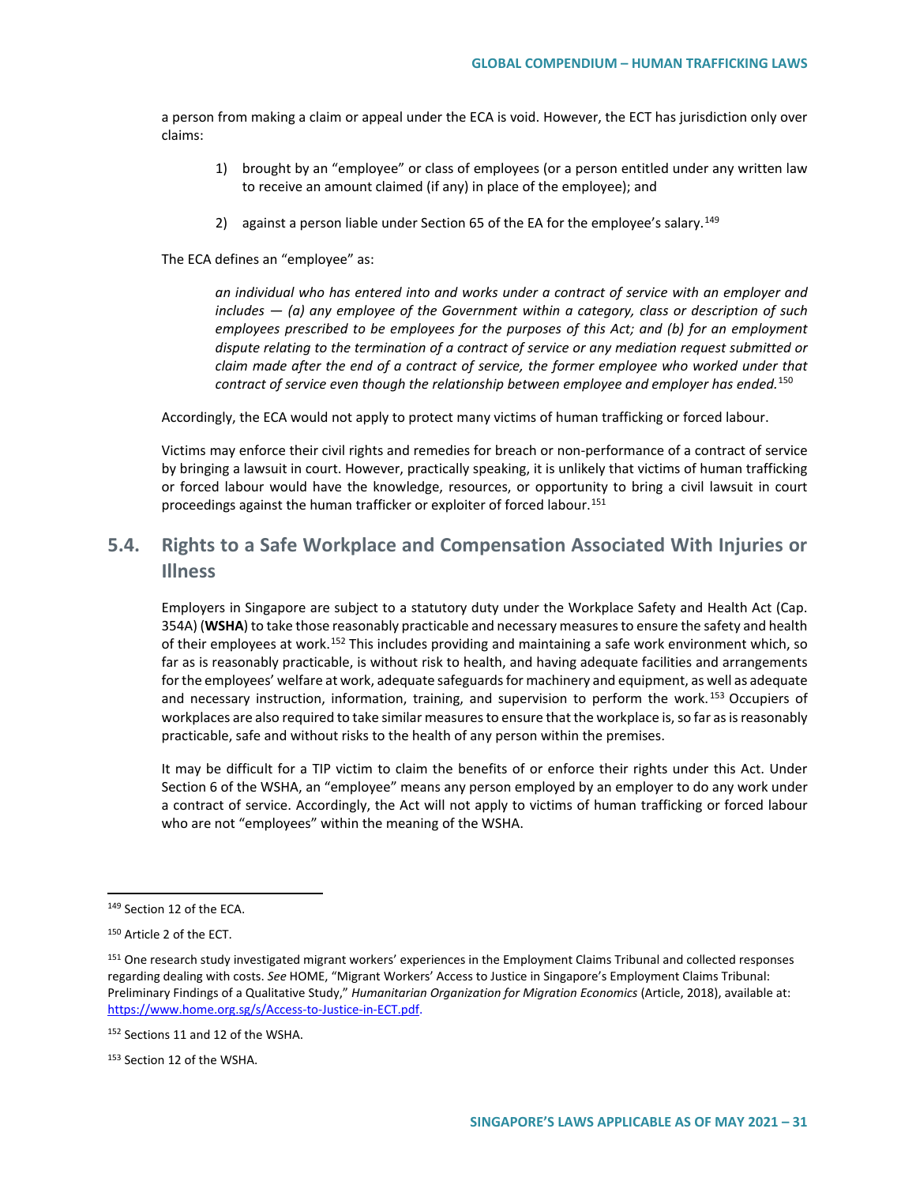a person from making a claim or appeal under the ECA is void. However, the ECT has jurisdiction only over claims:

1) brought by an "employee" or class of employees (or a person entitled under any written law to receive an amount claimed (if any) in place of the employee); and

2) against a person liable under Section 65 of the EA for the employee's salary.[149]

The ECA defines an "employee" as:

> *an individual who has entered into and works under a contract of service with an employer and includes — (a) any employee of the Government within a category, class or description of such employees prescribed to be employees for the purposes of this Act; and (b) for an employment dispute relating to the termination of a contract of service or any mediation request submitted or claim made after the end of a contract of service, the former employee who worked under that contract of service even though the relationship between employee and employer has ended.*[150]

Accordingly, the ECA would not apply to protect many victims of human trafficking or forced labour.

Victims may enforce their civil rights and remedies for breach or non-performance of a contract of service by bringing a lawsuit in court. However, practically speaking, it is unlikely that victims of human trafficking or forced labour would have the knowledge, resources, or opportunity to bring a civil lawsuit in court proceedings against the human trafficker or exploiter of forced labour.[151]

## 5.4. Rights to a Safe Workplace and Compensation Associated With Injuries or Illness

Employers in Singapore are subject to a statutory duty under the Workplace Safety and Health Act (Cap. 354A) (**WSHA**) to take those reasonably practicable and necessary measures to ensure the safety and health of their employees at work.[152] This includes providing and maintaining a safe work environment which, so far as is reasonably practicable, is without risk to health, and having adequate facilities and arrangements for the employees' welfare at work, adequate safeguards for machinery and equipment, as well as adequate and necessary instruction, information, training, and supervision to perform the work.[153] Occupiers of workplaces are also required to take similar measures to ensure that the workplace is, so far as is reasonably practicable, safe and without risks to the health of any person within the premises.

It may be difficult for a TIP victim to claim the benefits of or enforce their rights under this Act. Under Section 6 of the WSHA, an "employee" means any person employed by an employer to do any work under a contract of service. Accordingly, the Act will not apply to victims of human trafficking or forced labour who are not "employees" within the meaning of the WSHA.

---

[149] Section 12 of the ECA.

[150] Article 2 of the ECT.

[151] One research study investigated migrant workers' experiences in the Employment Claims Tribunal and collected responses regarding dealing with costs. *See* HOME, "Migrant Workers' Access to Justice in Singapore's Employment Claims Tribunal: Preliminary Findings of a Qualitative Study," *Humanitarian Organization for Migration Economics* (Article, 2018), available at: https://www.home.org.sg/s/Access-to-Justice-in-ECT.pdf.

[152] Sections 11 and 12 of the WSHA.

[153] Section 12 of the WSHA.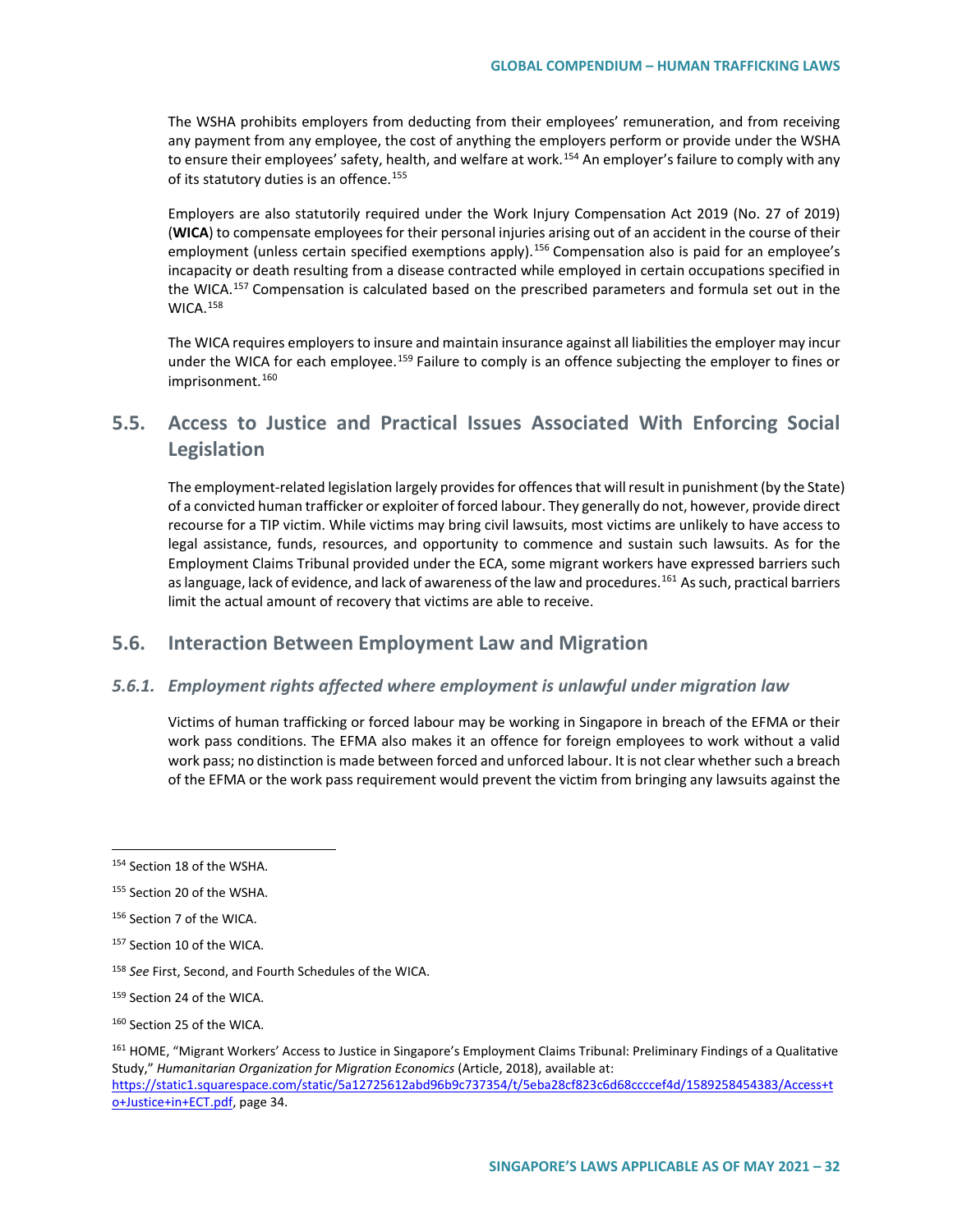The WSHA prohibits employers from deducting from their employees' remuneration, and from receiving any payment from any employee, the cost of anything the employers perform or provide under the WSHA to ensure their employees' safety, health, and welfare at work.[154] An employer's failure to comply with any of its statutory duties is an offence.[155]

Employers are also statutorily required under the Work Injury Compensation Act 2019 (No. 27 of 2019) (**WICA**) to compensate employees for their personal injuries arising out of an accident in the course of their employment (unless certain specified exemptions apply).[156] Compensation also is paid for an employee's incapacity or death resulting from a disease contracted while employed in certain occupations specified in the WICA.[157] Compensation is calculated based on the prescribed parameters and formula set out in the WICA.[158]

The WICA requires employers to insure and maintain insurance against all liabilities the employer may incur under the WICA for each employee.[159] Failure to comply is an offence subjecting the employer to fines or imprisonment.[160]

## 5.5. Access to Justice and Practical Issues Associated With Enforcing Social Legislation

The employment-related legislation largely provides for offences that will result in punishment (by the State) of a convicted human trafficker or exploiter of forced labour. They generally do not, however, provide direct recourse for a TIP victim. While victims may bring civil lawsuits, most victims are unlikely to have access to legal assistance, funds, resources, and opportunity to commence and sustain such lawsuits. As for the Employment Claims Tribunal provided under the ECA, some migrant workers have expressed barriers such as language, lack of evidence, and lack of awareness of the law and procedures.[161] As such, practical barriers limit the actual amount of recovery that victims are able to receive.

## 5.6. Interaction Between Employment Law and Migration

### *5.6.1. Employment rights affected where employment is unlawful under migration law*

Victims of human trafficking or forced labour may be working in Singapore in breach of the EFMA or their work pass conditions. The EFMA also makes it an offence for foreign employees to work without a valid work pass; no distinction is made between forced and unforced labour. It is not clear whether such a breach of the EFMA or the work pass requirement would prevent the victim from bringing any lawsuits against the

---

[154] Section 18 of the WSHA.

[155] Section 20 of the WSHA.

[156] Section 7 of the WICA.

[157] Section 10 of the WICA.

[158] *See* First, Second, and Fourth Schedules of the WICA.

[159] Section 24 of the WICA.

[160] Section 25 of the WICA.

[161] HOME, "Migrant Workers' Access to Justice in Singapore's Employment Claims Tribunal: Preliminary Findings of a Qualitative Study," *Humanitarian Organization for Migration Economics* (Article, 2018), available at: https://static1.squarespace.com/static/5a12725612abd96b9c737354/t/5eba28cf823c6d68ccccef4d/1589258454383/Access+to+Justice+in+ECT.pdf, page 34.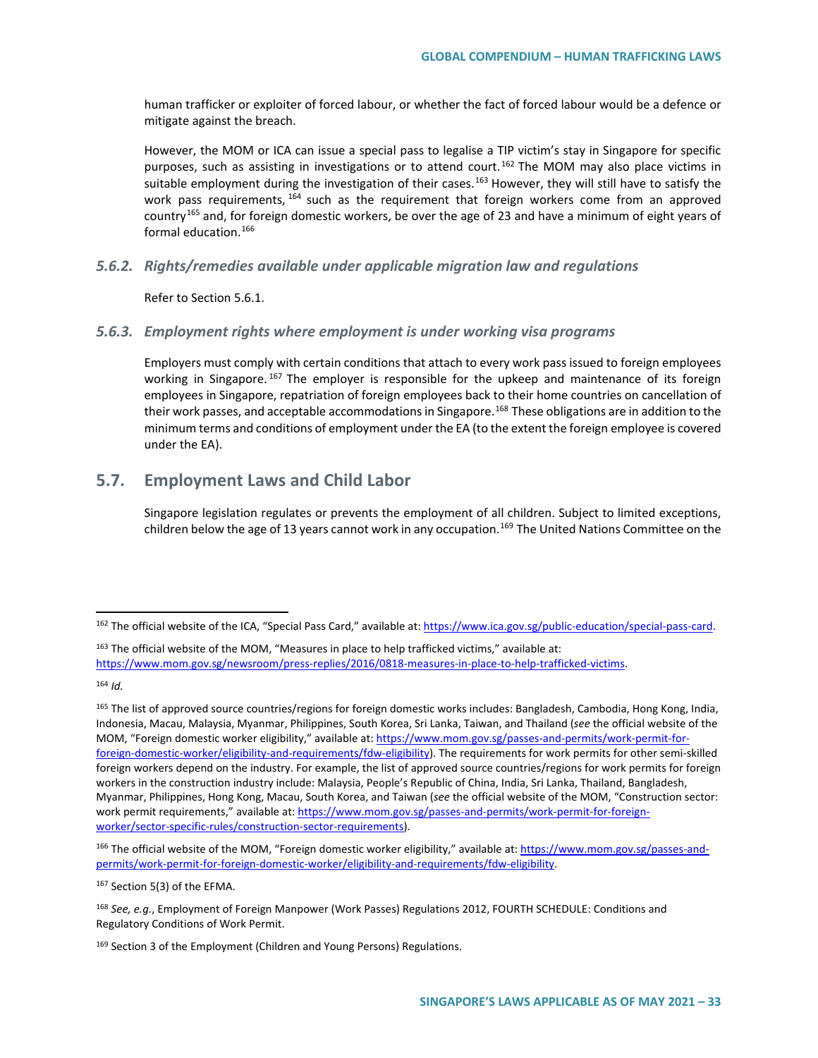human trafficker or exploiter of forced labour, or whether the fact of forced labour would be a defence or mitigate against the breach.

However, the MOM or ICA can issue a special pass to legalise a TIP victim's stay in Singapore for specific purposes, such as assisting in investigations or to attend court.[162] The MOM may also place victims in suitable employment during the investigation of their cases.[163] However, they will still have to satisfy the work pass requirements,[164] such as the requirement that foreign workers come from an approved country[165] and, for foreign domestic workers, be over the age of 23 and have a minimum of eight years of formal education.[166]

### 5.6.2. Rights/remedies available under applicable migration law and regulations

Refer to Section 5.6.1.

### 5.6.3. Employment rights where employment is under working visa programs

Employers must comply with certain conditions that attach to every work pass issued to foreign employees working in Singapore.[167] The employer is responsible for the upkeep and maintenance of its foreign employees in Singapore, repatriation of foreign employees back to their home countries on cancellation of their work passes, and acceptable accommodations in Singapore.[168] These obligations are in addition to the minimum terms and conditions of employment under the EA (to the extent the foreign employee is covered under the EA).

## 5.7. Employment Laws and Child Labor

Singapore legislation regulates or prevents the employment of all children. Subject to limited exceptions, children below the age of 13 years cannot work in any occupation.[169] The United Nations Committee on the

---

[162] The official website of the ICA, "Special Pass Card," available at: https://www.ica.gov.sg/public-education/special-pass-card.

[163] The official website of the MOM, "Measures in place to help trafficked victims," available at: https://www.mom.gov.sg/newsroom/press-replies/2016/0818-measures-in-place-to-help-trafficked-victims.

[164] *Id.*

[165] The list of approved source countries/regions for foreign domestic works includes: Bangladesh, Cambodia, Hong Kong, India, Indonesia, Macau, Malaysia, Myanmar, Philippines, South Korea, Sri Lanka, Taiwan, and Thailand (*see* the official website of the MOM, "Foreign domestic worker eligibility," available at: https://www.mom.gov.sg/passes-and-permits/work-permit-for-foreign-domestic-worker/eligibility-and-requirements/fdw-eligibility). The requirements for work permits for other semi-skilled foreign workers depend on the industry. For example, the list of approved source countries/regions for work permits for foreign workers in the construction industry include: Malaysia, People's Republic of China, India, Sri Lanka, Thailand, Bangladesh, Myanmar, Philippines, Hong Kong, Macau, South Korea, and Taiwan (*see* the official website of the MOM, "Construction sector: work permit requirements," available at: https://www.mom.gov.sg/passes-and-permits/work-permit-for-foreign-worker/sector-specific-rules/construction-sector-requirements).

[166] The official website of the MOM, "Foreign domestic worker eligibility," available at: https://www.mom.gov.sg/passes-and-permits/work-permit-for-foreign-domestic-worker/eligibility-and-requirements/fdw-eligibility.

[167] Section 5(3) of the EFMA.

[168] *See, e.g.*, Employment of Foreign Manpower (Work Passes) Regulations 2012, FOURTH SCHEDULE: Conditions and Regulatory Conditions of Work Permit.

[169] Section 3 of the Employment (Children and Young Persons) Regulations.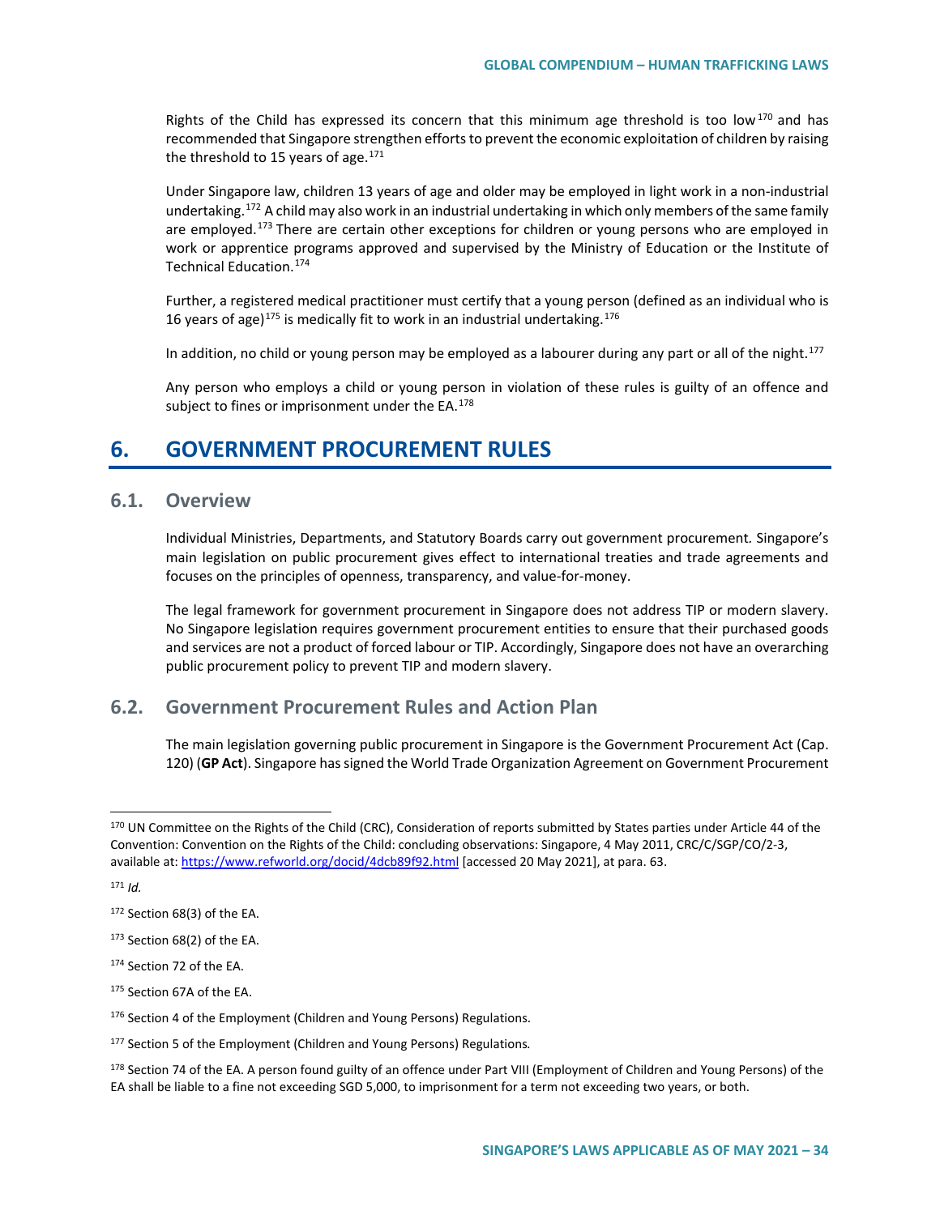Rights of the Child has expressed its concern that this minimum age threshold is too low[170] and has recommended that Singapore strengthen efforts to prevent the economic exploitation of children by raising the threshold to 15 years of age.[171]

Under Singapore law, children 13 years of age and older may be employed in light work in a non-industrial undertaking.[172] A child may also work in an industrial undertaking in which only members of the same family are employed.[173] There are certain other exceptions for children or young persons who are employed in work or apprentice programs approved and supervised by the Ministry of Education or the Institute of Technical Education.[174]

Further, a registered medical practitioner must certify that a young person (defined as an individual who is 16 years of age)[175] is medically fit to work in an industrial undertaking.[176]

In addition, no child or young person may be employed as a labourer during any part or all of the night.[177]

Any person who employs a child or young person in violation of these rules is guilty of an offence and subject to fines or imprisonment under the EA.[178]

# 6. GOVERNMENT PROCUREMENT RULES

## 6.1. Overview

Individual Ministries, Departments, and Statutory Boards carry out government procurement. Singapore's main legislation on public procurement gives effect to international treaties and trade agreements and focuses on the principles of openness, transparency, and value-for-money.

The legal framework for government procurement in Singapore does not address TIP or modern slavery. No Singapore legislation requires government procurement entities to ensure that their purchased goods and services are not a product of forced labour or TIP. Accordingly, Singapore does not have an overarching public procurement policy to prevent TIP and modern slavery.

## 6.2. Government Procurement Rules and Action Plan

The main legislation governing public procurement in Singapore is the Government Procurement Act (Cap. 120) (**GP Act**). Singapore has signed the World Trade Organization Agreement on Government Procurement

---

[170] UN Committee on the Rights of the Child (CRC), Consideration of reports submitted by States parties under Article 44 of the Convention: Convention on the Rights of the Child: concluding observations: Singapore, 4 May 2011, CRC/C/SGP/CO/2-3, available at: https://www.refworld.org/docid/4dcb89f92.html [accessed 20 May 2021], at para. 63.

[171] *Id.*

[172] Section 68(3) of the EA.

[173] Section 68(2) of the EA.

[174] Section 72 of the EA.

[175] Section 67A of the EA.

[176] Section 4 of the Employment (Children and Young Persons) Regulations.

[177] Section 5 of the Employment (Children and Young Persons) Regulations.

[178] Section 74 of the EA. A person found guilty of an offence under Part VIII (Employment of Children and Young Persons) of the EA shall be liable to a fine not exceeding SGD 5,000, to imprisonment for a term not exceeding two years, or both.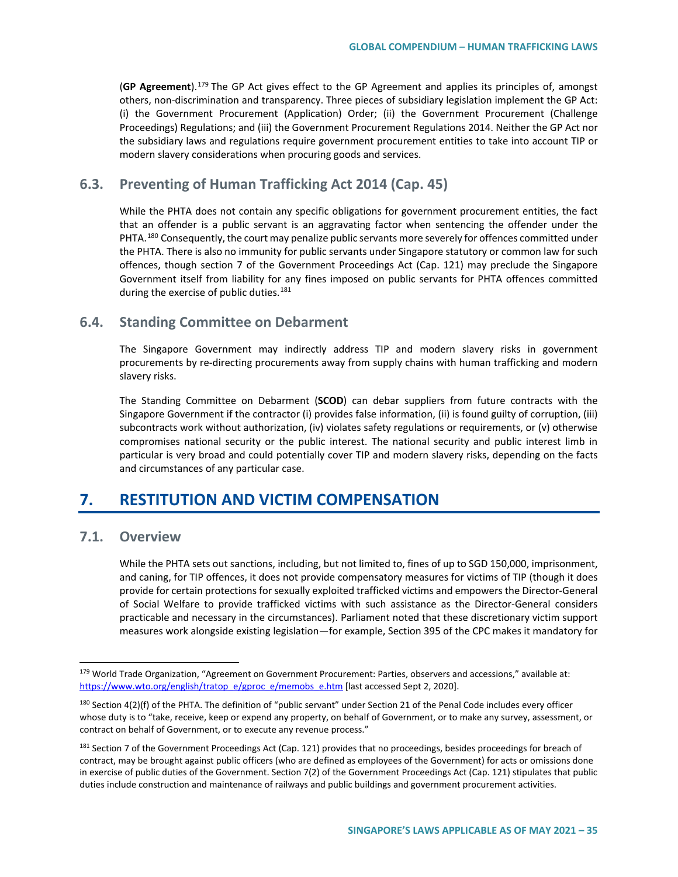(**GP Agreement**).[179] The GP Act gives effect to the GP Agreement and applies its principles of, amongst others, non-discrimination and transparency. Three pieces of subsidiary legislation implement the GP Act: (i) the Government Procurement (Application) Order; (ii) the Government Procurement (Challenge Proceedings) Regulations; and (iii) the Government Procurement Regulations 2014. Neither the GP Act nor the subsidiary laws and regulations require government procurement entities to take into account TIP or modern slavery considerations when procuring goods and services.

### 6.3. Preventing of Human Trafficking Act 2014 (Cap. 45)

While the PHTA does not contain any specific obligations for government procurement entities, the fact that an offender is a public servant is an aggravating factor when sentencing the offender under the PHTA.[180] Consequently, the court may penalize public servants more severely for offences committed under the PHTA. There is also no immunity for public servants under Singapore statutory or common law for such offences, though section 7 of the Government Proceedings Act (Cap. 121) may preclude the Singapore Government itself from liability for any fines imposed on public servants for PHTA offences committed during the exercise of public duties.[181]

### 6.4. Standing Committee on Debarment

The Singapore Government may indirectly address TIP and modern slavery risks in government procurements by re-directing procurements away from supply chains with human trafficking and modern slavery risks.

The Standing Committee on Debarment (**SCOD**) can debar suppliers from future contracts with the Singapore Government if the contractor (i) provides false information, (ii) is found guilty of corruption, (iii) subcontracts work without authorization, (iv) violates safety regulations or requirements, or (v) otherwise compromises national security or the public interest. The national security and public interest limb in particular is very broad and could potentially cover TIP and modern slavery risks, depending on the facts and circumstances of any particular case.

## 7. RESTITUTION AND VICTIM COMPENSATION

### 7.1. Overview

While the PHTA sets out sanctions, including, but not limited to, fines of up to SGD 150,000, imprisonment, and caning, for TIP offences, it does not provide compensatory measures for victims of TIP (though it does provide for certain protections for sexually exploited trafficked victims and empowers the Director-General of Social Welfare to provide trafficked victims with such assistance as the Director-General considers practicable and necessary in the circumstances). Parliament noted that these discretionary victim support measures work alongside existing legislation—for example, Section 395 of the CPC makes it mandatory for

---

[179] World Trade Organization, "Agreement on Government Procurement: Parties, observers and accessions," available at: https://www.wto.org/english/tratop_e/gproc_e/memobs_e.htm [last accessed Sept 2, 2020].

[180] Section 4(2)(f) of the PHTA. The definition of "public servant" under Section 21 of the Penal Code includes every officer whose duty is to "take, receive, keep or expend any property, on behalf of Government, or to make any survey, assessment, or contract on behalf of Government, or to execute any revenue process."

[181] Section 7 of the Government Proceedings Act (Cap. 121) provides that no proceedings, besides proceedings for breach of contract, may be brought against public officers (who are defined as employees of the Government) for acts or omissions done in exercise of public duties of the Government. Section 7(2) of the Government Proceedings Act (Cap. 121) stipulates that public duties include construction and maintenance of railways and public buildings and government procurement activities.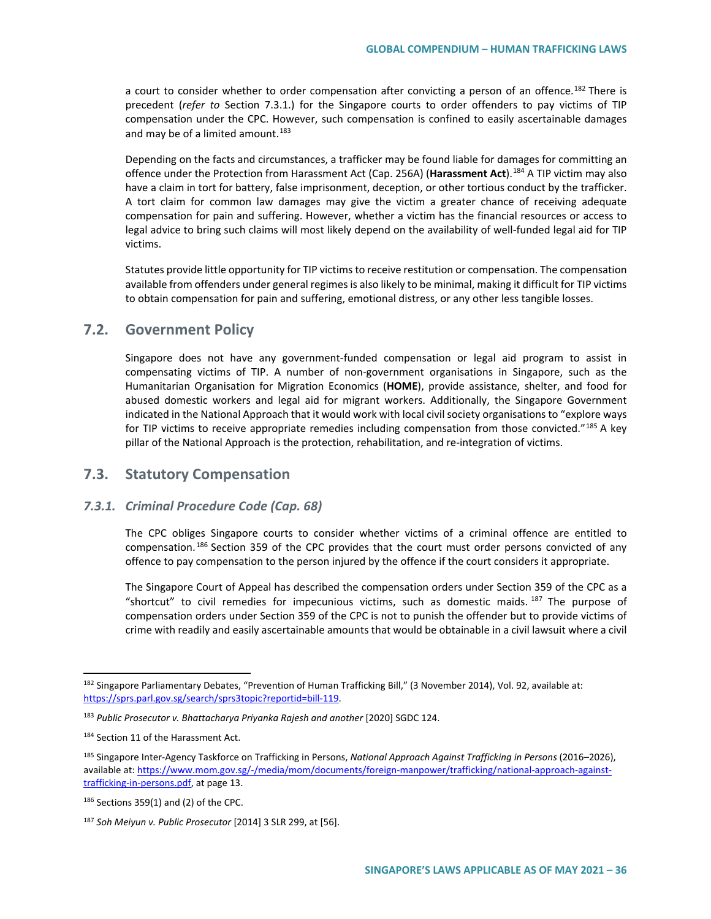a court to consider whether to order compensation after convicting a person of an offence.[182] There is precedent (*refer to* Section 7.3.1.) for the Singapore courts to order offenders to pay victims of TIP compensation under the CPC. However, such compensation is confined to easily ascertainable damages and may be of a limited amount.[183]

Depending on the facts and circumstances, a trafficker may be found liable for damages for committing an offence under the Protection from Harassment Act (Cap. 256A) (**Harassment Act**).[184] A TIP victim may also have a claim in tort for battery, false imprisonment, deception, or other tortious conduct by the trafficker. A tort claim for common law damages may give the victim a greater chance of receiving adequate compensation for pain and suffering. However, whether a victim has the financial resources or access to legal advice to bring such claims will most likely depend on the availability of well-funded legal aid for TIP victims.

Statutes provide little opportunity for TIP victims to receive restitution or compensation. The compensation available from offenders under general regimes is also likely to be minimal, making it difficult for TIP victims to obtain compensation for pain and suffering, emotional distress, or any other less tangible losses.

## 7.2. Government Policy

Singapore does not have any government-funded compensation or legal aid program to assist in compensating victims of TIP. A number of non-government organisations in Singapore, such as the Humanitarian Organisation for Migration Economics (**HOME**), provide assistance, shelter, and food for abused domestic workers and legal aid for migrant workers. Additionally, the Singapore Government indicated in the National Approach that it would work with local civil society organisations to "explore ways for TIP victims to receive appropriate remedies including compensation from those convicted."[185] A key pillar of the National Approach is the protection, rehabilitation, and re-integration of victims.

## 7.3. Statutory Compensation

### *7.3.1. Criminal Procedure Code (Cap. 68)*

The CPC obliges Singapore courts to consider whether victims of a criminal offence are entitled to compensation.[186] Section 359 of the CPC provides that the court must order persons convicted of any offence to pay compensation to the person injured by the offence if the court considers it appropriate.

The Singapore Court of Appeal has described the compensation orders under Section 359 of the CPC as a "shortcut" to civil remedies for impecunious victims, such as domestic maids.[187] The purpose of compensation orders under Section 359 of the CPC is not to punish the offender but to provide victims of crime with readily and easily ascertainable amounts that would be obtainable in a civil lawsuit where a civil

---

[182] Singapore Parliamentary Debates, "Prevention of Human Trafficking Bill," (3 November 2014), Vol. 92, available at: https://sprs.parl.gov.sg/search/sprs3topic?reportid=bill-119.

[183] *Public Prosecutor v. Bhattacharya Priyanka Rajesh and another* [2020] SGDC 124.

[184] Section 11 of the Harassment Act.

[185] Singapore Inter-Agency Taskforce on Trafficking in Persons, *National Approach Against Trafficking in Persons* (2016–2026), available at: https://www.mom.gov.sg/-/media/mom/documents/foreign-manpower/trafficking/national-approach-against-trafficking-in-persons.pdf, at page 13.

[186] Sections 359(1) and (2) of the CPC.

[187] *Soh Meiyun v. Public Prosecutor* [2014] 3 SLR 299, at [56].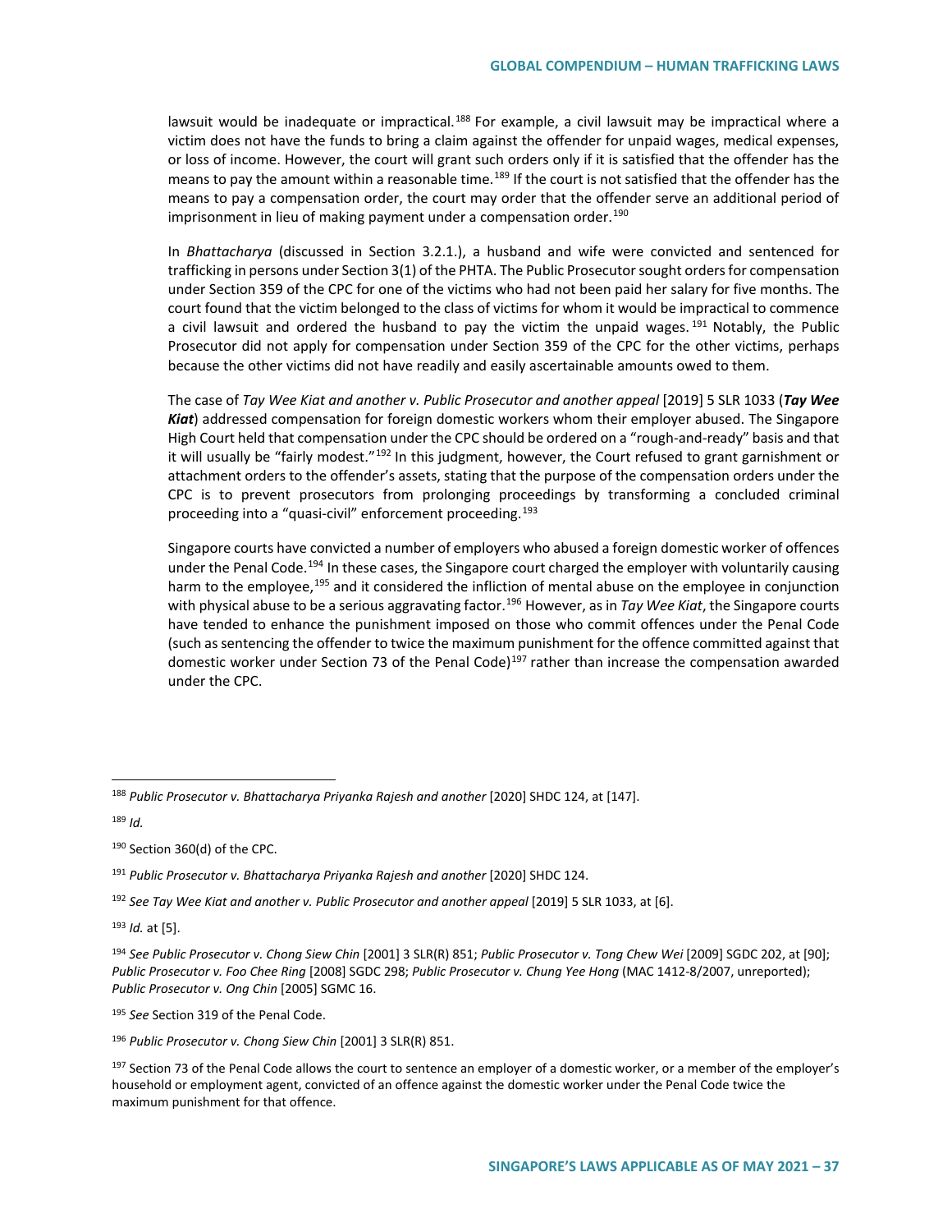lawsuit would be inadequate or impractical.[188] For example, a civil lawsuit may be impractical where a victim does not have the funds to bring a claim against the offender for unpaid wages, medical expenses, or loss of income. However, the court will grant such orders only if it is satisfied that the offender has the means to pay the amount within a reasonable time.[189] If the court is not satisfied that the offender has the means to pay a compensation order, the court may order that the offender serve an additional period of imprisonment in lieu of making payment under a compensation order.[190]

In *Bhattacharya* (discussed in Section 3.2.1.), a husband and wife were convicted and sentenced for trafficking in persons under Section 3(1) of the PHTA. The Public Prosecutor sought orders for compensation under Section 359 of the CPC for one of the victims who had not been paid her salary for five months. The court found that the victim belonged to the class of victims for whom it would be impractical to commence a civil lawsuit and ordered the husband to pay the victim the unpaid wages.[191] Notably, the Public Prosecutor did not apply for compensation under Section 359 of the CPC for the other victims, perhaps because the other victims did not have readily and easily ascertainable amounts owed to them.

The case of *Tay Wee Kiat and another v. Public Prosecutor and another appeal* [2019] 5 SLR 1033 (***Tay Wee Kiat***) addressed compensation for foreign domestic workers whom their employer abused. The Singapore High Court held that compensation under the CPC should be ordered on a "rough-and-ready" basis and that it will usually be "fairly modest."[192] In this judgment, however, the Court refused to grant garnishment or attachment orders to the offender's assets, stating that the purpose of the compensation orders under the CPC is to prevent prosecutors from prolonging proceedings by transforming a concluded criminal proceeding into a "quasi-civil" enforcement proceeding.[193]

Singapore courts have convicted a number of employers who abused a foreign domestic worker of offences under the Penal Code.[194] In these cases, the Singapore court charged the employer with voluntarily causing harm to the employee,[195] and it considered the infliction of mental abuse on the employee in conjunction with physical abuse to be a serious aggravating factor.[196] However, as in *Tay Wee Kiat*, the Singapore courts have tended to enhance the punishment imposed on those who commit offences under the Penal Code (such as sentencing the offender to twice the maximum punishment for the offence committed against that domestic worker under Section 73 of the Penal Code)[197] rather than increase the compensation awarded under the CPC.

---

[188] *Public Prosecutor v. Bhattacharya Priyanka Rajesh and another* [2020] SHDC 124, at [147].

[189] *Id.*

[190] Section 360(d) of the CPC.

[191] *Public Prosecutor v. Bhattacharya Priyanka Rajesh and another* [2020] SHDC 124.

[192] *See Tay Wee Kiat and another v. Public Prosecutor and another appeal* [2019] 5 SLR 1033, at [6].

[193] *Id.* at [5].

[194] *See Public Prosecutor v. Chong Siew Chin* [2001] 3 SLR(R) 851; *Public Prosecutor v. Tong Chew Wei* [2009] SGDC 202, at [90]; *Public Prosecutor v. Foo Chee Ring* [2008] SGDC 298; *Public Prosecutor v. Chung Yee Hong* (MAC 1412-8/2007, unreported); *Public Prosecutor v. Ong Chin* [2005] SGMC 16.

[195] *See* Section 319 of the Penal Code.

[196] *Public Prosecutor v. Chong Siew Chin* [2001] 3 SLR(R) 851.

[197] Section 73 of the Penal Code allows the court to sentence an employer of a domestic worker, or a member of the employer's household or employment agent, convicted of an offence against the domestic worker under the Penal Code twice the maximum punishment for that offence.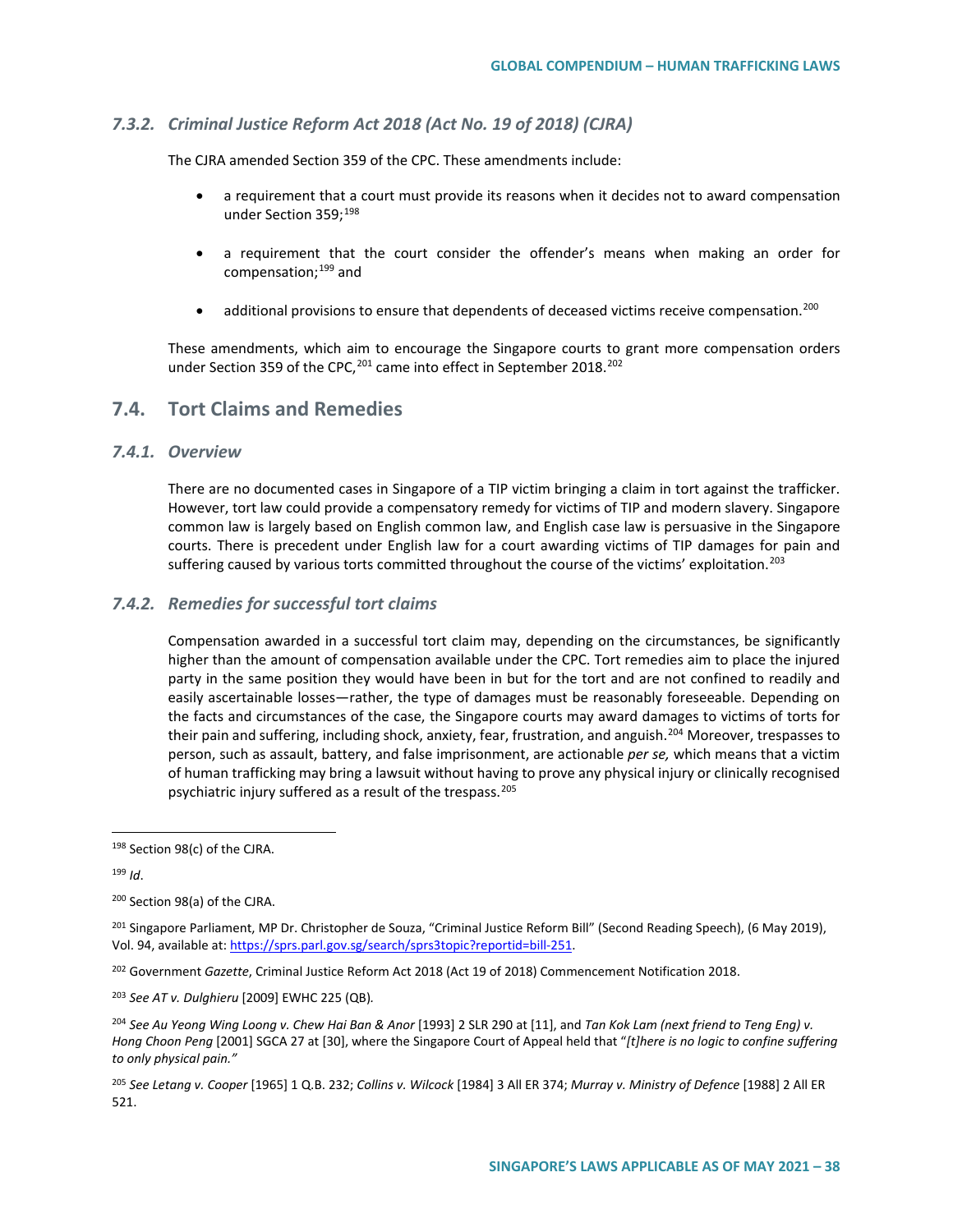### 7.3.2. *Criminal Justice Reform Act 2018 (Act No. 19 of 2018) (CJRA)*

The CJRA amended Section 359 of the CPC. These amendments include:

- a requirement that a court must provide its reasons when it decides not to award compensation under Section 359;[198]
- a requirement that the court consider the offender's means when making an order for compensation;[199] and
- additional provisions to ensure that dependents of deceased victims receive compensation.[200]

These amendments, which aim to encourage the Singapore courts to grant more compensation orders under Section 359 of the CPC,[201] came into effect in September 2018.[202]

## 7.4. Tort Claims and Remedies

### 7.4.1. *Overview*

There are no documented cases in Singapore of a TIP victim bringing a claim in tort against the trafficker. However, tort law could provide a compensatory remedy for victims of TIP and modern slavery. Singapore common law is largely based on English common law, and English case law is persuasive in the Singapore courts. There is precedent under English law for a court awarding victims of TIP damages for pain and suffering caused by various torts committed throughout the course of the victims' exploitation.[203]

### 7.4.2. *Remedies for successful tort claims*

Compensation awarded in a successful tort claim may, depending on the circumstances, be significantly higher than the amount of compensation available under the CPC. Tort remedies aim to place the injured party in the same position they would have been in but for the tort and are not confined to readily and easily ascertainable losses—rather, the type of damages must be reasonably foreseeable. Depending on the facts and circumstances of the case, the Singapore courts may award damages to victims of torts for their pain and suffering, including shock, anxiety, fear, frustration, and anguish.[204] Moreover, trespasses to person, such as assault, battery, and false imprisonment, are actionable *per se,* which means that a victim of human trafficking may bring a lawsuit without having to prove any physical injury or clinically recognised psychiatric injury suffered as a result of the trespass.[205]

---

[198] Section 98(c) of the CJRA.

[199] *Id*.

[200] Section 98(a) of the CJRA.

[201] Singapore Parliament, MP Dr. Christopher de Souza, "Criminal Justice Reform Bill" (Second Reading Speech), (6 May 2019), Vol. 94, available at: https://sprs.parl.gov.sg/search/sprs3topic?reportid=bill-251.

[202] Government *Gazette*, Criminal Justice Reform Act 2018 (Act 19 of 2018) Commencement Notification 2018.

[203] *See AT v. Dulghieru* [2009] EWHC 225 (QB).

[204] *See Au Yeong Wing Loong v. Chew Hai Ban & Anor* [1993] 2 SLR 290 at [11], and *Tan Kok Lam (next friend to Teng Eng) v. Hong Choon Peng* [2001] SGCA 27 at [30], where the Singapore Court of Appeal held that "*[t]here is no logic to confine suffering to only physical pain."*

[205] *See Letang v. Cooper* [1965] 1 Q.B. 232; *Collins v. Wilcock* [1984] 3 All ER 374; *Murray v. Ministry of Defence* [1988] 2 All ER 521.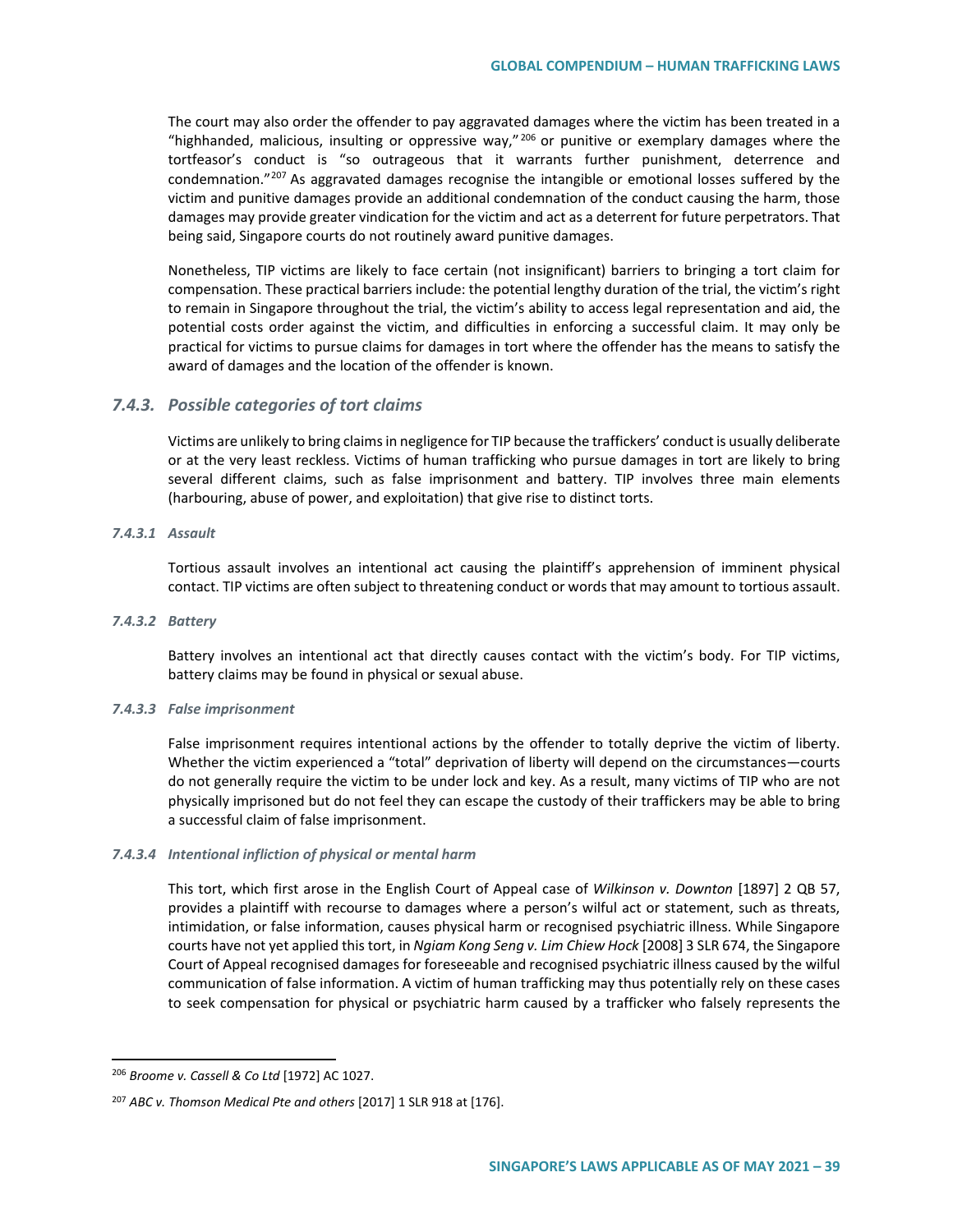The court may also order the offender to pay aggravated damages where the victim has been treated in a "highhanded, malicious, insulting or oppressive way,"[206] or punitive or exemplary damages where the tortfeasor's conduct is "so outrageous that it warrants further punishment, deterrence and condemnation."[207] As aggravated damages recognise the intangible or emotional losses suffered by the victim and punitive damages provide an additional condemnation of the conduct causing the harm, those damages may provide greater vindication for the victim and act as a deterrent for future perpetrators. That being said, Singapore courts do not routinely award punitive damages.

Nonetheless, TIP victims are likely to face certain (not insignificant) barriers to bringing a tort claim for compensation. These practical barriers include: the potential lengthy duration of the trial, the victim's right to remain in Singapore throughout the trial, the victim's ability to access legal representation and aid, the potential costs order against the victim, and difficulties in enforcing a successful claim. It may only be practical for victims to pursue claims for damages in tort where the offender has the means to satisfy the award of damages and the location of the offender is known.

### *7.4.3. Possible categories of tort claims*

Victims are unlikely to bring claims in negligence for TIP because the traffickers' conduct is usually deliberate or at the very least reckless. Victims of human trafficking who pursue damages in tort are likely to bring several different claims, such as false imprisonment and battery. TIP involves three main elements (harbouring, abuse of power, and exploitation) that give rise to distinct torts.

#### *7.4.3.1 Assault*

Tortious assault involves an intentional act causing the plaintiff's apprehension of imminent physical contact. TIP victims are often subject to threatening conduct or words that may amount to tortious assault.

#### *7.4.3.2 Battery*

Battery involves an intentional act that directly causes contact with the victim's body. For TIP victims, battery claims may be found in physical or sexual abuse.

#### *7.4.3.3 False imprisonment*

False imprisonment requires intentional actions by the offender to totally deprive the victim of liberty. Whether the victim experienced a "total" deprivation of liberty will depend on the circumstances—courts do not generally require the victim to be under lock and key. As a result, many victims of TIP who are not physically imprisoned but do not feel they can escape the custody of their traffickers may be able to bring a successful claim of false imprisonment.

#### *7.4.3.4 Intentional infliction of physical or mental harm*

This tort, which first arose in the English Court of Appeal case of *Wilkinson v. Downton* [1897] 2 QB 57, provides a plaintiff with recourse to damages where a person's wilful act or statement, such as threats, intimidation, or false information, causes physical harm or recognised psychiatric illness. While Singapore courts have not yet applied this tort, in *Ngiam Kong Seng v. Lim Chiew Hock* [2008] 3 SLR 674, the Singapore Court of Appeal recognised damages for foreseeable and recognised psychiatric illness caused by the wilful communication of false information. A victim of human trafficking may thus potentially rely on these cases to seek compensation for physical or psychiatric harm caused by a trafficker who falsely represents the

---

[206] *Broome v. Cassell & Co Ltd* [1972] AC 1027.

[207] *ABC v. Thomson Medical Pte and others* [2017] 1 SLR 918 at [176].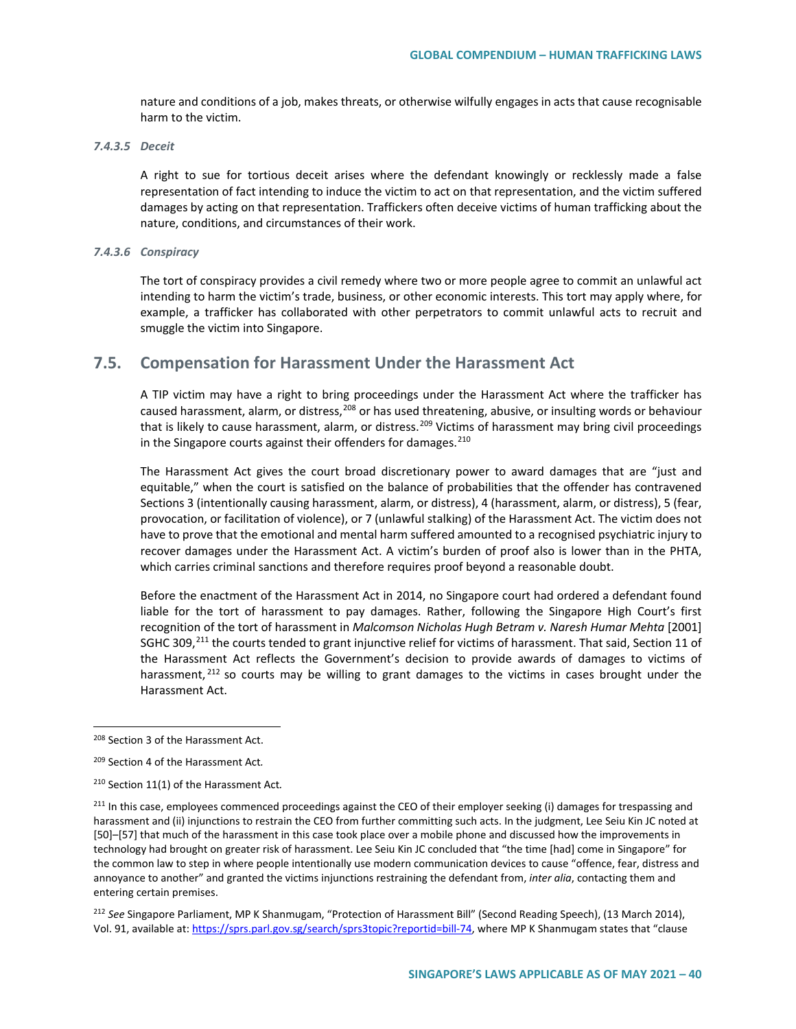nature and conditions of a job, makes threats, or otherwise wilfully engages in acts that cause recognisable harm to the victim.

#### *7.4.3.5 Deceit*

A right to sue for tortious deceit arises where the defendant knowingly or recklessly made a false representation of fact intending to induce the victim to act on that representation, and the victim suffered damages by acting on that representation. Traffickers often deceive victims of human trafficking about the nature, conditions, and circumstances of their work.

#### *7.4.3.6 Conspiracy*

The tort of conspiracy provides a civil remedy where two or more people agree to commit an unlawful act intending to harm the victim's trade, business, or other economic interests. This tort may apply where, for example, a trafficker has collaborated with other perpetrators to commit unlawful acts to recruit and smuggle the victim into Singapore.

## 7.5. Compensation for Harassment Under the Harassment Act

A TIP victim may have a right to bring proceedings under the Harassment Act where the trafficker has caused harassment, alarm, or distress,[208] or has used threatening, abusive, or insulting words or behaviour that is likely to cause harassment, alarm, or distress.[209] Victims of harassment may bring civil proceedings in the Singapore courts against their offenders for damages.[210]

The Harassment Act gives the court broad discretionary power to award damages that are "just and equitable," when the court is satisfied on the balance of probabilities that the offender has contravened Sections 3 (intentionally causing harassment, alarm, or distress), 4 (harassment, alarm, or distress), 5 (fear, provocation, or facilitation of violence), or 7 (unlawful stalking) of the Harassment Act. The victim does not have to prove that the emotional and mental harm suffered amounted to a recognised psychiatric injury to recover damages under the Harassment Act. A victim's burden of proof also is lower than in the PHTA, which carries criminal sanctions and therefore requires proof beyond a reasonable doubt.

Before the enactment of the Harassment Act in 2014, no Singapore court had ordered a defendant found liable for the tort of harassment to pay damages. Rather, following the Singapore High Court's first recognition of the tort of harassment in *Malcomson Nicholas Hugh Betram v. Naresh Humar Mehta* [2001] SGHC 309,[211] the courts tended to grant injunctive relief for victims of harassment. That said, Section 11 of the Harassment Act reflects the Government's decision to provide awards of damages to victims of harassment,[212] so courts may be willing to grant damages to the victims in cases brought under the Harassment Act.

---

[208] Section 3 of the Harassment Act.

[209] Section 4 of the Harassment Act.

[210] Section 11(1) of the Harassment Act.

[211] In this case, employees commenced proceedings against the CEO of their employer seeking (i) damages for trespassing and harassment and (ii) injunctions to restrain the CEO from further committing such acts. In the judgment, Lee Seiu Kin JC noted at [50]–[57] that much of the harassment in this case took place over a mobile phone and discussed how the improvements in technology had brought on greater risk of harassment. Lee Seiu Kin JC concluded that "the time [had] come in Singapore" for the common law to step in where people intentionally use modern communication devices to cause "offence, fear, distress and annoyance to another" and granted the victims injunctions restraining the defendant from, *inter alia*, contacting them and entering certain premises.

[212] *See* Singapore Parliament, MP K Shanmugam, "Protection of Harassment Bill" (Second Reading Speech), (13 March 2014), Vol. 91, available at: https://sprs.parl.gov.sg/search/sprs3topic?reportid=bill-74, where MP K Shanmugam states that "clause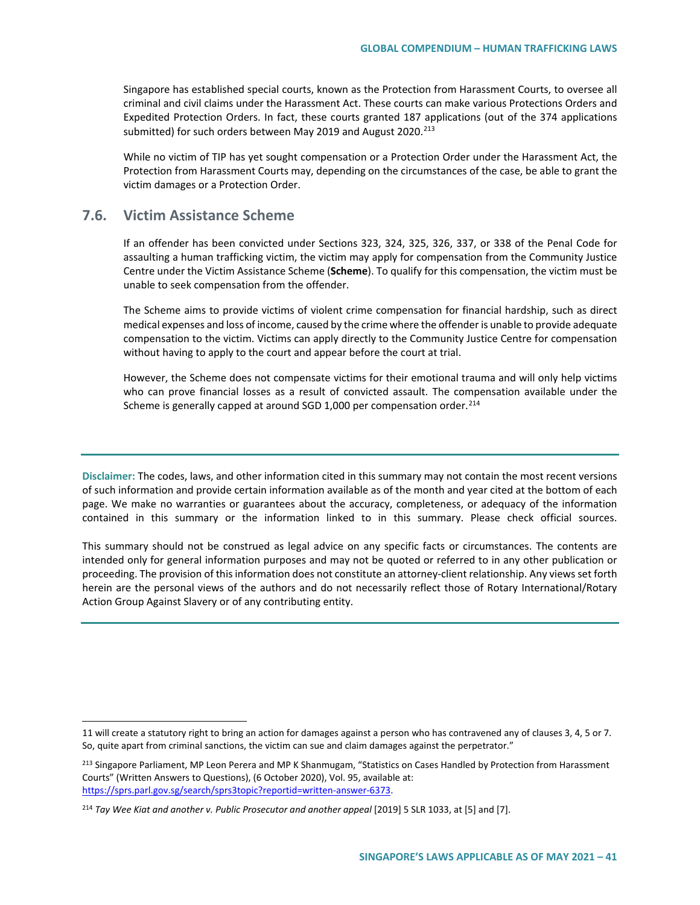Singapore has established special courts, known as the Protection from Harassment Courts, to oversee all criminal and civil claims under the Harassment Act. These courts can make various Protections Orders and Expedited Protection Orders. In fact, these courts granted 187 applications (out of the 374 applications submitted) for such orders between May 2019 and August 2020.[213]

While no victim of TIP has yet sought compensation or a Protection Order under the Harassment Act, the Protection from Harassment Courts may, depending on the circumstances of the case, be able to grant the victim damages or a Protection Order.

## 7.6. Victim Assistance Scheme

If an offender has been convicted under Sections 323, 324, 325, 326, 337, or 338 of the Penal Code for assaulting a human trafficking victim, the victim may apply for compensation from the Community Justice Centre under the Victim Assistance Scheme (**Scheme**). To qualify for this compensation, the victim must be unable to seek compensation from the offender.

The Scheme aims to provide victims of violent crime compensation for financial hardship, such as direct medical expenses and loss of income, caused by the crime where the offender is unable to provide adequate compensation to the victim. Victims can apply directly to the Community Justice Centre for compensation without having to apply to the court and appear before the court at trial.

However, the Scheme does not compensate victims for their emotional trauma and will only help victims who can prove financial losses as a result of convicted assault. The compensation available under the Scheme is generally capped at around SGD 1,000 per compensation order.[214]

---

**Disclaimer:** The codes, laws, and other information cited in this summary may not contain the most recent versions of such information and provide certain information available as of the month and year cited at the bottom of each page. We make no warranties or guarantees about the accuracy, completeness, or adequacy of the information contained in this summary or the information linked to in this summary. Please check official sources.

This summary should not be construed as legal advice on any specific facts or circumstances. The contents are intended only for general information purposes and may not be quoted or referred to in any other publication or proceeding. The provision of this information does not constitute an attorney-client relationship. Any views set forth herein are the personal views of the authors and do not necessarily reflect those of Rotary International/Rotary Action Group Against Slavery or of any contributing entity.

---

11 will create a statutory right to bring an action for damages against a person who has contravened any of clauses 3, 4, 5 or 7. So, quite apart from criminal sanctions, the victim can sue and claim damages against the perpetrator."

[213] Singapore Parliament, MP Leon Perera and MP K Shanmugam, "Statistics on Cases Handled by Protection from Harassment Courts" (Written Answers to Questions), (6 October 2020), Vol. 95, available at: https://sprs.parl.gov.sg/search/sprs3topic?reportid=written-answer-6373.

[214] *Tay Wee Kiat and another v. Public Prosecutor and another appeal* [2019] 5 SLR 1033, at [5] and [7].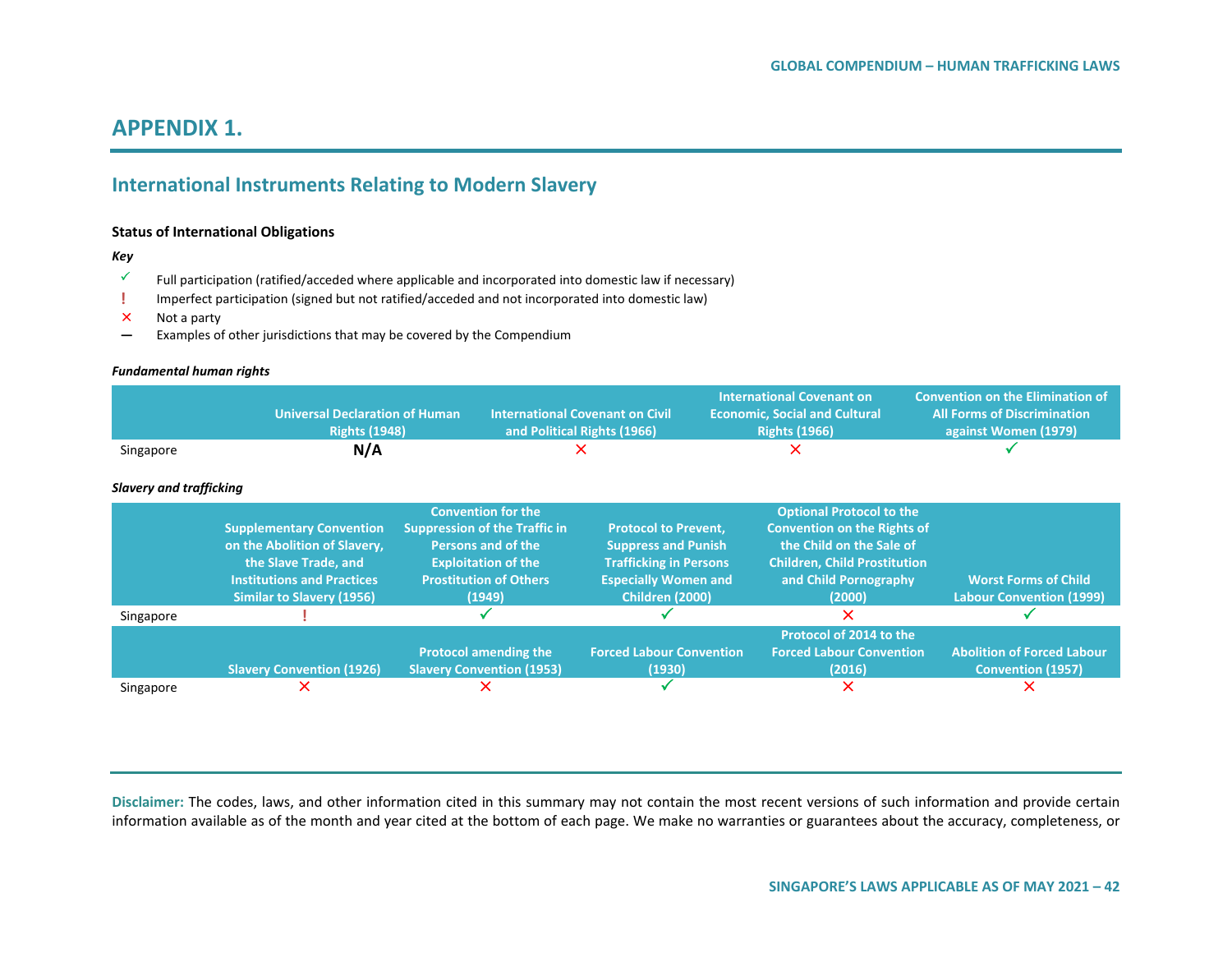# APPENDIX 1.

## International Instruments Relating to Modern Slavery

**Status of International Obligations**

*Key*

- ✓ Full participation (ratified/acceded where applicable and incorporated into domestic law if necessary)
- ! Imperfect participation (signed but not ratified/acceded and not incorporated into domestic law)
- ✕ Not a party
- — Examples of other jurisdictions that may be covered by the Compendium

*Fundamental human rights*

| | Universal Declaration of Human Rights (1948) | International Covenant on Civil and Political Rights (1966) | International Covenant on Economic, Social and Cultural Rights (1966) | Convention on the Elimination of All Forms of Discrimination against Women (1979) |
|---|---|---|---|---|
| Singapore | **N/A** | ✕ | ✕ | ✓ |

*Slavery and trafficking*

| | Supplementary Convention on the Abolition of Slavery, the Slave Trade, and Institutions and Practices Similar to Slavery (1956) | Convention for the Suppression of the Traffic in Persons and of the Exploitation of the Prostitution of Others (1949) | Protocol to Prevent, Suppress and Punish Trafficking in Persons Especially Women and Children (2000) | Optional Protocol to the Convention on the Rights of the Child on the Sale of Children, Child Prostitution and Child Pornography (2000) | Worst Forms of Child Labour Convention (1999) |
|---|---|---|---|---|---|
| Singapore | ! | ✓ | ✓ | ✕ | ✓ |

| | Slavery Convention (1926) | Protocol amending the Slavery Convention (1953) | Forced Labour Convention (1930) | Protocol of 2014 to the Forced Labour Convention (2016) | Abolition of Forced Labour Convention (1957) |
|---|---|---|---|---|---|
| Singapore | ✕ | ✕ | ✓ | ✕ | ✕ |

**Disclaimer:** The codes, laws, and other information cited in this summary may not contain the most recent versions of such information and provide certain information available as of the month and year cited at the bottom of each page. We make no warranties or guarantees about the accuracy, completeness, or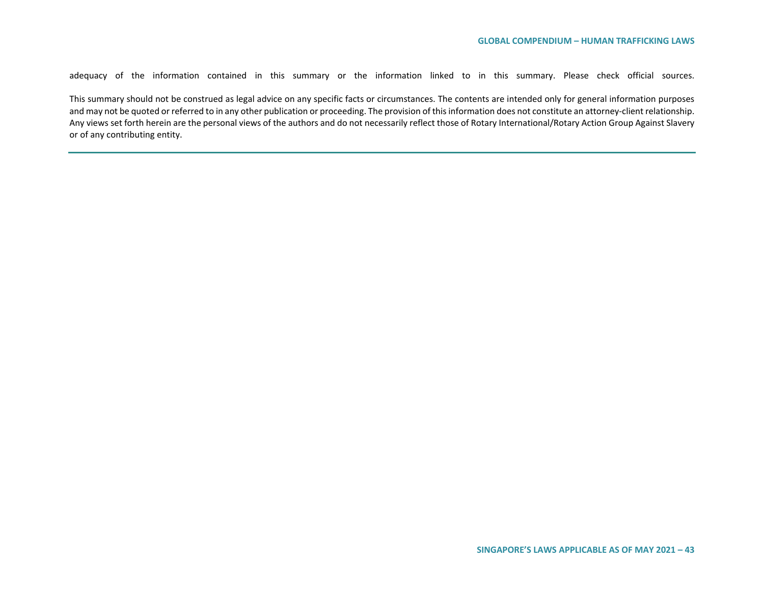adequacy of the information contained in this summary or the information linked to in this summary. Please check official sources.

This summary should not be construed as legal advice on any specific facts or circumstances. The contents are intended only for general information purposes and may not be quoted or referred to in any other publication or proceeding. The provision of this information does not constitute an attorney-client relationship. Any views set forth herein are the personal views of the authors and do not necessarily reflect those of Rotary International/Rotary Action Group Against Slavery or of any contributing entity.

---